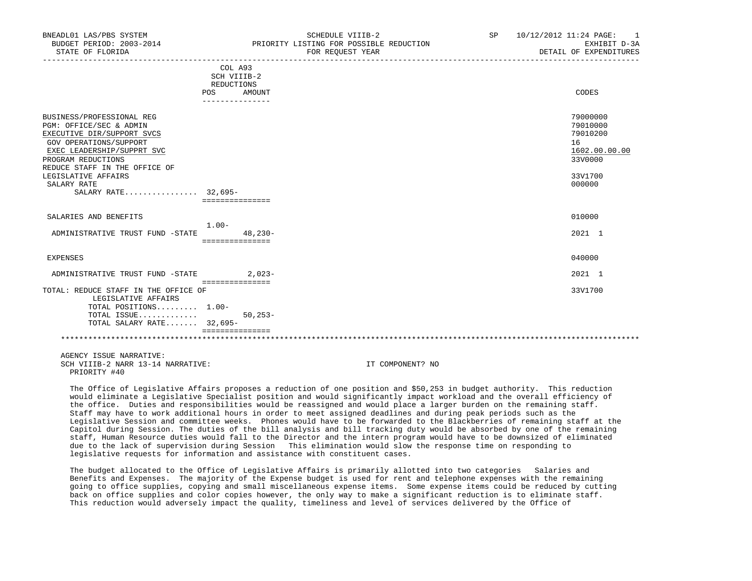BNEADL01 LAS/PBS SYSTEM — SCHEDULE VIIIB-2 — PRIORITY LISTING FOR POSSIBLE REDUCTION — FOR REQUEST YEAR — EXHIBIT D-3A — DETAIL OF EXPENDITURES
BUDGET PERIOD: 2003-2014
STATE OF FLORIDA
SP 10/12/2012 11:24

| | COL A93 SCH VIIIB-2 REDUCTIONS POS | AMOUNT | CODES |
|---|---|---|---|
| BUSINESS/PROFESSIONAL REG | | | 79000000 |
| PGM: OFFICE/SEC & ADMIN | | | 79010000 |
| EXECUTIVE DIR/SUPPORT SVCS | | | 79010200 |
| GOV OPERATIONS/SUPPORT | | | 16 |
| EXEC LEADERSHIP/SUPPRT SVC | | | 1602.00.00.00 |
| PROGRAM REDUCTIONS | | | 33V0000 |
| REDUCE STAFF IN THE OFFICE OF LEGISLATIVE AFFAIRS | | | 33V1700 |
| SALARY RATE | | | 000000 |
| SALARY RATE................ | 32,695- | | |
| SALARIES AND BENEFITS | | | 010000 |
| | 1.00- | | |
| ADMINISTRATIVE TRUST FUND -STATE | | 48,230- | 2021 1 |
| EXPENSES | | | 040000 |
| ADMINISTRATIVE TRUST FUND -STATE | | 2,023- | 2021 1 |
| TOTAL: REDUCE STAFF IN THE OFFICE OF LEGISLATIVE AFFAIRS | | | 33V1700 |
| TOTAL POSITIONS......... | 1.00- | | |
| TOTAL ISSUE............. | | 50,253- | |
| TOTAL SALARY RATE....... | 32,695- | | |

AGENCY ISSUE NARRATIVE:
SCH VIIIB-2 NARR 13-14 NARRATIVE: IT COMPONENT? NO
PRIORITY #40

The Office of Legislative Affairs proposes a reduction of one position and $50,253 in budget authority. This reduction would eliminate a Legislative Specialist position and would significantly impact workload and the overall efficiency of the office. Duties and responsibilities would be reassigned and would place a larger burden on the remaining staff. Staff may have to work additional hours in order to meet assigned deadlines and during peak periods such as the Legislative Session and committee weeks. Phones would have to be forwarded to the Blackberries of remaining staff at the Capitol during Session. The duties of the bill analysis and bill tracking duty would be absorbed by one of the remaining staff, Human Resource duties would fall to the Director and the intern program would have to be downsized of eliminated due to the lack of supervision during Session This elimination would slow the response time on responding to legislative requests for information and assistance with constituent cases.

The budget allocated to the Office of Legislative Affairs is primarily allotted into two categories Salaries and Benefits and Expenses. The majority of the Expense budget is used for rent and telephone expenses with the remaining going to office supplies, copying and small miscellaneous expense items. Some expense items could be reduced by cutting back on office supplies and color copies however, the only way to make a significant reduction is to eliminate staff. This reduction would adversely impact the quality, timeliness and level of services delivered by the Office of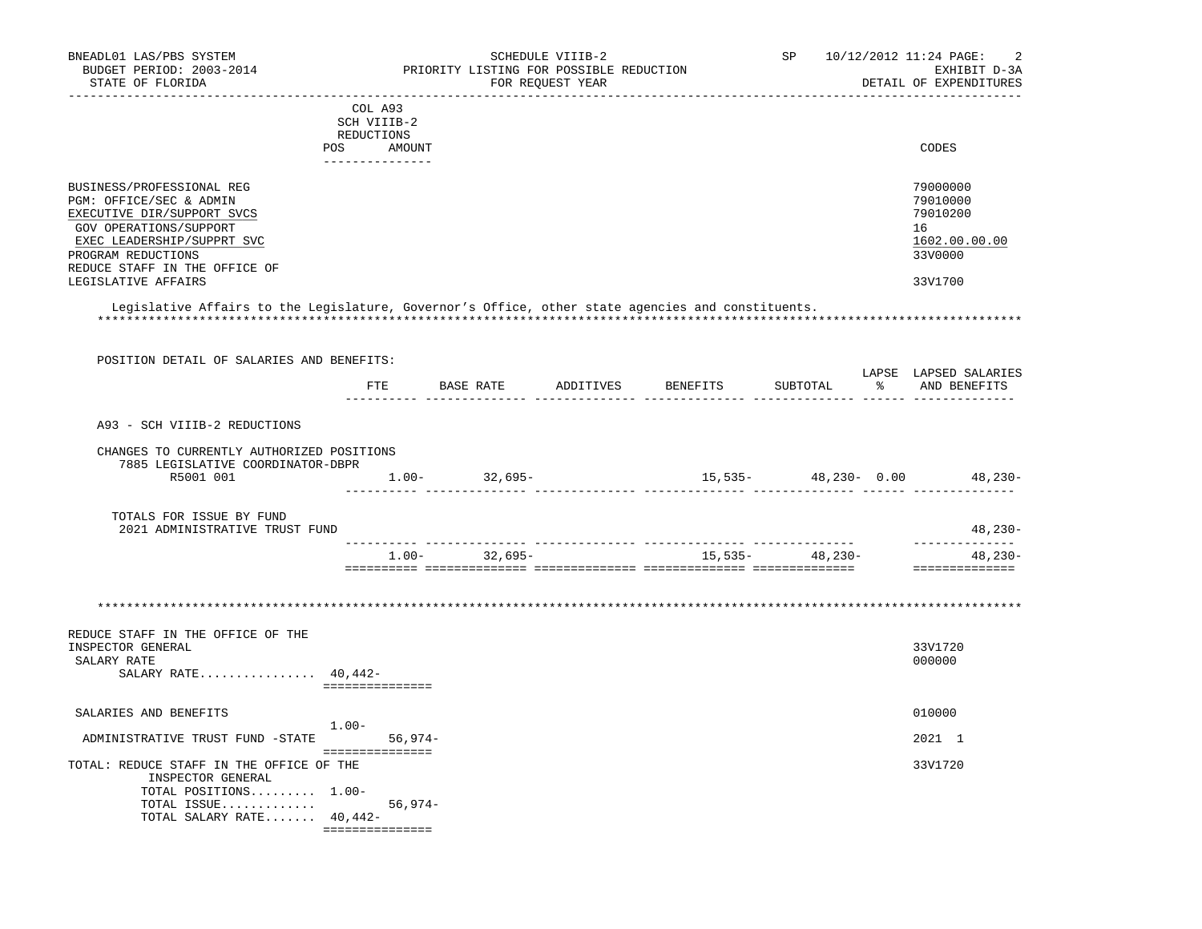| | COL A93 SCH VIIIB-2 REDUCTIONS POS | AMOUNT | CODES |
|---|---|---|---|
| BUSINESS/PROFESSIONAL REG | | | 79000000 |
| PGM: OFFICE/SEC & ADMIN | | | 79010000 |
| EXECUTIVE DIR/SUPPORT SVCS | | | 79010200 |
| GOV OPERATIONS/SUPPORT | | | 16 |
| EXEC LEADERSHIP/SUPPRT SVC | | | 1602.00.00.00 |
| PROGRAM REDUCTIONS | | | 33V0000 |
| REDUCE STAFF IN THE OFFICE OF LEGISLATIVE AFFAIRS | | | 33V1700 |

Legislative Affairs to the Legislature, Governor's Office, other state agencies and constituents.

POSITION DETAIL OF SALARIES AND BENEFITS:

| | FTE | BASE RATE | ADDITIVES | BENEFITS | SUBTOTAL | LAPSE % | LAPSED SALARIES AND BENEFITS |
|---|---|---|---|---|---|---|---|
| A93 - SCH VIIIB-2 REDUCTIONS | | | | | | | |
| CHANGES TO CURRENTLY AUTHORIZED POSITIONS | | | | | | | |
| 7885 LEGISLATIVE COORDINATOR-DBPR R5001 001 | 1.00- | 32,695- | | 15,535- | 48,230- | 0.00 | 48,230- |
| TOTALS FOR ISSUE BY FUND | | | | | | | |
| 2021 ADMINISTRATIVE TRUST FUND | | | | | | | 48,230- |
| | 1.00- | 32,695- | | 15,535- | 48,230- | | 48,230- |

| | POS | AMOUNT | CODES |
|---|---|---|---|
| REDUCE STAFF IN THE OFFICE OF THE INSPECTOR GENERAL | | | 33V1720 |
| SALARY RATE | | | 000000 |
| SALARY RATE................ | 40,442- | | |
| SALARIES AND BENEFITS | 1.00- | | 010000 |
| ADMINISTRATIVE TRUST FUND -STATE | | 56,974- | 2021 1 |
| TOTAL: REDUCE STAFF IN THE OFFICE OF THE INSPECTOR GENERAL | | | 33V1720 |
| TOTAL POSITIONS......... | 1.00- | | |
| TOTAL ISSUE............. | | 56,974- | |
| TOTAL SALARY RATE....... | 40,442- | | |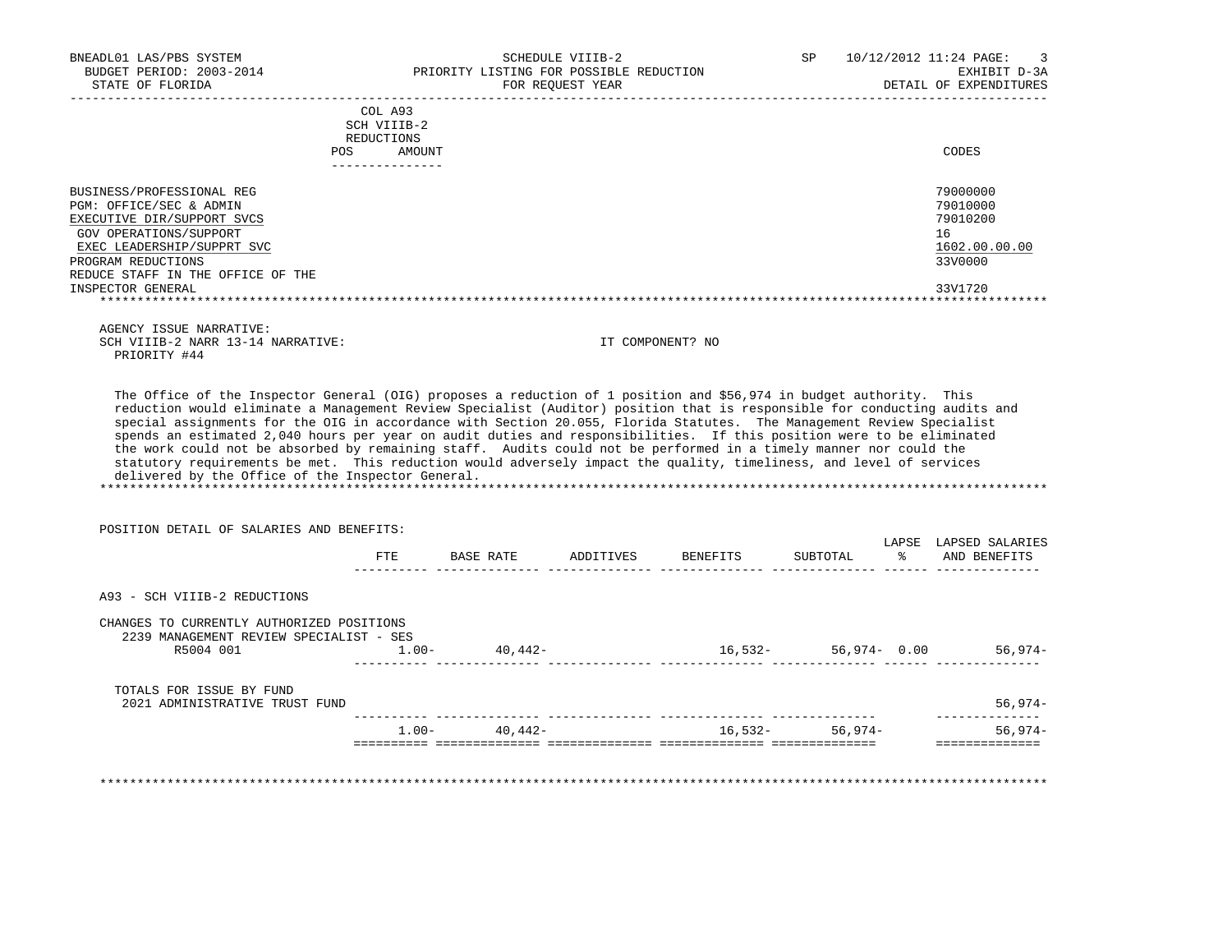BNEADL01 LAS/PBS SYSTEM — SCHEDULE VIIIB-2 — SP 10/12/2012 11:24
BUDGET PERIOD: 2003-2014 — PRIORITY LISTING FOR POSSIBLE REDUCTION — EXHIBIT D-3A
STATE OF FLORIDA — FOR REQUEST YEAR — DETAIL OF EXPENDITURES

| | COL A93 SCH VIIIB-2 REDUCTIONS POS AMOUNT | CODES |
|---|---|---|
| BUSINESS/PROFESSIONAL REG | | 79000000 |
| PGM: OFFICE/SEC & ADMIN | | 79010000 |
| EXECUTIVE DIR/SUPPORT SVCS | | 79010200 |
| GOV OPERATIONS/SUPPORT | | 16 |
| EXEC LEADERSHIP/SUPPRT SVC | | 1602.00.00.00 |
| PROGRAM REDUCTIONS | | 33V0000 |
| REDUCE STAFF IN THE OFFICE OF THE INSPECTOR GENERAL | | 33V1720 |

AGENCY ISSUE NARRATIVE:
SCH VIIIB-2 NARR 13-14 NARRATIVE: IT COMPONENT? NO
PRIORITY #44

The Office of the Inspector General (OIG) proposes a reduction of 1 position and $56,974 in budget authority. This reduction would eliminate a Management Review Specialist (Auditor) position that is responsible for conducting audits and special assignments for the OIG in accordance with Section 20.055, Florida Statutes. The Management Review Specialist spends an estimated 2,040 hours per year on audit duties and responsibilities. If this position were to be eliminated the work could not be absorbed by remaining staff. Audits could not be performed in a timely manner nor could the statutory requirements be met. This reduction would adversely impact the quality, timeliness, and level of services delivered by the Office of the Inspector General.

POSITION DETAIL OF SALARIES AND BENEFITS:

| | FTE | BASE RATE | ADDITIVES | BENEFITS | SUBTOTAL | LAPSE % | LAPSED SALARIES AND BENEFITS |
|---|---|---|---|---|---|---|---|
| A93 - SCH VIIIB-2 REDUCTIONS | | | | | | | |
| CHANGES TO CURRENTLY AUTHORIZED POSITIONS | | | | | | | |
| 2239 MANAGEMENT REVIEW SPECIALIST - SES | | | | | | | |
| R5004 001 | 1.00- | 40,442- | | 16,532- | 56,974- | 0.00 | 56,974- |
| TOTALS FOR ISSUE BY FUND | | | | | | | |
| 2021 ADMINISTRATIVE TRUST FUND | | | | | | | 56,974- |
| | 1.00- | 40,442- | | 16,532- | 56,974- | | 56,974- |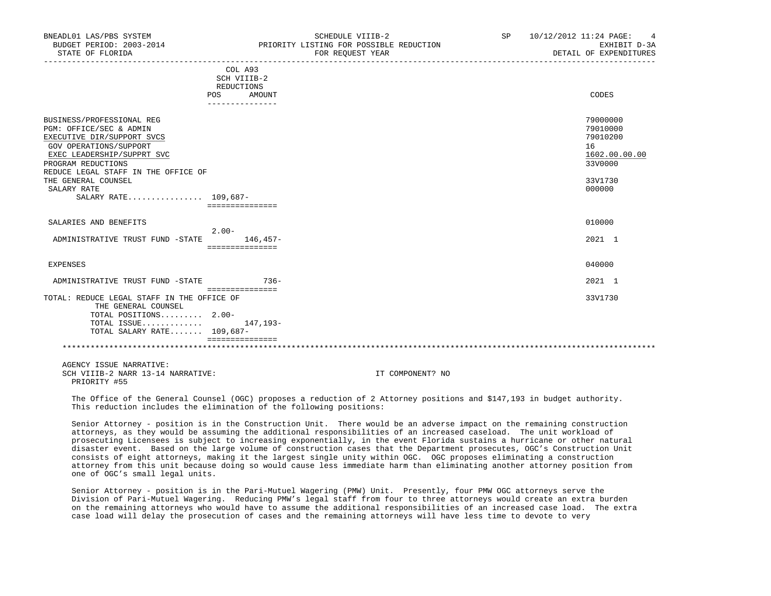BNEADL01 LAS/PBS SYSTEM — SCHEDULE VIIIB-2 — SP 10/12/2012 11:24

BUDGET PERIOD: 2003-2014 — PRIORITY LISTING FOR POSSIBLE REDUCTION — EXHIBIT D-3A

STATE OF FLORIDA — FOR REQUEST YEAR — DETAIL OF EXPENDITURES

| | COL A93 SCH VIIIB-2 REDUCTIONS POS | AMOUNT | CODES |
|---|---|---|---|
| BUSINESS/PROFESSIONAL REG | | | 79000000 |
| PGM: OFFICE/SEC & ADMIN | | | 79010000 |
| EXECUTIVE DIR/SUPPORT SVCS | | | 79010200 |
| GOV OPERATIONS/SUPPORT | | | 16 |
| EXEC LEADERSHIP/SUPPRT SVC | | | 1602.00.00.00 |
| PROGRAM REDUCTIONS | | | 33V0000 |
| REDUCE LEGAL STAFF IN THE OFFICE OF THE GENERAL COUNSEL | | | 33V1730 |
| SALARY RATE | | | 000000 |
| SALARY RATE................ | 109,687- | | |
| SALARIES AND BENEFITS | | | 010000 |
| ADMINISTRATIVE TRUST FUND -STATE | 2.00- | 146,457- | 2021 1 |
| EXPENSES | | | 040000 |
| ADMINISTRATIVE TRUST FUND -STATE | | 736- | 2021 1 |
| TOTAL: REDUCE LEGAL STAFF IN THE OFFICE OF THE GENERAL COUNSEL | | | 33V1730 |
| TOTAL POSITIONS......... | 2.00- | | |
| TOTAL ISSUE............. | | 147,193- | |
| TOTAL SALARY RATE....... | 109,687- | | |

AGENCY ISSUE NARRATIVE:

SCH VIIIB-2 NARR 13-14 NARRATIVE: IT COMPONENT? NO

PRIORITY #55

The Office of the General Counsel (OGC) proposes a reduction of 2 Attorney positions and $147,193 in budget authority. This reduction includes the elimination of the following positions:

Senior Attorney - position is in the Construction Unit. There would be an adverse impact on the remaining construction attorneys, as they would be assuming the additional responsibilities of an increased caseload. The unit workload of prosecuting Licensees is subject to increasing exponentially, in the event Florida sustains a hurricane or other natural disaster event. Based on the large volume of construction cases that the Department prosecutes, OGC's Construction Unit consists of eight attorneys, making it the largest single unity within OGC. OGC proposes eliminating a construction attorney from this unit because doing so would cause less immediate harm than eliminating another attorney position from one of OGC's small legal units.

Senior Attorney - position is in the Pari-Mutuel Wagering (PMW) Unit. Presently, four PMW OGC attorneys serve the Division of Pari-Mutuel Wagering. Reducing PMW's legal staff from four to three attorneys would create an extra burden on the remaining attorneys who would have to assume the additional responsibilities of an increased case load. The extra case load will delay the prosecution of cases and the remaining attorneys will have less time to devote to very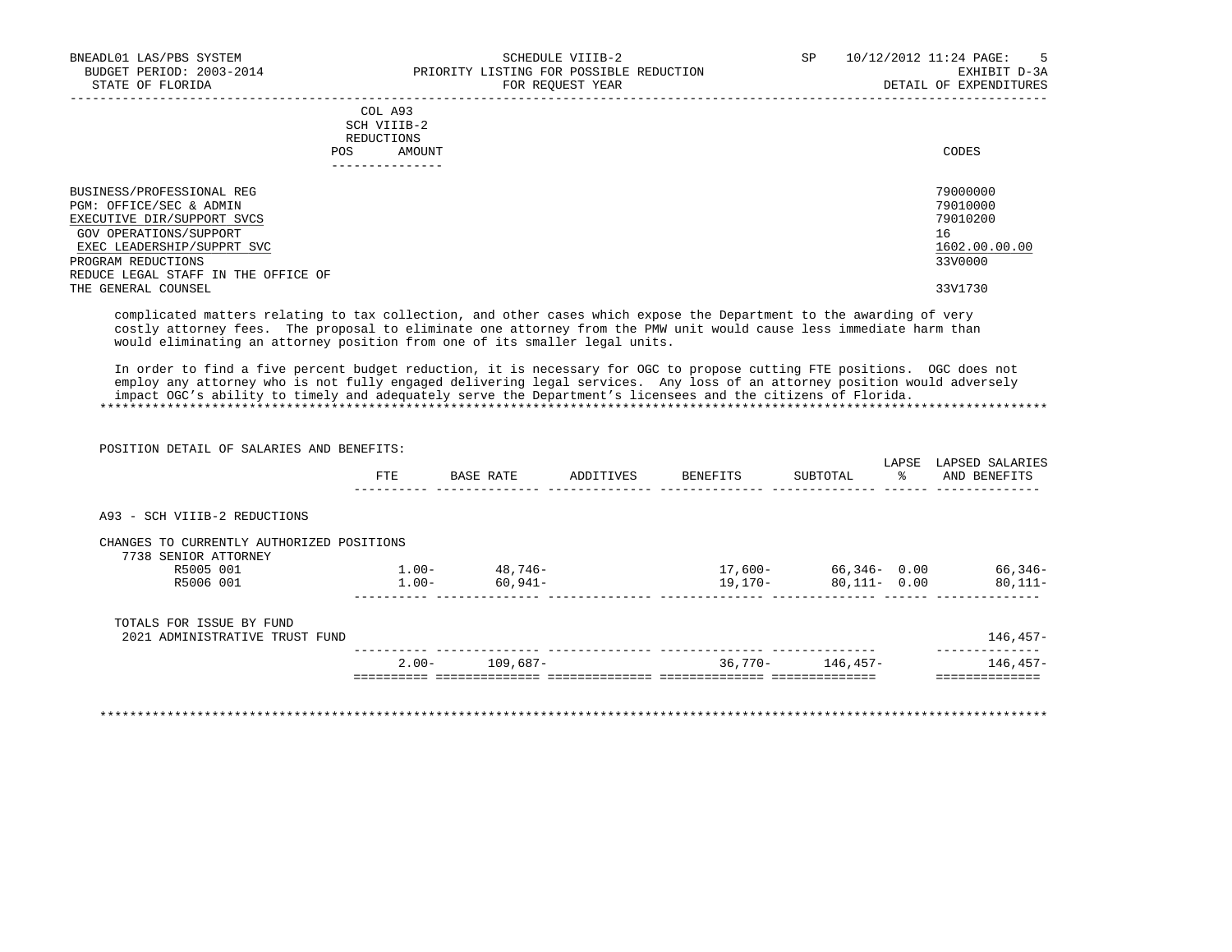COL A93
SCH VIIIB-2
REDUCTIONS
POS AMOUNT

| | CODES |
|---|---|
| BUSINESS/PROFESSIONAL REG | 79000000 |
| PGM: OFFICE/SEC & ADMIN | 79010000 |
| EXECUTIVE DIR/SUPPORT SVCS | 79010200 |
| GOV OPERATIONS/SUPPORT | 16 |
| EXEC LEADERSHIP/SUPPRT SVC | 1602.00.00.00 |
| PROGRAM REDUCTIONS | 33V0000 |
| REDUCE LEGAL STAFF IN THE OFFICE OF THE GENERAL COUNSEL | 33V1730 |

complicated matters relating to tax collection, and other cases which expose the Department to the awarding of very costly attorney fees. The proposal to eliminate one attorney from the PMW unit would cause less immediate harm than would eliminating an attorney position from one of its smaller legal units.

In order to find a five percent budget reduction, it is necessary for OGC to propose cutting FTE positions. OGC does not employ any attorney who is not fully engaged delivering legal services. Any loss of an attorney position would adversely impact OGC’s ability to timely and adequately serve the Department’s licensees and the citizens of Florida.

*******************************************************************************************************************************

POSITION DETAIL OF SALARIES AND BENEFITS:

| | FTE | BASE RATE | ADDITIVES | BENEFITS | SUBTOTAL | LAPSE % | LAPSED SALARIES AND BENEFITS |
|---|---|---|---|---|---|---|---|
| A93 - SCH VIIIB-2 REDUCTIONS | | | | | | | |
| CHANGES TO CURRENTLY AUTHORIZED POSITIONS | | | | | | | |
| 7738 SENIOR ATTORNEY | | | | | | | |
| R5005 001 | 1.00- | 48,746- | | 17,600- | 66,346- | 0.00 | 66,346- |
| R5006 001 | 1.00- | 60,941- | | 19,170- | 80,111- | 0.00 | 80,111- |
| TOTALS FOR ISSUE BY FUND | | | | | | | |
| 2021 ADMINISTRATIVE TRUST FUND | | | | | | | 146,457- |
| | 2.00- | 109,687- | | 36,770- | 146,457- | | 146,457- |

*******************************************************************************************************************************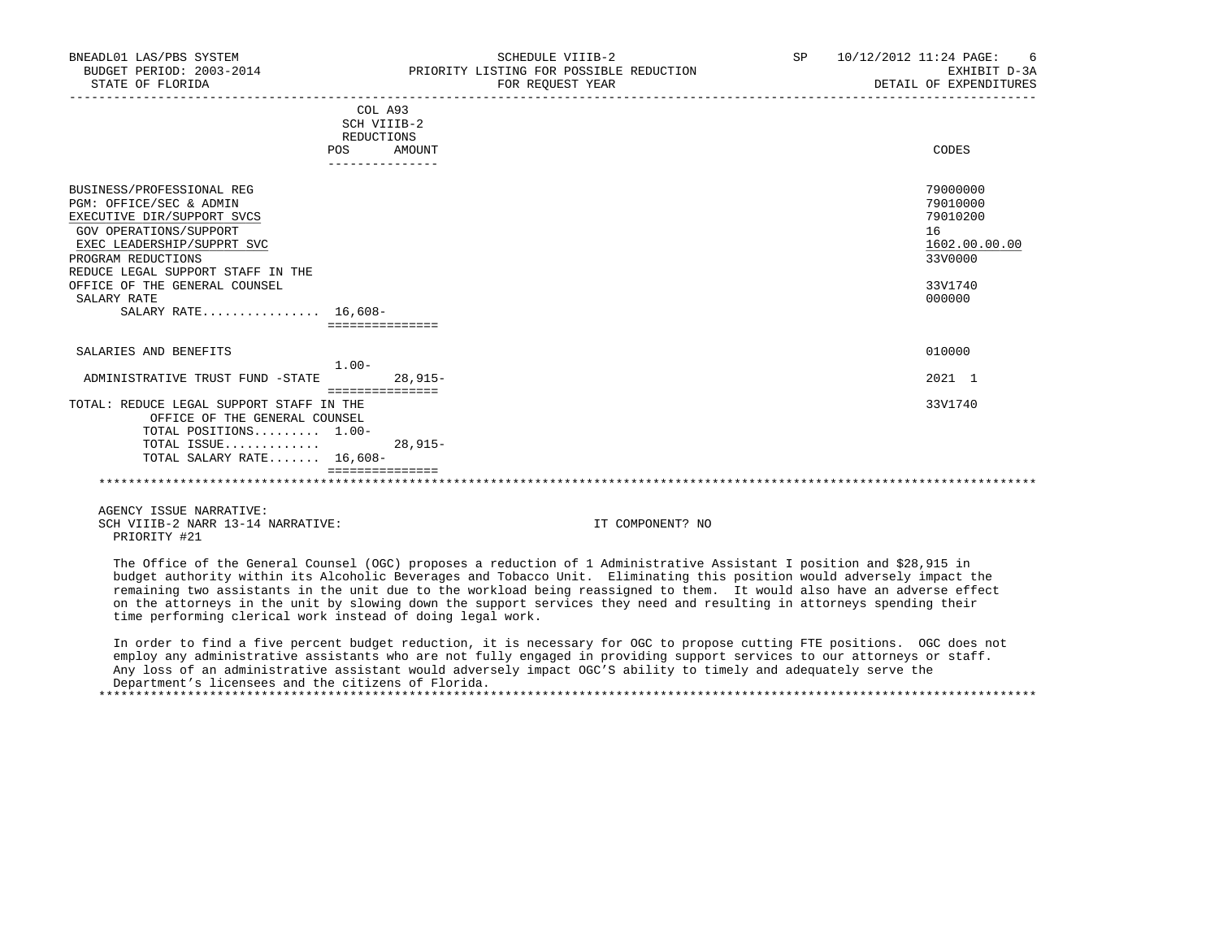BNEADL01 LAS/PBS SYSTEM — SCHEDULE VIIIB-2 — SP 10/12/2012 11:24
BUDGET PERIOD: 2003-2014 — PRIORITY LISTING FOR POSSIBLE REDUCTION — EXHIBIT D-3A
STATE OF FLORIDA — FOR REQUEST YEAR — DETAIL OF EXPENDITURES

| | COL A93 SCH VIIIB-2 REDUCTIONS POS | AMOUNT | CODES |
|---|---|---|---|
| BUSINESS/PROFESSIONAL REG | | | 79000000 |
| PGM: OFFICE/SEC & ADMIN | | | 79010000 |
| EXECUTIVE DIR/SUPPORT SVCS | | | 79010200 |
| GOV OPERATIONS/SUPPORT | | | 16 |
| EXEC LEADERSHIP/SUPPRT SVC | | | 1602.00.00.00 |
| PROGRAM REDUCTIONS | | | 33V0000 |
| REDUCE LEGAL SUPPORT STAFF IN THE OFFICE OF THE GENERAL COUNSEL | | | 33V1740 |
| SALARY RATE | | | 000000 |
| SALARY RATE................ | 16,608- | | |
| SALARIES AND BENEFITS | | | 010000 |
| | 1.00- | | |
| ADMINISTRATIVE TRUST FUND -STATE | | 28,915- | 2021 1 |
| TOTAL: REDUCE LEGAL SUPPORT STAFF IN THE OFFICE OF THE GENERAL COUNSEL | | | 33V1740 |
| TOTAL POSITIONS......... | 1.00- | | |
| TOTAL ISSUE............ | | 28,915- | |
| TOTAL SALARY RATE....... | 16,608- | | |

AGENCY ISSUE NARRATIVE:
SCH VIIIB-2 NARR 13-14 NARRATIVE: IT COMPONENT? NO
PRIORITY #21

The Office of the General Counsel (OGC) proposes a reduction of 1 Administrative Assistant I position and $28,915 in budget authority within its Alcoholic Beverages and Tobacco Unit. Eliminating this position would adversely impact the remaining two assistants in the unit due to the workload being reassigned to them. It would also have an adverse effect on the attorneys in the unit by slowing down the support services they need and resulting in attorneys spending their time performing clerical work instead of doing legal work.

In order to find a five percent budget reduction, it is necessary for OGC to propose cutting FTE positions. OGC does not employ any administrative assistants who are not fully engaged in providing support services to our attorneys or staff. Any loss of an administrative assistant would adversely impact OGC'S ability to timely and adequately serve the Department's licensees and the citizens of Florida.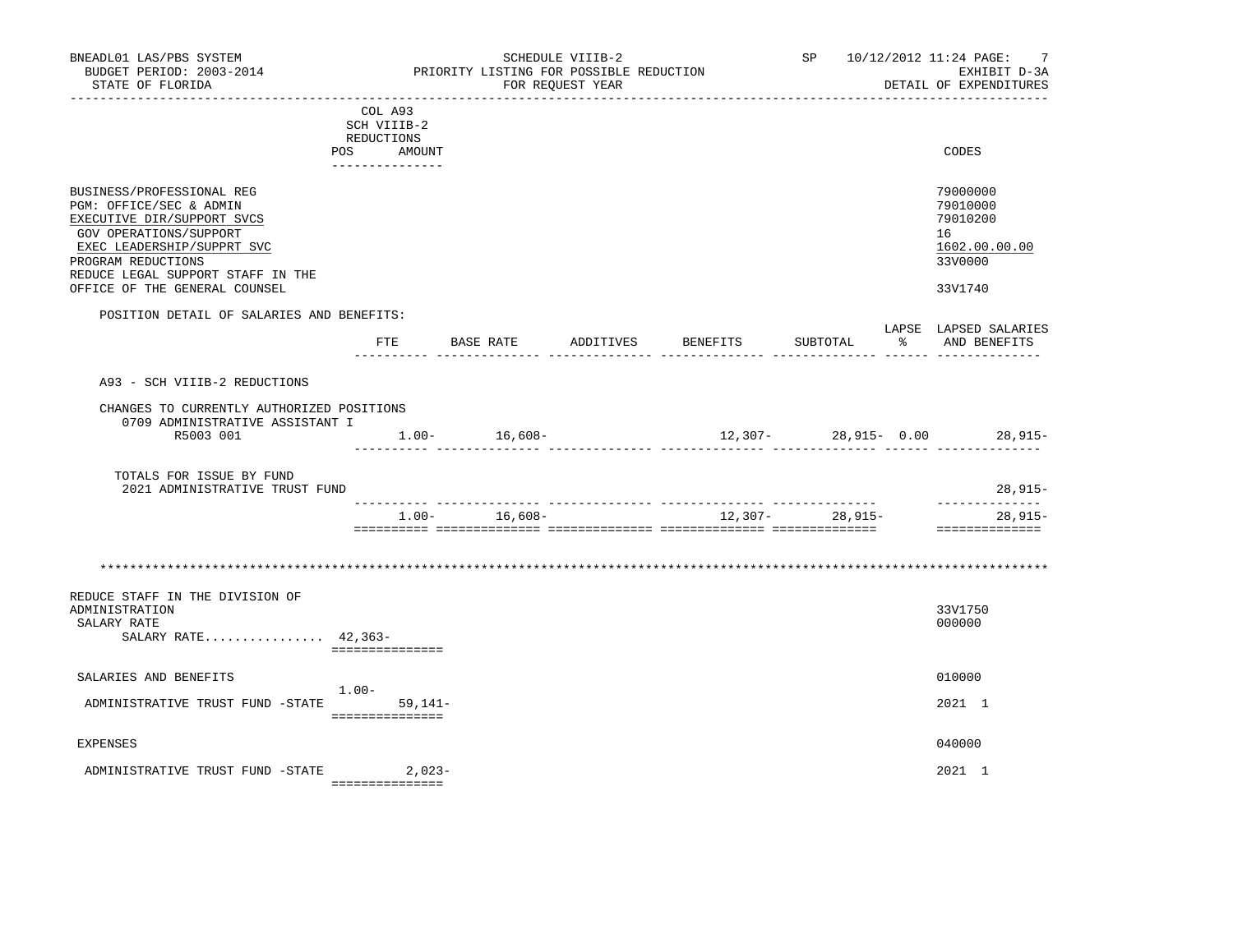BNEADL01 LAS/PBS SYSTEM — SCHEDULE VIIIB-2 — SP 10/12/2012 11:24
BUDGET PERIOD: 2003-2014 — PRIORITY LISTING FOR POSSIBLE REDUCTION — EXHIBIT D-3A
STATE OF FLORIDA — FOR REQUEST YEAR — DETAIL OF EXPENDITURES

| | COL A93 SCH VIIIB-2 REDUCTIONS POS | AMOUNT | CODES |
|---|---|---|---|
| BUSINESS/PROFESSIONAL REG | | | 79000000 |
| PGM: OFFICE/SEC & ADMIN | | | 79010000 |
| EXECUTIVE DIR/SUPPORT SVCS | | | 79010200 |
| GOV OPERATIONS/SUPPORT | | | 16 |
| EXEC LEADERSHIP/SUPPRT SVC | | | 1602.00.00.00 |
| PROGRAM REDUCTIONS | | | 33V0000 |
| REDUCE LEGAL SUPPORT STAFF IN THE OFFICE OF THE GENERAL COUNSEL | | | 33V1740 |

POSITION DETAIL OF SALARIES AND BENEFITS:

| | FTE | BASE RATE | ADDITIVES | BENEFITS | SUBTOTAL | LAPSE % | LAPSED SALARIES AND BENEFITS |
|---|---|---|---|---|---|---|---|
| A93 - SCH VIIIB-2 REDUCTIONS | | | | | | | |
| CHANGES TO CURRENTLY AUTHORIZED POSITIONS | | | | | | | |
| 0709 ADMINISTRATIVE ASSISTANT I R5003 001 | 1.00- | 16,608- | | 12,307- | 28,915- | 0.00 | 28,915- |
| TOTALS FOR ISSUE BY FUND | | | | | | | |
| 2021 ADMINISTRATIVE TRUST FUND | | | | | | | 28,915- |
| | 1.00- | 16,608- | | 12,307- | 28,915- | | 28,915- |

*******************************************************************************************

| | POS | AMOUNT | CODES |
|---|---|---|---|
| REDUCE STAFF IN THE DIVISION OF ADMINISTRATION | | | 33V1750 |
| SALARY RATE | | | 000000 |
| SALARY RATE................ | | 42,363- | |
| SALARIES AND BENEFITS | | | 010000 |
| ADMINISTRATIVE TRUST FUND -STATE | 1.00- | 59,141- | 2021 1 |
| EXPENSES | | | 040000 |
| ADMINISTRATIVE TRUST FUND -STATE | | 2,023- | 2021 1 |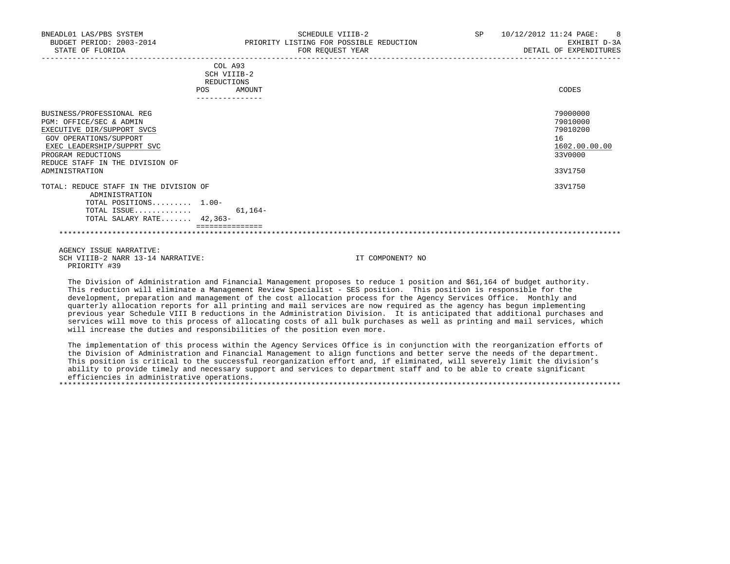BNEADL01 LAS/PBS SYSTEM
BUDGET PERIOD: 2003-2014
STATE OF FLORIDA

SCHEDULE VIIIB-2
PRIORITY LISTING FOR POSSIBLE REDUCTION
FOR REQUEST YEAR

SP 10/12/2012 11:24
EXHIBIT D-3A
DETAIL OF EXPENDITURES

| | COL A93 SCH VIIIB-2 REDUCTIONS POS | AMOUNT | CODES |
|---|---|---|---|
| BUSINESS/PROFESSIONAL REG | | | 79000000 |
| PGM: OFFICE/SEC & ADMIN | | | 79010000 |
| EXECUTIVE DIR/SUPPORT SVCS | | | 79010200 |
| GOV OPERATIONS/SUPPORT | | | 16 |
| EXEC LEADERSHIP/SUPPRT SVC | | | 1602.00.00.00 |
| PROGRAM REDUCTIONS | | | 33V0000 |
| REDUCE STAFF IN THE DIVISION OF ADMINISTRATION | | | 33V1750 |
| TOTAL: REDUCE STAFF IN THE DIVISION OF ADMINISTRATION | | | 33V1750 |
| TOTAL POSITIONS......... | 1.00- | | |
| TOTAL ISSUE............ | | 61,164- | |
| TOTAL SALARY RATE....... | 42,363- | | |

AGENCY ISSUE NARRATIVE:
SCH VIIIB-2 NARR 13-14 NARRATIVE: IT COMPONENT? NO
PRIORITY #39

The Division of Administration and Financial Management proposes to reduce 1 position and $61,164 of budget authority. This reduction will eliminate a Management Review Specialist - SES position. This position is responsible for the development, preparation and management of the cost allocation process for the Agency Services Office. Monthly and quarterly allocation reports for all printing and mail services are now required as the agency has begun implementing previous year Schedule VIII B reductions in the Administration Division. It is anticipated that additional purchases and services will move to this process of allocating costs of all bulk purchases as well as printing and mail services, which will increase the duties and responsibilities of the position even more.

The implementation of this process within the Agency Services Office is in conjunction with the reorganization efforts of the Division of Administration and Financial Management to align functions and better serve the needs of the department. This position is critical to the successful reorganization effort and, if eliminated, will severely limit the division's ability to provide timely and necessary support and services to department staff and to be able to create significant efficiencies in administrative operations.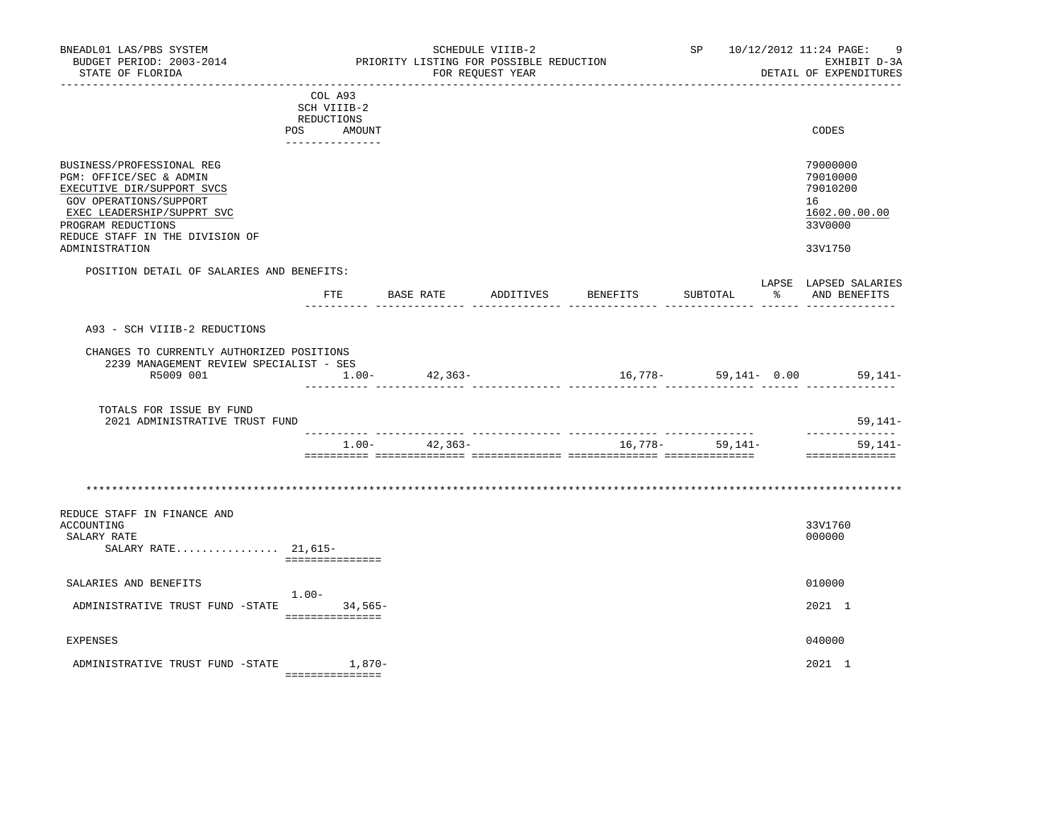BNEADL01 LAS/PBS SYSTEM — SCHEDULE VIIIB-2 — SP 10/12/2012 11:24
BUDGET PERIOD: 2003-2014 — PRIORITY LISTING FOR POSSIBLE REDUCTION — EXHIBIT D-3A
STATE OF FLORIDA — FOR REQUEST YEAR — DETAIL OF EXPENDITURES

| | COL A93 SCH VIIIB-2 REDUCTIONS POS AMOUNT | CODES |
|---|---|---|
| BUSINESS/PROFESSIONAL REG | | 79000000 |
| PGM: OFFICE/SEC & ADMIN | | 79010000 |
| EXECUTIVE DIR/SUPPORT SVCS | | 79010200 |
| GOV OPERATIONS/SUPPORT | | 16 |
| EXEC LEADERSHIP/SUPPRT SVC | | 1602.00.00.00 |
| PROGRAM REDUCTIONS | | 33V0000 |
| REDUCE STAFF IN THE DIVISION OF ADMINISTRATION | | 33V1750 |

POSITION DETAIL OF SALARIES AND BENEFITS:

| | FTE | BASE RATE | ADDITIVES | BENEFITS | SUBTOTAL | LAPSE % | LAPSED SALARIES AND BENEFITS |
|---|---|---|---|---|---|---|---|
| A93 - SCH VIIIB-2 REDUCTIONS | | | | | | | |
| CHANGES TO CURRENTLY AUTHORIZED POSITIONS | | | | | | | |
| 2239 MANAGEMENT REVIEW SPECIALIST - SES R5009 001 | 1.00- | 42,363- | | 16,778- | 59,141- | 0.00 | 59,141- |
| TOTALS FOR ISSUE BY FUND | | | | | | | |
| 2021 ADMINISTRATIVE TRUST FUND | | | | | | | 59,141- |
| | 1.00- | 42,363- | | 16,778- | 59,141- | | 59,141- |

\*\*\*\*\*\*\*\*\*\*\*\*\*\*\*\*\*\*\*\*\*\*\*\*\*\*\*\*\*\*\*\*\*\*\*\*\*\*\*\*\*\*\*\*\*\*\*\*\*\*\*\*\*\*\*\*\*\*\*\*\*\*\*\*\*\*\*\*\*\*\*\*\*\*\*\*\*\*

| | POS | AMOUNT | CODES |
|---|---|---|---|
| REDUCE STAFF IN FINANCE AND ACCOUNTING | | | 33V1760 |
| SALARY RATE | | | 000000 |
| SALARY RATE................ | | 21,615- | |
| SALARIES AND BENEFITS | | | 010000 |
| ADMINISTRATIVE TRUST FUND -STATE | 1.00- | 34,565- | 2021 1 |
| EXPENSES | | | 040000 |
| ADMINISTRATIVE TRUST FUND -STATE | | 1,870- | 2021 1 |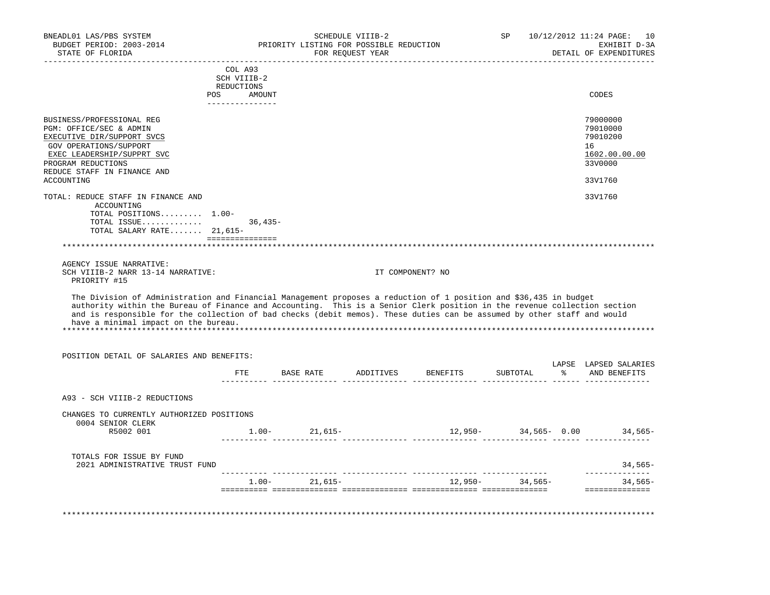BNEADL01 LAS/PBS SYSTEM — SCHEDULE VIIIB-2 — SP 10/12/2012 11:24
BUDGET PERIOD: 2003-2014 — PRIORITY LISTING FOR POSSIBLE REDUCTION — EXHIBIT D-3A
STATE OF FLORIDA — FOR REQUEST YEAR — DETAIL OF EXPENDITURES

| | COL A93 SCH VIIIB-2 REDUCTIONS POS | AMOUNT | CODES |
|---|---|---|---|
| BUSINESS/PROFESSIONAL REG | | | 79000000 |
| PGM: OFFICE/SEC & ADMIN | | | 79010000 |
| EXECUTIVE DIR/SUPPORT SVCS | | | 79010200 |
| GOV OPERATIONS/SUPPORT | | | 16 |
| EXEC LEADERSHIP/SUPPRT SVC | | | 1602.00.00.00 |
| PROGRAM REDUCTIONS | | | 33V0000 |
| REDUCE STAFF IN FINANCE AND ACCOUNTING | | | 33V1760 |
| TOTAL: REDUCE STAFF IN FINANCE AND ACCOUNTING | | | 33V1760 |
| TOTAL POSITIONS......... | 1.00- | | |
| TOTAL ISSUE............. | | 36,435- | |
| TOTAL SALARY RATE....... | 21,615- | | |

AGENCY ISSUE NARRATIVE:
SCH VIIIB-2 NARR 13-14 NARRATIVE: IT COMPONENT? NO
PRIORITY #15

The Division of Administration and Financial Management proposes a reduction of 1 position and $36,435 in budget authority within the Bureau of Finance and Accounting. This is a Senior Clerk position in the revenue collection section and is responsible for the collection of bad checks (debit memos). These duties can be assumed by other staff and would have a minimal impact on the bureau.

POSITION DETAIL OF SALARIES AND BENEFITS:

| | FTE | BASE RATE | ADDITIVES | BENEFITS | SUBTOTAL | LAPSE % | LAPSED SALARIES AND BENEFITS |
|---|---|---|---|---|---|---|---|
| A93 - SCH VIIIB-2 REDUCTIONS | | | | | | | |
| CHANGES TO CURRENTLY AUTHORIZED POSITIONS | | | | | | | |
| 0004 SENIOR CLERK R5002 001 | 1.00- | 21,615- | | 12,950- | 34,565- | 0.00 | 34,565- |
| TOTALS FOR ISSUE BY FUND | | | | | | | |
| 2021 ADMINISTRATIVE TRUST FUND | | | | | | | 34,565- |
| | 1.00- | 21,615- | | 12,950- | 34,565- | | 34,565- |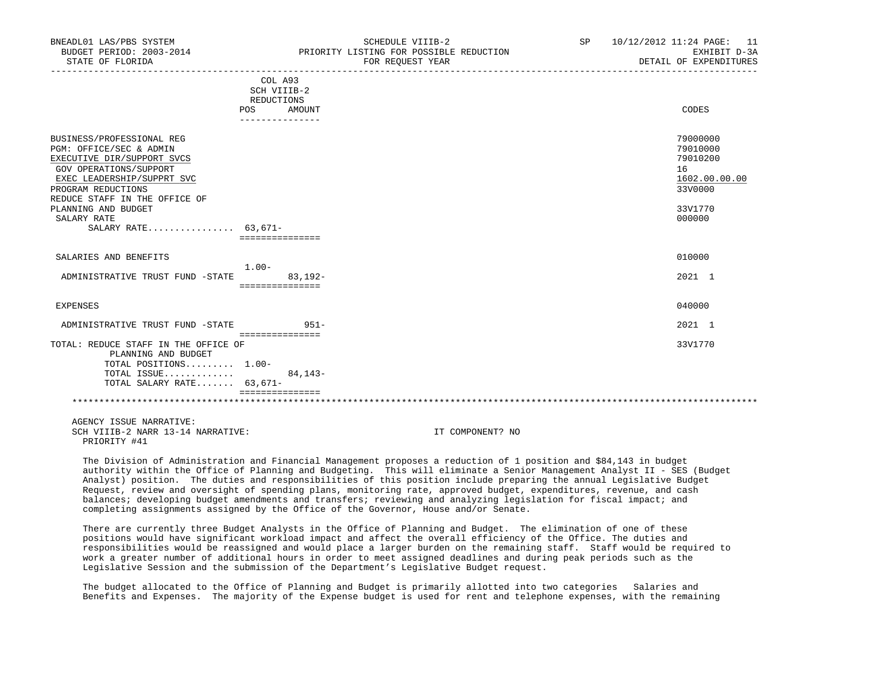| | COL A93 SCH VIIIB-2 REDUCTIONS POS | AMOUNT | CODES |
|---|---|---|---|
| BUSINESS/PROFESSIONAL REG | | | 79000000 |
| PGM: OFFICE/SEC & ADMIN | | | 79010000 |
| EXECUTIVE DIR/SUPPORT SVCS | | | 79010200 |
| GOV OPERATIONS/SUPPORT | | | 16 |
| EXEC LEADERSHIP/SUPPRT SVC | | | 1602.00.00.00 |
| PROGRAM REDUCTIONS | | | 33V0000 |
| REDUCE STAFF IN THE OFFICE OF PLANNING AND BUDGET | | | 33V1770 |
| SALARY RATE | | | 000000 |
| SALARY RATE................ | 63,671- | | |
| SALARIES AND BENEFITS | | | 010000 |
| ADMINISTRATIVE TRUST FUND -STATE | 1.00- | 83,192- | 2021 1 |
| EXPENSES | | | 040000 |
| ADMINISTRATIVE TRUST FUND -STATE | | 951- | 2021 1 |
| TOTAL: REDUCE STAFF IN THE OFFICE OF PLANNING AND BUDGET | | | 33V1770 |
| TOTAL POSITIONS......... | 1.00- | | |
| TOTAL ISSUE............. | | 84,143- | |
| TOTAL SALARY RATE....... | 63,671- | | |

AGENCY ISSUE NARRATIVE:
SCH VIIIB-2 NARR 13-14 NARRATIVE: IT COMPONENT? NO
PRIORITY #41

The Division of Administration and Financial Management proposes a reduction of 1 position and $84,143 in budget authority within the Office of Planning and Budgeting. This will eliminate a Senior Management Analyst II - SES (Budget Analyst) position. The duties and responsibilities of this position include preparing the annual Legislative Budget Request, review and oversight of spending plans, monitoring rate, approved budget, expenditures, revenue, and cash balances; developing budget amendments and transfers; reviewing and analyzing legislation for fiscal impact; and completing assignments assigned by the Office of the Governor, House and/or Senate.

There are currently three Budget Analysts in the Office of Planning and Budget. The elimination of one of these positions would have significant workload impact and affect the overall efficiency of the Office. The duties and responsibilities would be reassigned and would place a larger burden on the remaining staff. Staff would be required to work a greater number of additional hours in order to meet assigned deadlines and during peak periods such as the Legislative Session and the submission of the Department's Legislative Budget request.

The budget allocated to the Office of Planning and Budget is primarily allotted into two categories Salaries and Benefits and Expenses. The majority of the Expense budget is used for rent and telephone expenses, with the remaining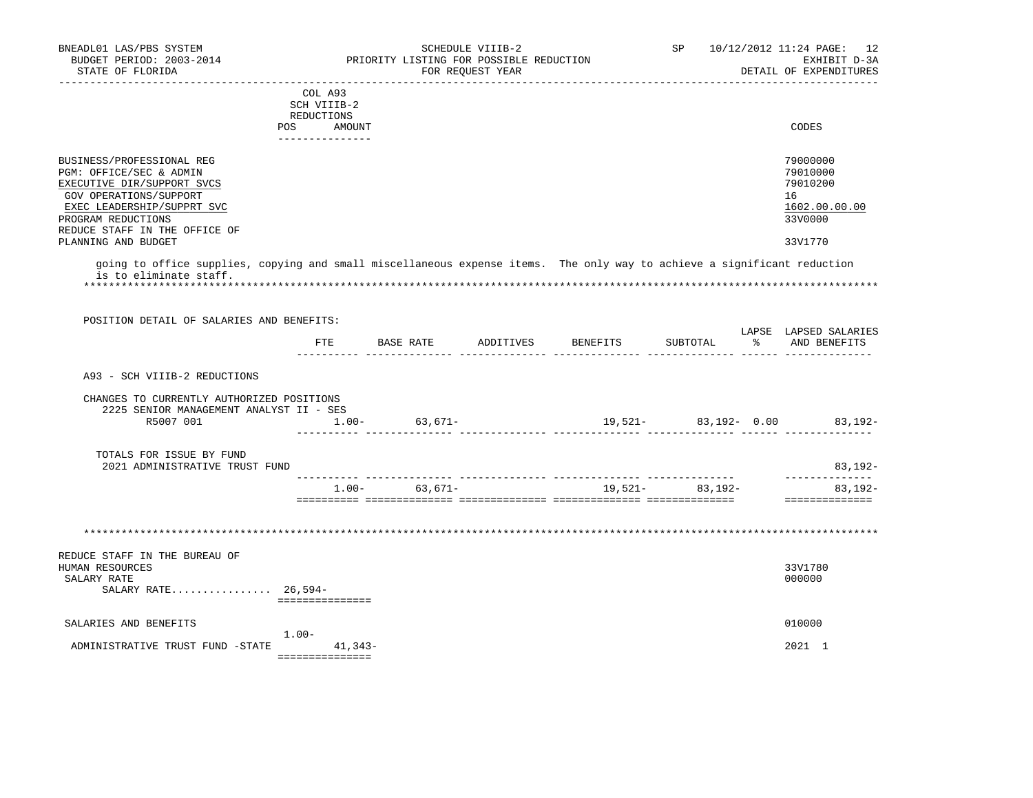BNEADL01 LAS/PBS SYSTEM — SCHEDULE VIIIB-2 — SP 10/12/2012 11:24

BUDGET PERIOD: 2003-2014 — PRIORITY LISTING FOR POSSIBLE REDUCTION — EXHIBIT D-3A

STATE OF FLORIDA — FOR REQUEST YEAR — DETAIL OF EXPENDITURES

| | COL A93 SCH VIIIB-2 REDUCTIONS POS AMOUNT | CODES |
|---|---|---|
| BUSINESS/PROFESSIONAL REG | | 79000000 |
| PGM: OFFICE/SEC & ADMIN | | 79010000 |
| EXECUTIVE DIR/SUPPORT SVCS | | 79010200 |
| GOV OPERATIONS/SUPPORT | | 16 |
| EXEC LEADERSHIP/SUPPRT SVC | | 1602.00.00.00 |
| PROGRAM REDUCTIONS | | 33V0000 |
| REDUCE STAFF IN THE OFFICE OF PLANNING AND BUDGET | | 33V1770 |

going to office supplies, copying and small miscellaneous expense items. The only way to achieve a significant reduction is to eliminate staff.

POSITION DETAIL OF SALARIES AND BENEFITS:

| | FTE | BASE RATE | ADDITIVES | BENEFITS | SUBTOTAL | LAPSE % | LAPSED SALARIES AND BENEFITS |
|---|---|---|---|---|---|---|---|
| A93 - SCH VIIIB-2 REDUCTIONS | | | | | | | |
| CHANGES TO CURRENTLY AUTHORIZED POSITIONS | | | | | | | |
| 2225 SENIOR MANAGEMENT ANALYST II - SES R5007 001 | 1.00- | 63,671- | | 19,521- | 83,192- | 0.00 | 83,192- |
| TOTALS FOR ISSUE BY FUND | | | | | | | |
| 2021 ADMINISTRATIVE TRUST FUND | | | | | | | 83,192- |
| | 1.00- | 63,671- | | 19,521- | 83,192- | | 83,192- |

| | COL A93 SCH VIIIB-2 REDUCTIONS POS AMOUNT | CODES |
|---|---|---|
| REDUCE STAFF IN THE BUREAU OF HUMAN RESOURCES | | 33V1780 |
| SALARY RATE | | 000000 |
| SALARY RATE................ | 26,594- | |
| SALARIES AND BENEFITS | | 010000 |
| ADMINISTRATIVE TRUST FUND -STATE | 1.00- 41,343- | 2021 1 |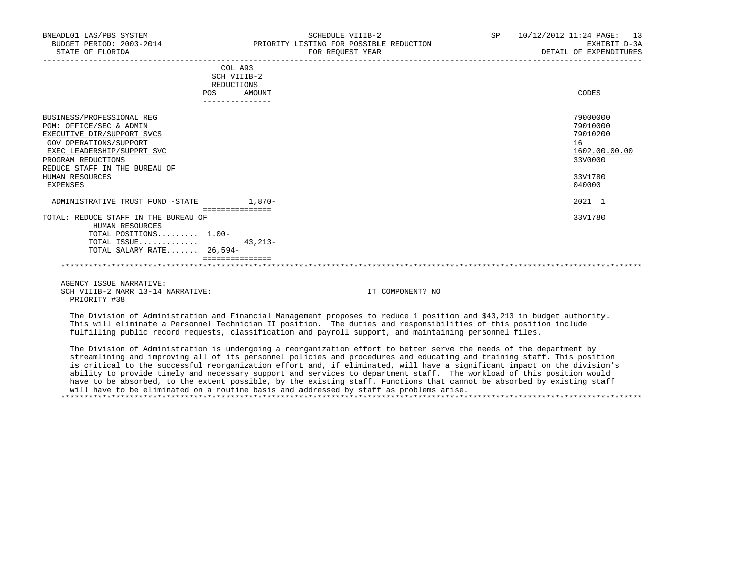BNEADL01 LAS/PBS SYSTEM — SCHEDULE VIIIB-2 — SP 10/12/2012 11:24

BUDGET PERIOD: 2003-2014 — PRIORITY LISTING FOR POSSIBLE REDUCTION — EXHIBIT D-3A

STATE OF FLORIDA — FOR REQUEST YEAR — DETAIL OF EXPENDITURES

| | COL A93 SCH VIIIB-2 REDUCTIONS POS | AMOUNT | CODES |
|---|---|---|---|
| BUSINESS/PROFESSIONAL REG | | | 79000000 |
| PGM: OFFICE/SEC & ADMIN | | | 79010000 |
| EXECUTIVE DIR/SUPPORT SVCS | | | 79010200 |
| GOV OPERATIONS/SUPPORT | | | 16 |
| EXEC LEADERSHIP/SUPPRT SVC | | | 1602.00.00.00 |
| PROGRAM REDUCTIONS | | | 33V0000 |
| REDUCE STAFF IN THE BUREAU OF HUMAN RESOURCES | | | 33V1780 |
| EXPENSES | | | 040000 |
| ADMINISTRATIVE TRUST FUND -STATE | | 1,870- | 2021 1 |
| TOTAL: REDUCE STAFF IN THE BUREAU OF HUMAN RESOURCES | | | 33V1780 |
| TOTAL POSITIONS......... | 1.00- | | |
| TOTAL ISSUE............. | | 43,213- | |
| TOTAL SALARY RATE....... | 26,594- | | |

AGENCY ISSUE NARRATIVE:

SCH VIIIB-2 NARR 13-14 NARRATIVE: IT COMPONENT? NO

PRIORITY #38

The Division of Administration and Financial Management proposes to reduce 1 position and $43,213 in budget authority. This will eliminate a Personnel Technician II position. The duties and responsibilities of this position include fulfilling public record requests, classification and payroll support, and maintaining personnel files.

The Division of Administration is undergoing a reorganization effort to better serve the needs of the department by streamlining and improving all of its personnel policies and procedures and educating and training staff. This position is critical to the successful reorganization effort and, if eliminated, will have a significant impact on the division's ability to provide timely and necessary support and services to department staff. The workload of this position would have to be absorbed, to the extent possible, by the existing staff. Functions that cannot be absorbed by existing staff will have to be eliminated on a routine basis and addressed by staff as problems arise.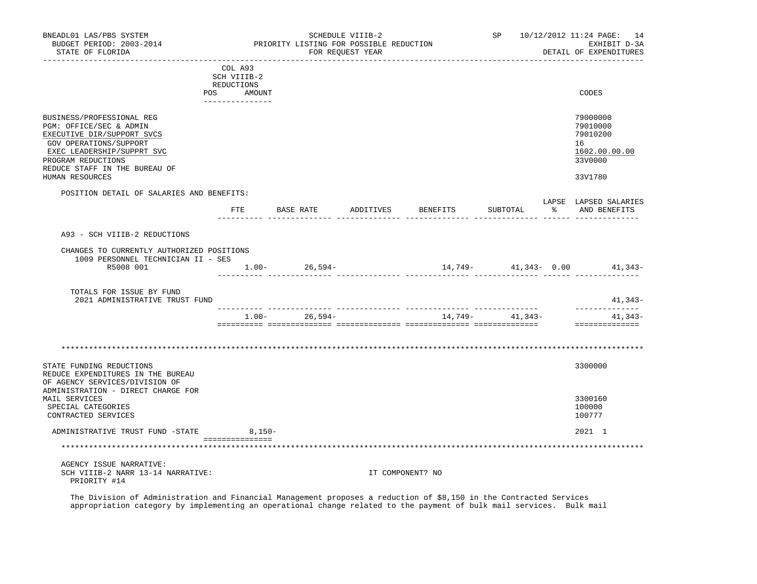BNEADL01 LAS/PBS SYSTEM — SCHEDULE VIIIB-2 — SP 10/12/2012 11:24

BUDGET PERIOD: 2003-2014 — PRIORITY LISTING FOR POSSIBLE REDUCTION — EXHIBIT D-3A

STATE OF FLORIDA — FOR REQUEST YEAR — DETAIL OF EXPENDITURES

| | COL A93 SCH VIIIB-2 REDUCTIONS POS AMOUNT | CODES |
|---|---|---|
| BUSINESS/PROFESSIONAL REG | | 79000000 |
| PGM: OFFICE/SEC & ADMIN | | 79010000 |
| EXECUTIVE DIR/SUPPORT SVCS | | 79010200 |
| GOV OPERATIONS/SUPPORT | | 16 |
| EXEC LEADERSHIP/SUPPRT SVC | | 1602.00.00.00 |
| PROGRAM REDUCTIONS | | 33V0000 |
| REDUCE STAFF IN THE BUREAU OF HUMAN RESOURCES | | 33V1780 |

POSITION DETAIL OF SALARIES AND BENEFITS:

| | FTE | BASE RATE | ADDITIVES | BENEFITS | SUBTOTAL | LAPSE % | LAPSED SALARIES AND BENEFITS |
|---|---|---|---|---|---|---|---|
| A93 - SCH VIIIB-2 REDUCTIONS | | | | | | | |
| CHANGES TO CURRENTLY AUTHORIZED POSITIONS | | | | | | | |
| 1009 PERSONNEL TECHNICIAN II - SES R5008 001 | 1.00- | 26,594- | | 14,749- | 41,343- | 0.00 | 41,343- |
| TOTALS FOR ISSUE BY FUND | | | | | | | |
| 2021 ADMINISTRATIVE TRUST FUND | | | | | | | 41,343- |
| | 1.00- | 26,594- | | 14,749- | 41,343- | | 41,343- |

\*\*\*\*\*\*\*\*\*\*\*\*\*\*\*\*\*\*\*\*\*\*\*\*\*\*\*\*\*\*\*\*\*\*\*\*\*\*\*\*\*\*\*\*\*\*\*\*\*\*\*\*\*\*\*\*\*\*\*\*\*\*\*\*\*\*\*\*\*\*\*\*\*\*\*\*

| | COL A93 AMOUNT | CODES |
|---|---|---|
| STATE FUNDING REDUCTIONS | | 3300000 |
| REDUCE EXPENDITURES IN THE BUREAU OF AGENCY SERVICES/DIVISION OF ADMINISTRATION - DIRECT CHARGE FOR MAIL SERVICES | | 3300160 |
| SPECIAL CATEGORIES | | 100000 |
| CONTRACTED SERVICES | | 100777 |
| ADMINISTRATIVE TRUST FUND -STATE | 8,150- | 2021 1 |

\*\*\*\*\*\*\*\*\*\*\*\*\*\*\*\*\*\*\*\*\*\*\*\*\*\*\*\*\*\*\*\*\*\*\*\*\*\*\*\*\*\*\*\*\*\*\*\*\*\*\*\*\*\*\*\*\*\*\*\*\*\*\*\*\*\*\*\*\*\*\*\*\*\*\*\*

AGENCY ISSUE NARRATIVE:

SCH VIIIB-2 NARR 13-14 NARRATIVE: IT COMPONENT? NO

PRIORITY #14

The Division of Administration and Financial Management proposes a reduction of $8,150 in the Contracted Services appropriation category by implementing an operational change related to the payment of bulk mail services. Bulk mail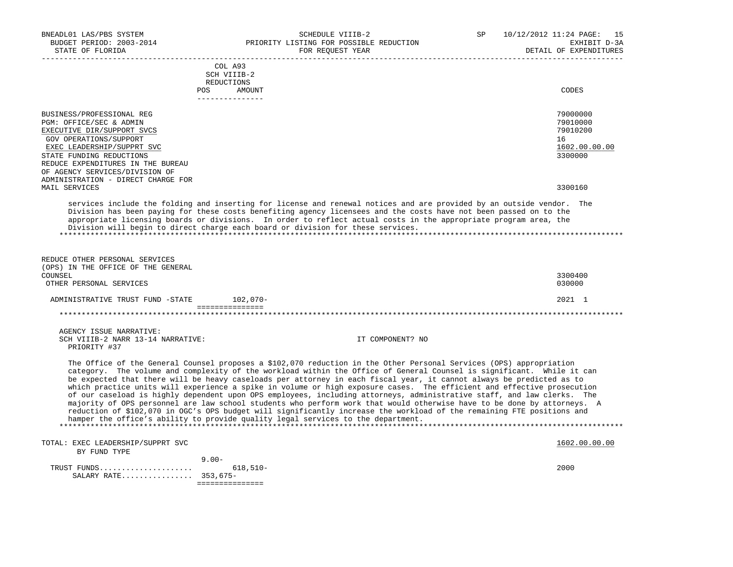COL A93
SCH VIIIB-2
REDUCTIONS

| | POS | AMOUNT | CODES |
|---|---|---|---|
| BUSINESS/PROFESSIONAL REG | | | 79000000 |
| PGM: OFFICE/SEC & ADMIN | | | 79010000 |
| EXECUTIVE DIR/SUPPORT SVCS | | | 79010200 |
| GOV OPERATIONS/SUPPORT | | | 16 |
| EXEC LEADERSHIP/SUPPRT SVC | | | 1602.00.00.00 |
| STATE FUNDING REDUCTIONS | | | 3300000 |
| REDUCE EXPENDITURES IN THE BUREAU OF AGENCY SERVICES/DIVISION OF ADMINISTRATION - DIRECT CHARGE FOR MAIL SERVICES | | | 3300160 |

services include the folding and inserting for license and renewal notices and are provided by an outside vendor. The Division has been paying for these costs benefiting agency licensees and the costs have not been passed on to the appropriate licensing boards or divisions. In order to reflect actual costs in the appropriate program area, the Division will begin to direct charge each board or division for these services.

*******************************************************************************************************************

| | POS | AMOUNT | CODES |
|---|---|---|---|
| REDUCE OTHER PERSONAL SERVICES (OPS) IN THE OFFICE OF THE GENERAL COUNSEL | | | 3300400 |
| OTHER PERSONAL SERVICES | | | 030000 |
| ADMINISTRATIVE TRUST FUND -STATE | | 102,070- | 2021 1 |

*******************************************************************************************************************

AGENCY ISSUE NARRATIVE:
SCH VIIIB-2 NARR 13-14 NARRATIVE: IT COMPONENT? NO
PRIORITY #37

The Office of the General Counsel proposes a $102,070 reduction in the Other Personal Services (OPS) appropriation category. The volume and complexity of the workload within the Office of General Counsel is significant. While it can be expected that there will be heavy caseloads per attorney in each fiscal year, it cannot always be predicted as to which practice units will experience a spike in volume or high exposure cases. The efficient and effective prosecution of our caseload is highly dependent upon OPS employees, including attorneys, administrative staff, and law clerks. The majority of OPS personnel are law school students who perform work that would otherwise have to be done by attorneys. A reduction of $102,070 in OGC's OPS budget will significantly increase the workload of the remaining FTE positions and hamper the office's ability to provide quality legal services to the department.

*******************************************************************************************************************

| TOTAL: EXEC LEADERSHIP/SUPPRT SVC BY FUND TYPE | POS | AMOUNT | CODES |
|---|---|---|---|
| | 9.00- | | 1602.00.00.00 |
| TRUST FUNDS..................... | | 618,510- | 2000 |
| SALARY RATE................ | 353,675- | | |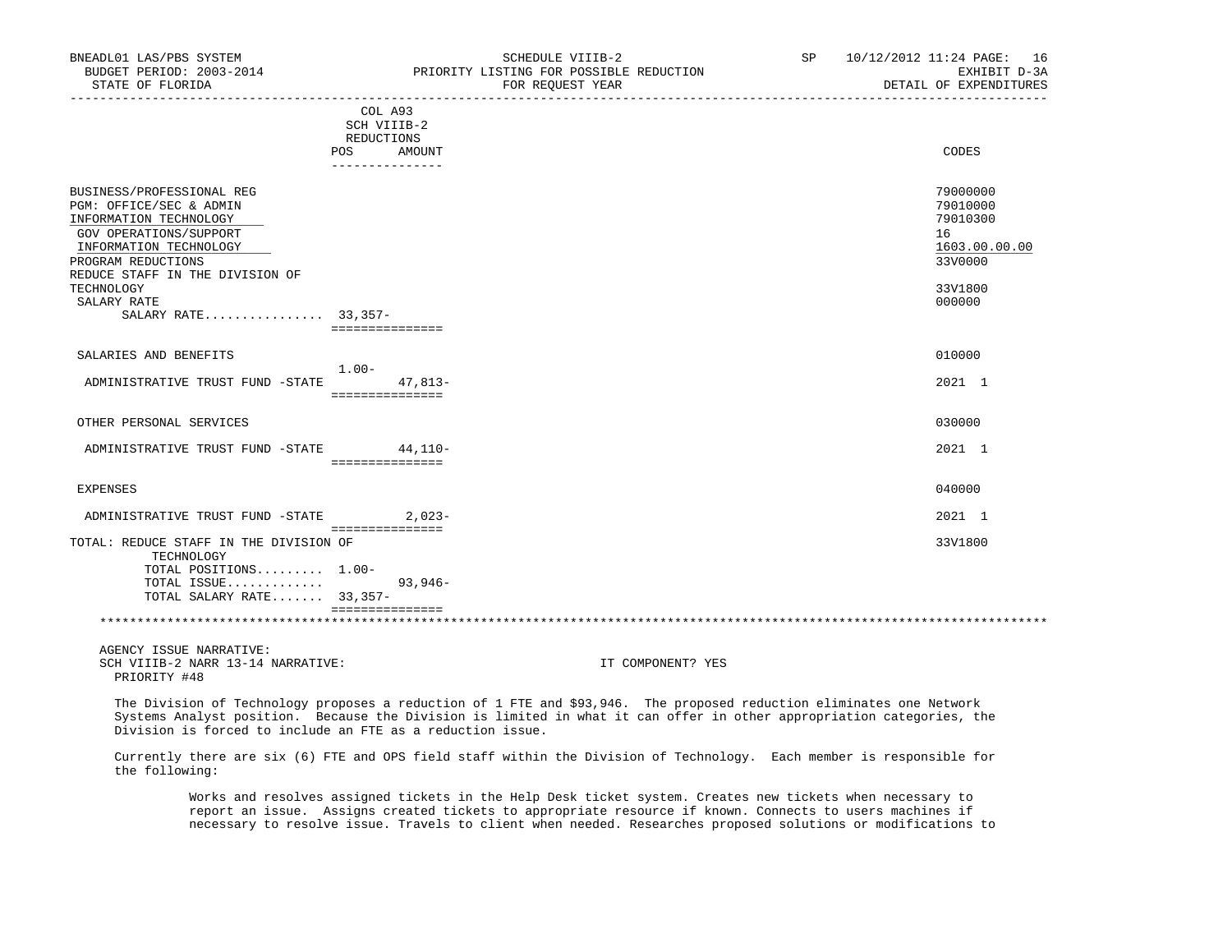| | COL A93 SCH VIIIB-2 REDUCTIONS | | CODES |
|---|---|---|---|
| | POS | AMOUNT | |
| BUSINESS/PROFESSIONAL REG | | | 79000000 |
| PGM: OFFICE/SEC & ADMIN | | | 79010000 |
| INFORMATION TECHNOLOGY | | | 79010300 |
| GOV OPERATIONS/SUPPORT | | | 16 |
| INFORMATION TECHNOLOGY | | | 1603.00.00.00 |
| PROGRAM REDUCTIONS | | | 33V0000 |
| REDUCE STAFF IN THE DIVISION OF TECHNOLOGY | | | 33V1800 |
| SALARY RATE | | | 000000 |
| SALARY RATE................ | 33,357- | | |
| SALARIES AND BENEFITS | | | 010000 |
| ADMINISTRATIVE TRUST FUND -STATE | 1.00- | 47,813- | 2021 1 |
| OTHER PERSONAL SERVICES | | | 030000 |
| ADMINISTRATIVE TRUST FUND -STATE | | 44,110- | 2021 1 |
| EXPENSES | | | 040000 |
| ADMINISTRATIVE TRUST FUND -STATE | | 2,023- | 2021 1 |
| TOTAL: REDUCE STAFF IN THE DIVISION OF TECHNOLOGY | | | 33V1800 |
| TOTAL POSITIONS......... | 1.00- | | |
| TOTAL ISSUE............. | | 93,946- | |
| TOTAL SALARY RATE....... | 33,357- | | |

AGENCY ISSUE NARRATIVE:
SCH VIIIB-2 NARR 13-14 NARRATIVE: IT COMPONENT? YES
PRIORITY #48

The Division of Technology proposes a reduction of 1 FTE and $93,946. The proposed reduction eliminates one Network Systems Analyst position. Because the Division is limited in what it can offer in other appropriation categories, the Division is forced to include an FTE as a reduction issue.

Currently there are six (6) FTE and OPS field staff within the Division of Technology. Each member is responsible for the following:

Works and resolves assigned tickets in the Help Desk ticket system. Creates new tickets when necessary to report an issue. Assigns created tickets to appropriate resource if known. Connects to users machines if necessary to resolve issue. Travels to client when needed. Researches proposed solutions or modifications to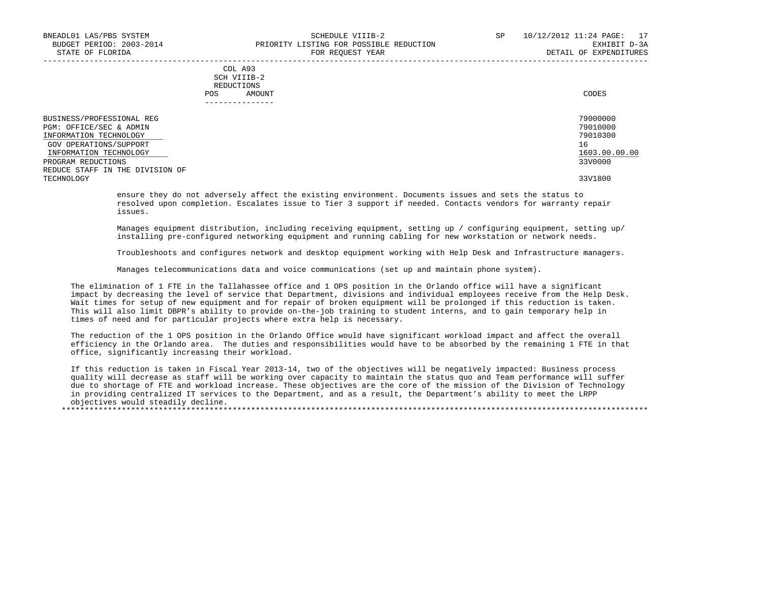| | COL A93 SCH VIIIB-2 REDUCTIONS POS AMOUNT | CODES |
|---|---|---|
| BUSINESS/PROFESSIONAL REG | | 79000000 |
| PGM: OFFICE/SEC & ADMIN | | 79010000 |
| INFORMATION TECHNOLOGY | | 79010300 |
| GOV OPERATIONS/SUPPORT | | 16 |
| INFORMATION TECHNOLOGY | | 1603.00.00.00 |
| PROGRAM REDUCTIONS | | 33V0000 |
| REDUCE STAFF IN THE DIVISION OF TECHNOLOGY | | 33V1800 |

ensure they do not adversely affect the existing environment. Documents issues and sets the status to resolved upon completion. Escalates issue to Tier 3 support if needed. Contacts vendors for warranty repair issues.

Manages equipment distribution, including receiving equipment, setting up / configuring equipment, setting up/ installing pre-configured networking equipment and running cabling for new workstation or network needs.

Troubleshoots and configures network and desktop equipment working with Help Desk and Infrastructure managers.

Manages telecommunications data and voice communications (set up and maintain phone system).

The elimination of 1 FTE in the Tallahassee office and 1 OPS position in the Orlando office will have a significant impact by decreasing the level of service that Department, divisions and individual employees receive from the Help Desk. Wait times for setup of new equipment and for repair of broken equipment will be prolonged if this reduction is taken. This will also limit DBPR's ability to provide on-the-job training to student interns, and to gain temporary help in times of need and for particular projects where extra help is necessary.

The reduction of the 1 OPS position in the Orlando Office would have significant workload impact and affect the overall efficiency in the Orlando area. The duties and responsibilities would have to be absorbed by the remaining 1 FTE in that office, significantly increasing their workload.

If this reduction is taken in Fiscal Year 2013-14, two of the objectives will be negatively impacted: Business process quality will decrease as staff will be working over capacity to maintain the status quo and Team performance will suffer due to shortage of FTE and workload increase. These objectives are the core of the mission of the Division of Technology in providing centralized IT services to the Department, and as a result, the Department's ability to meet the LRPP objectives would steadily decline.

*******************************************************************************************************************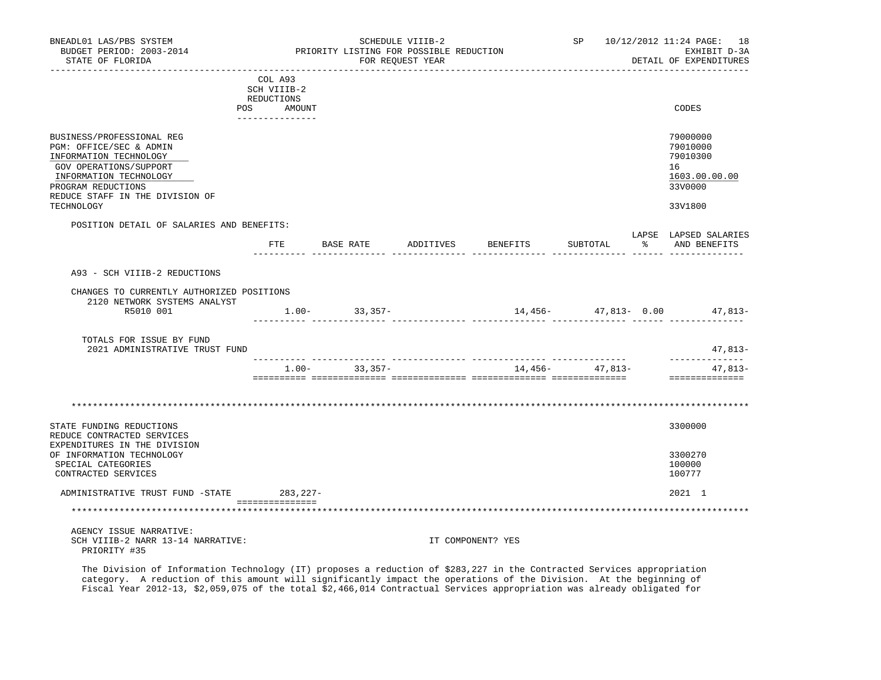BNEADL01 LAS/PBS SYSTEM — SCHEDULE VIIIB-2 — SP 10/12/2012 11:24
BUDGET PERIOD: 2003-2014 — PRIORITY LISTING FOR POSSIBLE REDUCTION — EXHIBIT D-3A
STATE OF FLORIDA — FOR REQUEST YEAR — DETAIL OF EXPENDITURES

| | COL A93 SCH VIIIB-2 REDUCTIONS POS | AMOUNT | CODES |
|---|---|---|---|
| BUSINESS/PROFESSIONAL REG | | | 79000000 |
| PGM: OFFICE/SEC & ADMIN | | | 79010000 |
| INFORMATION TECHNOLOGY | | | 79010300 |
| GOV OPERATIONS/SUPPORT | | | 16 |
| INFORMATION TECHNOLOGY | | | 1603.00.00.00 |
| PROGRAM REDUCTIONS | | | 33V0000 |
| REDUCE STAFF IN THE DIVISION OF TECHNOLOGY | | | 33V1800 |

POSITION DETAIL OF SALARIES AND BENEFITS:

| | FTE | BASE RATE | ADDITIVES | BENEFITS | SUBTOTAL | LAPSE % | LAPSED SALARIES AND BENEFITS |
|---|---|---|---|---|---|---|---|
| A93 - SCH VIIIB-2 REDUCTIONS | | | | | | | |
| CHANGES TO CURRENTLY AUTHORIZED POSITIONS | | | | | | | |
| 2120 NETWORK SYSTEMS ANALYST R5010 001 | 1.00- | 33,357- | | 14,456- | 47,813- | 0.00 | 47,813- |
| TOTALS FOR ISSUE BY FUND | | | | | | | |
| 2021 ADMINISTRATIVE TRUST FUND | | | | | | | 47,813- |
| | 1.00- | 33,357- | | 14,456- | 47,813- | | 47,813- |

*************************************************************************************************************

| | AMOUNT | CODES |
|---|---|---|
| STATE FUNDING REDUCTIONS | | 3300000 |
| REDUCE CONTRACTED SERVICES EXPENDITURES IN THE DIVISION OF INFORMATION TECHNOLOGY | | 3300270 |
| SPECIAL CATEGORIES | | 100000 |
| CONTRACTED SERVICES | | 100777 |
| ADMINISTRATIVE TRUST FUND -STATE | 283,227- | 2021 1 |

*************************************************************************************************************

AGENCY ISSUE NARRATIVE:
SCH VIIIB-2 NARR 13-14 NARRATIVE: IT COMPONENT? YES
PRIORITY #35

The Division of Information Technology (IT) proposes a reduction of $283,227 in the Contracted Services appropriation category. A reduction of this amount will significantly impact the operations of the Division. At the beginning of Fiscal Year 2012-13, $2,059,075 of the total $2,466,014 Contractual Services appropriation was already obligated for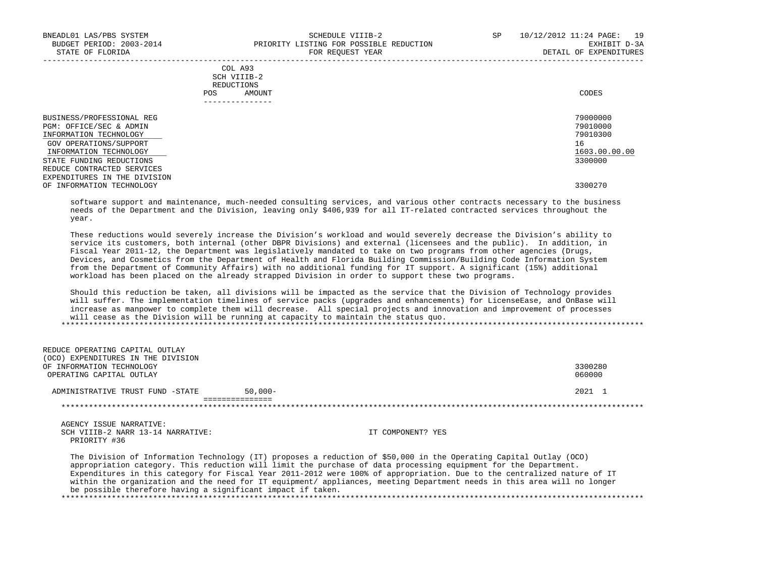| | COL A93 SCH VIIIB-2 REDUCTIONS POS AMOUNT | CODES |
|---|---|---|
| BUSINESS/PROFESSIONAL REG | | 79000000 |
| PGM: OFFICE/SEC & ADMIN | | 79010000 |
| INFORMATION TECHNOLOGY | | 79010300 |
| GOV OPERATIONS/SUPPORT | | 16 |
| INFORMATION TECHNOLOGY | | 1603.00.00.00 |
| STATE FUNDING REDUCTIONS | | 3300000 |
| REDUCE CONTRACTED SERVICES EXPENDITURES IN THE DIVISION OF INFORMATION TECHNOLOGY | | 3300270 |

software support and maintenance, much-needed consulting services, and various other contracts necessary to the business needs of the Department and the Division, leaving only $406,939 for all IT-related contracted services throughout the year.

These reductions would severely increase the Division's workload and would severely decrease the Division's ability to service its customers, both internal (other DBPR Divisions) and external (licensees and the public). In addition, in Fiscal Year 2011-12, the Department was legislatively mandated to take on two programs from other agencies (Drugs, Devices, and Cosmetics from the Department of Health and Florida Building Commission/Building Code Information System from the Department of Community Affairs) with no additional funding for IT support. A significant (15%) additional workload has been placed on the already strapped Division in order to support these two programs.

Should this reduction be taken, all divisions will be impacted as the service that the Division of Technology provides will suffer. The implementation timelines of service packs (upgrades and enhancements) for LicenseEase, and OnBase will increase as manpower to complete them will decrease. All special projects and innovation and improvement of processes will cease as the Division will be running at capacity to maintain the status quo.

*****************************************************************************************************************

| | COL A93 AMOUNT | CODES |
|---|---|---|
| REDUCE OPERATING CAPITAL OUTLAY (OCO) EXPENDITURES IN THE DIVISION OF INFORMATION TECHNOLOGY | | 3300280 |
| OPERATING CAPITAL OUTLAY | | 060000 |
| ADMINISTRATIVE TRUST FUND -STATE | 50,000- | 2021 1 |

*****************************************************************************************************************

AGENCY ISSUE NARRATIVE:
SCH VIIIB-2 NARR 13-14 NARRATIVE: IT COMPONENT? YES
PRIORITY #36

The Division of Information Technology (IT) proposes a reduction of $50,000 in the Operating Capital Outlay (OCO) appropriation category. This reduction will limit the purchase of data processing equipment for the Department. Expenditures in this category for Fiscal Year 2011-2012 were 100% of appropriation. Due to the centralized nature of IT within the organization and the need for IT equipment/ appliances, meeting Department needs in this area will no longer be possible therefore having a significant impact if taken.

*****************************************************************************************************************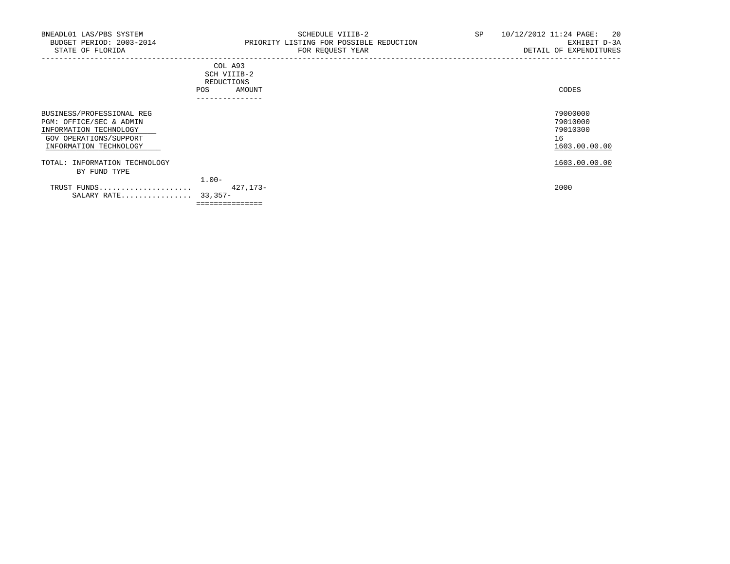BNEADL01 LAS/PBS SYSTEM | SCHEDULE VIIIB-2 | SP 10/12/2012 11:24
BUDGET PERIOD: 2003-2014 | PRIORITY LISTING FOR POSSIBLE REDUCTION | EXHIBIT D-3A
STATE OF FLORIDA | FOR REQUEST YEAR | DETAIL OF EXPENDITURES

| | COL A93 SCH VIIIB-2 REDUCTIONS POS | AMOUNT | CODES |
|---|---|---|---|
| BUSINESS/PROFESSIONAL REG | | | 79000000 |
| PGM: OFFICE/SEC & ADMIN | | | 79010000 |
| INFORMATION TECHNOLOGY | | | 79010300 |
| GOV OPERATIONS/SUPPORT | | | 16 |
| INFORMATION TECHNOLOGY | | | 1603.00.00.00 |
| TOTAL: INFORMATION TECHNOLOGY | | | 1603.00.00.00 |
| BY FUND TYPE | | | |
| | 1.00- | | |
| TRUST FUNDS..................... | | 427,173- | 2000 |
| SALARY RATE................ | 33,357- | | |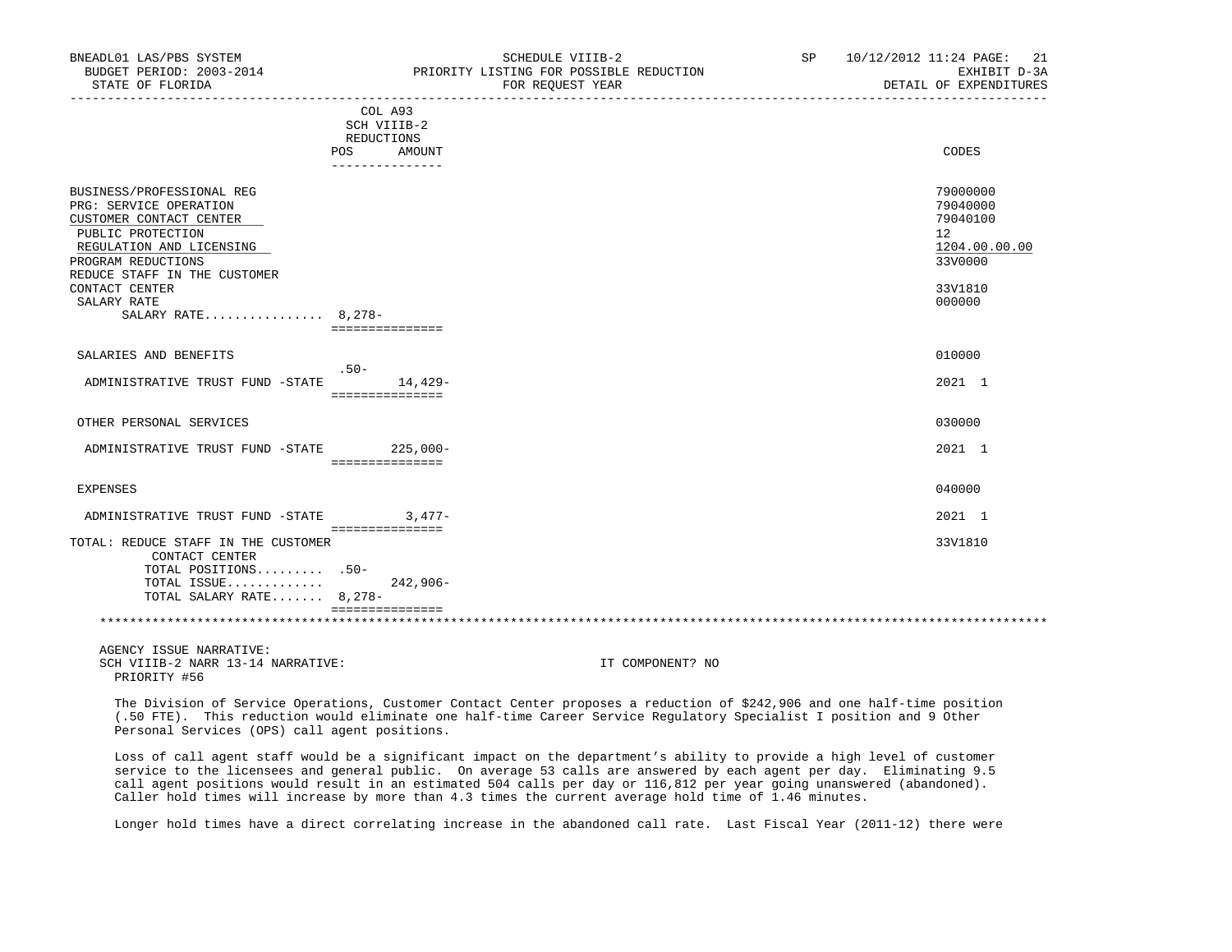SCHEDULE VIIIB-2
PRIORITY LISTING FOR POSSIBLE REDUCTION
FOR REQUEST YEAR

BNEADL01 LAS/PBS SYSTEM — BUDGET PERIOD: 2003-2014 — STATE OF FLORIDA
SP 10/12/2012 11:24 — EXHIBIT D-3A — DETAIL OF EXPENDITURES

| | COL A93 SCH VIIIB-2 REDUCTIONS POS | AMOUNT | CODES |
|---|---|---|---|
| BUSINESS/PROFESSIONAL REG | | | 79000000 |
| PRG: SERVICE OPERATION | | | 79040000 |
| CUSTOMER CONTACT CENTER | | | 79040100 |
| PUBLIC PROTECTION | | | 12 |
| REGULATION AND LICENSING | | | 1204.00.00.00 |
| PROGRAM REDUCTIONS | | | 33V0000 |
| REDUCE STAFF IN THE CUSTOMER CONTACT CENTER | | | 33V1810 |
| SALARY RATE | | | 000000 |
| SALARY RATE................ | 8,278- | | |
| SALARIES AND BENEFITS | | | 010000 |
| ADMINISTRATIVE TRUST FUND -STATE | .50- | 14,429- | 2021 1 |
| OTHER PERSONAL SERVICES | | | 030000 |
| ADMINISTRATIVE TRUST FUND -STATE | | 225,000- | 2021 1 |
| EXPENSES | | | 040000 |
| ADMINISTRATIVE TRUST FUND -STATE | | 3,477- | 2021 1 |
| TOTAL: REDUCE STAFF IN THE CUSTOMER CONTACT CENTER | | | 33V1810 |
| TOTAL POSITIONS......... | .50- | | |
| TOTAL ISSUE............. | | 242,906- | |
| TOTAL SALARY RATE....... | 8,278- | | |

AGENCY ISSUE NARRATIVE:
SCH VIIIB-2 NARR 13-14 NARRATIVE: IT COMPONENT? NO
PRIORITY #56

The Division of Service Operations, Customer Contact Center proposes a reduction of $242,906 and one half-time position (.50 FTE). This reduction would eliminate one half-time Career Service Regulatory Specialist I position and 9 Other Personal Services (OPS) call agent positions.

Loss of call agent staff would be a significant impact on the department's ability to provide a high level of customer service to the licensees and general public. On average 53 calls are answered by each agent per day. Eliminating 9.5 call agent positions would result in an estimated 504 calls per day or 116,812 per year going unanswered (abandoned). Caller hold times will increase by more than 4.3 times the current average hold time of 1.46 minutes.

Longer hold times have a direct correlating increase in the abandoned call rate. Last Fiscal Year (2011-12) there were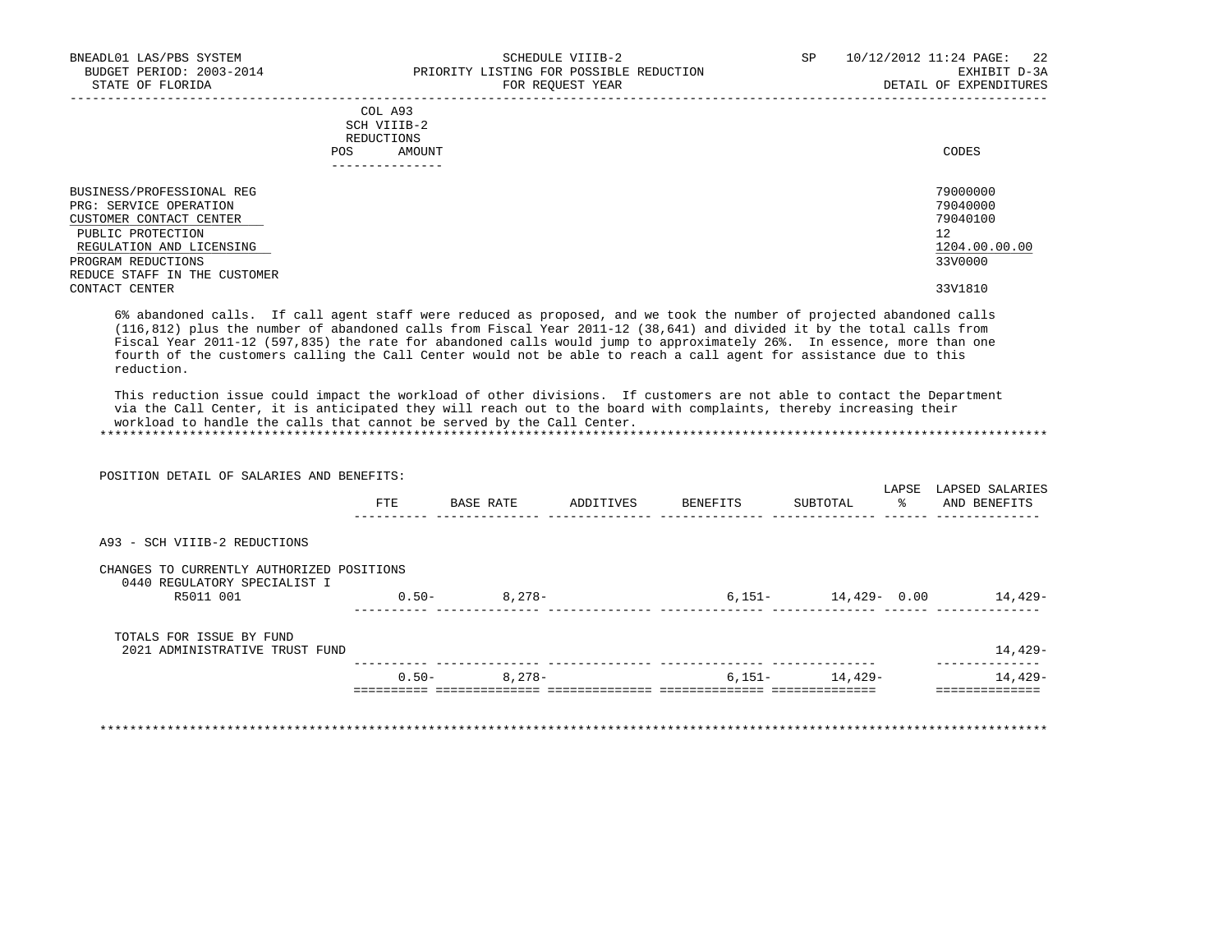| | COL A93 SCH VIIIB-2 REDUCTIONS POS AMOUNT | CODES |
|---|---|---|
| BUSINESS/PROFESSIONAL REG | | 79000000 |
| PRG: SERVICE OPERATION | | 79040000 |
| CUSTOMER CONTACT CENTER | | 79040100 |
| PUBLIC PROTECTION | | 12 |
| REGULATION AND LICENSING | | 1204.00.00.00 |
| PROGRAM REDUCTIONS | | 33V0000 |
| REDUCE STAFF IN THE CUSTOMER CONTACT CENTER | | 33V1810 |

6% abandoned calls. If call agent staff were reduced as proposed, and we took the number of projected abandoned calls (116,812) plus the number of abandoned calls from Fiscal Year 2011-12 (38,641) and divided it by the total calls from Fiscal Year 2011-12 (597,835) the rate for abandoned calls would jump to approximately 26%. In essence, more than one fourth of the customers calling the Call Center would not be able to reach a call agent for assistance due to this reduction.

This reduction issue could impact the workload of other divisions. If customers are not able to contact the Department via the Call Center, it is anticipated they will reach out to the board with complaints, thereby increasing their workload to handle the calls that cannot be served by the Call Center.

POSITION DETAIL OF SALARIES AND BENEFITS:

| | FTE | BASE RATE | ADDITIVES | BENEFITS | SUBTOTAL | LAPSE % | LAPSED SALARIES AND BENEFITS |
|---|---|---|---|---|---|---|---|
| A93 - SCH VIIIB-2 REDUCTIONS | | | | | | | |
| CHANGES TO CURRENTLY AUTHORIZED POSITIONS | | | | | | | |
| 0440 REGULATORY SPECIALIST I | | | | | | | |
| R5011 001 | 0.50- | 8,278- | | 6,151- | 14,429- | 0.00 | 14,429- |
| TOTALS FOR ISSUE BY FUND | | | | | | | |
| 2021 ADMINISTRATIVE TRUST FUND | | | | | | | 14,429- |
| | 0.50- | 8,278- | | 6,151- | 14,429- | | 14,429- |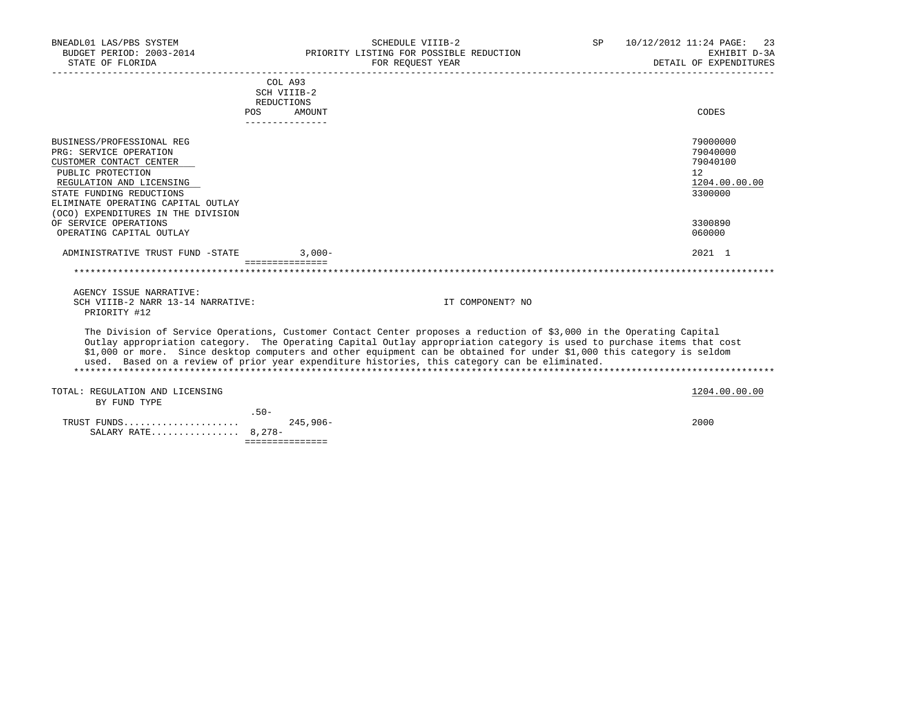| | COL A93 SCH VIIIB-2 REDUCTIONS POS | AMOUNT | CODES |
|---|---|---|---|
| BUSINESS/PROFESSIONAL REG | | | 79000000 |
| PRG: SERVICE OPERATION | | | 79040000 |
| CUSTOMER CONTACT CENTER | | | 79040100 |
| PUBLIC PROTECTION | | | 12 |
| REGULATION AND LICENSING | | | 1204.00.00.00 |
| STATE FUNDING REDUCTIONS | | | 3300000 |
| ELIMINATE OPERATING CAPITAL OUTLAY (OCO) EXPENDITURES IN THE DIVISION OF SERVICE OPERATIONS | | | 3300890 |
| OPERATING CAPITAL OUTLAY | | | 060000 |
| ADMINISTRATIVE TRUST FUND -STATE | | 3,000- | 2021 1 |

AGENCY ISSUE NARRATIVE:
SCH VIIIB-2 NARR 13-14 NARRATIVE: IT COMPONENT? NO
PRIORITY #12

The Division of Service Operations, Customer Contact Center proposes a reduction of $3,000 in the Operating Capital Outlay appropriation category. The Operating Capital Outlay appropriation category is used to purchase items that cost $1,000 or more. Since desktop computers and other equipment can be obtained for under $1,000 this category is seldom used. Based on a review of prior year expenditure histories, this category can be eliminated.

| TOTAL: REGULATION AND LICENSING BY FUND TYPE | POS | AMOUNT | 1204.00.00.00 |
|---|---|---|---|
| TRUST FUNDS | .50- | 245,906- | 2000 |
| SALARY RATE | 8,278- | | |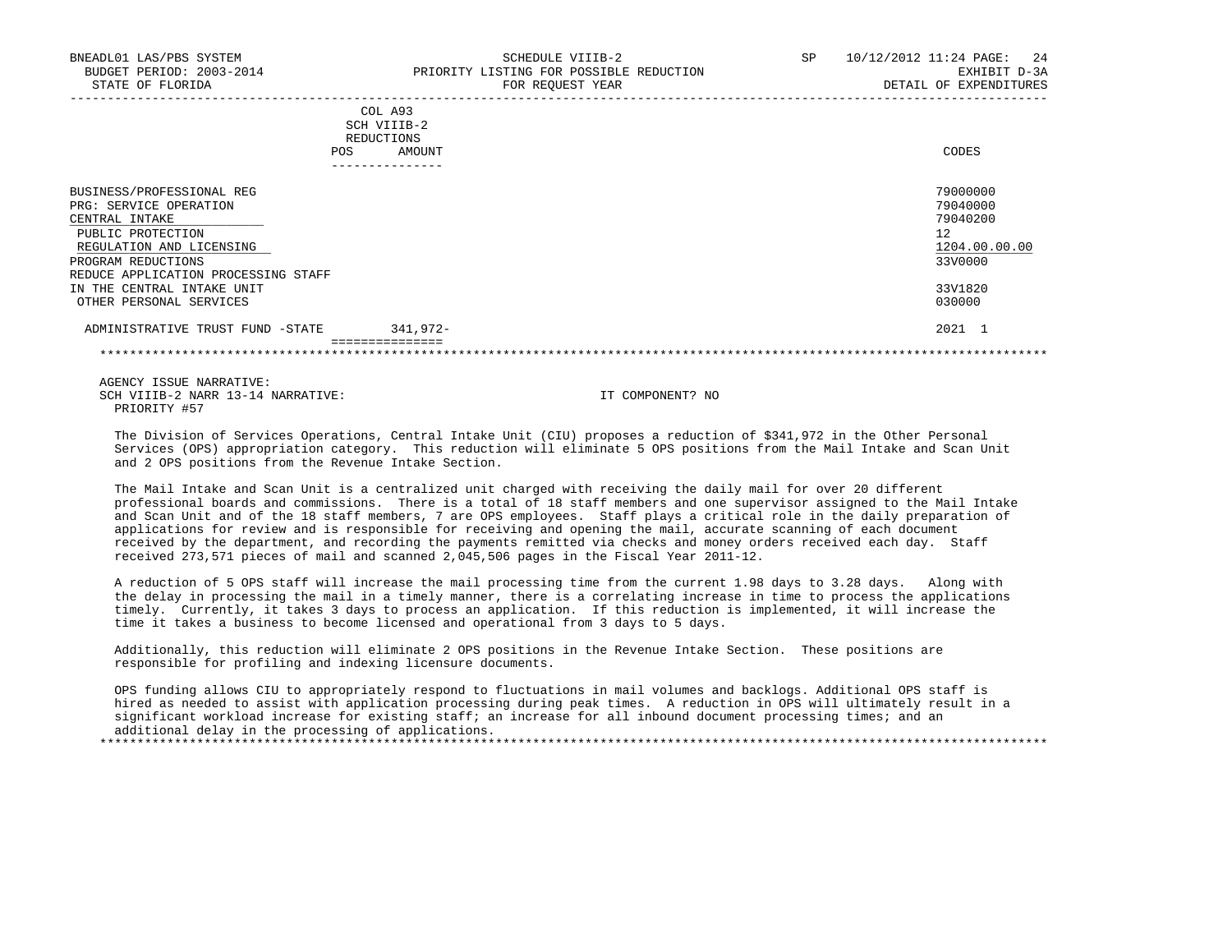BNEADL01 LAS/PBS SYSTEM | SCHEDULE VIIIB-2 | SP 10/12/2012 11:24

BUDGET PERIOD: 2003-2014 | PRIORITY LISTING FOR POSSIBLE REDUCTION | EXHIBIT D-3A

STATE OF FLORIDA | FOR REQUEST YEAR | DETAIL OF EXPENDITURES

| | COL A93 SCH VIIIB-2 REDUCTIONS POS | AMOUNT | CODES |
|---|---|---|---|
| BUSINESS/PROFESSIONAL REG | | | 79000000 |
| PRG: SERVICE OPERATION | | | 79040000 |
| CENTRAL INTAKE | | | 79040200 |
| PUBLIC PROTECTION | | | 12 |
| REGULATION AND LICENSING | | | 1204.00.00.00 |
| PROGRAM REDUCTIONS | | | 33V0000 |
| REDUCE APPLICATION PROCESSING STAFF IN THE CENTRAL INTAKE UNIT | | | 33V1820 |
| OTHER PERSONAL SERVICES | | | 030000 |
| ADMINISTRATIVE TRUST FUND -STATE | | 341,972- | 2021 1 |

AGENCY ISSUE NARRATIVE:

SCH VIIIB-2 NARR 13-14 NARRATIVE: IT COMPONENT? NO

PRIORITY #57

The Division of Services Operations, Central Intake Unit (CIU) proposes a reduction of $341,972 in the Other Personal Services (OPS) appropriation category. This reduction will eliminate 5 OPS positions from the Mail Intake and Scan Unit and 2 OPS positions from the Revenue Intake Section.

The Mail Intake and Scan Unit is a centralized unit charged with receiving the daily mail for over 20 different professional boards and commissions. There is a total of 18 staff members and one supervisor assigned to the Mail Intake and Scan Unit and of the 18 staff members, 7 are OPS employees. Staff plays a critical role in the daily preparation of applications for review and is responsible for receiving and opening the mail, accurate scanning of each document received by the department, and recording the payments remitted via checks and money orders received each day. Staff received 273,571 pieces of mail and scanned 2,045,506 pages in the Fiscal Year 2011-12.

A reduction of 5 OPS staff will increase the mail processing time from the current 1.98 days to 3.28 days. Along with the delay in processing the mail in a timely manner, there is a correlating increase in time to process the applications timely. Currently, it takes 3 days to process an application. If this reduction is implemented, it will increase the time it takes a business to become licensed and operational from 3 days to 5 days.

Additionally, this reduction will eliminate 2 OPS positions in the Revenue Intake Section. These positions are responsible for profiling and indexing licensure documents.

OPS funding allows CIU to appropriately respond to fluctuations in mail volumes and backlogs. Additional OPS staff is hired as needed to assist with application processing during peak times. A reduction in OPS will ultimately result in a significant workload increase for existing staff; an increase for all inbound document processing times; and an additional delay in the processing of applications.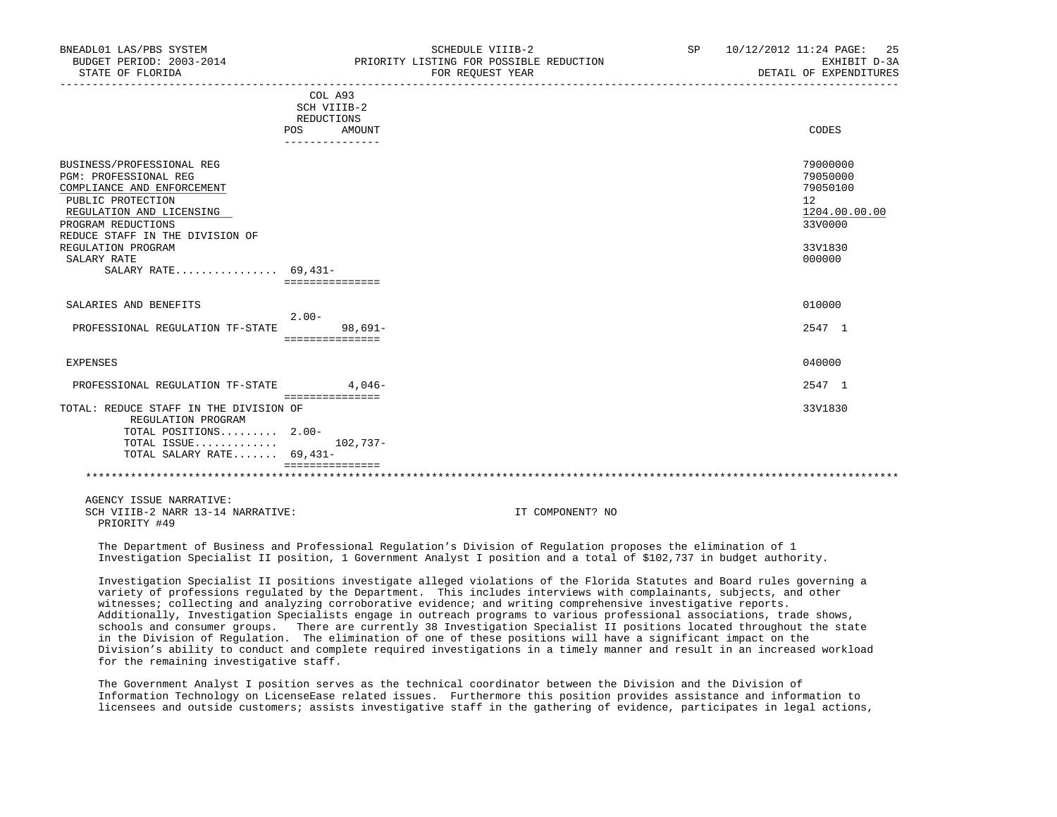BNEADL01 LAS/PBS SYSTEM | SCHEDULE VIIIB-2 | SP 10/12/2012 11:24 PAGE: 25
BUDGET PERIOD: 2003-2014 | PRIORITY LISTING FOR POSSIBLE REDUCTION | EXHIBIT D-3A
STATE OF FLORIDA | FOR REQUEST YEAR | DETAIL OF EXPENDITURES

| | COL A93 SCH VIIIB-2 REDUCTIONS POS | AMOUNT | CODES |
|---|---|---|---|
| BUSINESS/PROFESSIONAL REG | | | 79000000 |
| PGM: PROFESSIONAL REG | | | 79050000 |
| COMPLIANCE AND ENFORCEMENT | | | 79050100 |
| PUBLIC PROTECTION | | | 12 |
| REGULATION AND LICENSING | | | 1204.00.00.00 |
| PROGRAM REDUCTIONS | | | 33V0000 |
| REDUCE STAFF IN THE DIVISION OF REGULATION PROGRAM | | | 33V1830 |
| SALARY RATE | | | 000000 |
| SALARY RATE................ | 69,431- | | |
| SALARIES AND BENEFITS | | | 010000 |
| PROFESSIONAL REGULATION TF-STATE | 2.00- | 98,691- | 2547 1 |
| EXPENSES | | | 040000 |
| PROFESSIONAL REGULATION TF-STATE | | 4,046- | 2547 1 |
| TOTAL: REDUCE STAFF IN THE DIVISION OF REGULATION PROGRAM | | | 33V1830 |
| TOTAL POSITIONS......... | 2.00- | | |
| TOTAL ISSUE............. | | 102,737- | |
| TOTAL SALARY RATE....... | 69,431- | | |

AGENCY ISSUE NARRATIVE:
SCH VIIIB-2 NARR 13-14 NARRATIVE: IT COMPONENT? NO
PRIORITY #49

The Department of Business and Professional Regulation's Division of Regulation proposes the elimination of 1 Investigation Specialist II position, 1 Government Analyst I position and a total of $102,737 in budget authority.

Investigation Specialist II positions investigate alleged violations of the Florida Statutes and Board rules governing a variety of professions regulated by the Department. This includes interviews with complainants, subjects, and other witnesses; collecting and analyzing corroborative evidence; and writing comprehensive investigative reports. Additionally, Investigation Specialists engage in outreach programs to various professional associations, trade shows, schools and consumer groups. There are currently 38 Investigation Specialist II positions located throughout the state in the Division of Regulation. The elimination of one of these positions will have a significant impact on the Division's ability to conduct and complete required investigations in a timely manner and result in an increased workload for the remaining investigative staff.

The Government Analyst I position serves as the technical coordinator between the Division and the Division of Information Technology on LicenseEase related issues. Furthermore this position provides assistance and information to licensees and outside customers; assists investigative staff in the gathering of evidence, participates in legal actions,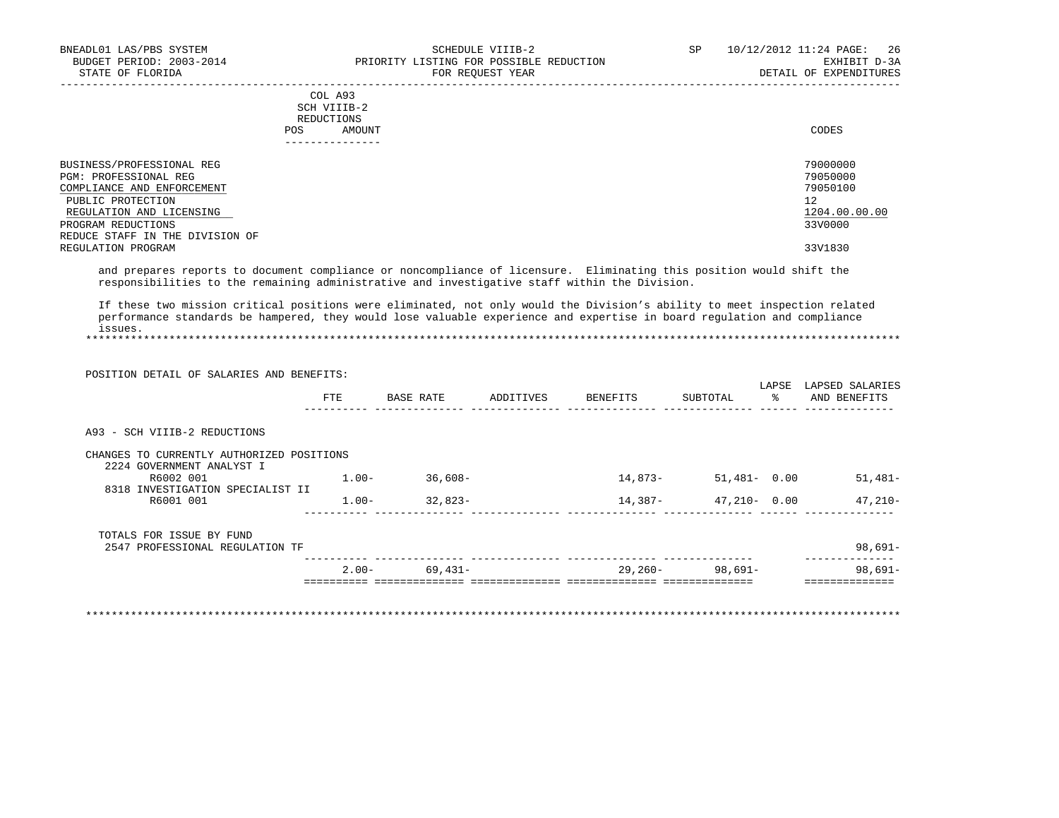| COL A93 SCH VIIIB-2 REDUCTIONS | | |
|---|---|---|
| POS | AMOUNT | CODES |

BUSINESS/PROFESSIONAL REG — 79000000
PGM: PROFESSIONAL REG — 79050000
COMPLIANCE AND ENFORCEMENT — 79050100
PUBLIC PROTECTION — 12
REGULATION AND LICENSING — 1204.00.00.00
PROGRAM REDUCTIONS — 33V0000
REDUCE STAFF IN THE DIVISION OF REGULATION PROGRAM — 33V1830

and prepares reports to document compliance or noncompliance of licensure. Eliminating this position would shift the responsibilities to the remaining administrative and investigative staff within the Division.

If these two mission critical positions were eliminated, not only would the Division's ability to meet inspection related performance standards be hampered, they would lose valuable experience and expertise in board regulation and compliance issues.

********************************************************************************************************************************

POSITION DETAIL OF SALARIES AND BENEFITS:

| | FTE | BASE RATE | ADDITIVES | BENEFITS | SUBTOTAL | LAPSE % | LAPSED SALARIES AND BENEFITS |
|---|---|---|---|---|---|---|---|
| A93 - SCH VIIIB-2 REDUCTIONS | | | | | | | |
| CHANGES TO CURRENTLY AUTHORIZED POSITIONS | | | | | | | |
| 2224 GOVERNMENT ANALYST I | | | | | | | |
| R6002 001 | 1.00- | 36,608- | | 14,873- | 51,481- | 0.00 | 51,481- |
| 8318 INVESTIGATION SPECIALIST II | | | | | | | |
| R6001 001 | 1.00- | 32,823- | | 14,387- | 47,210- | 0.00 | 47,210- |
| TOTALS FOR ISSUE BY FUND | | | | | | | |
| 2547 PROFESSIONAL REGULATION TF | | | | | | | 98,691- |
| | 2.00- | 69,431- | | 29,260- | 98,691- | | 98,691- |

********************************************************************************************************************************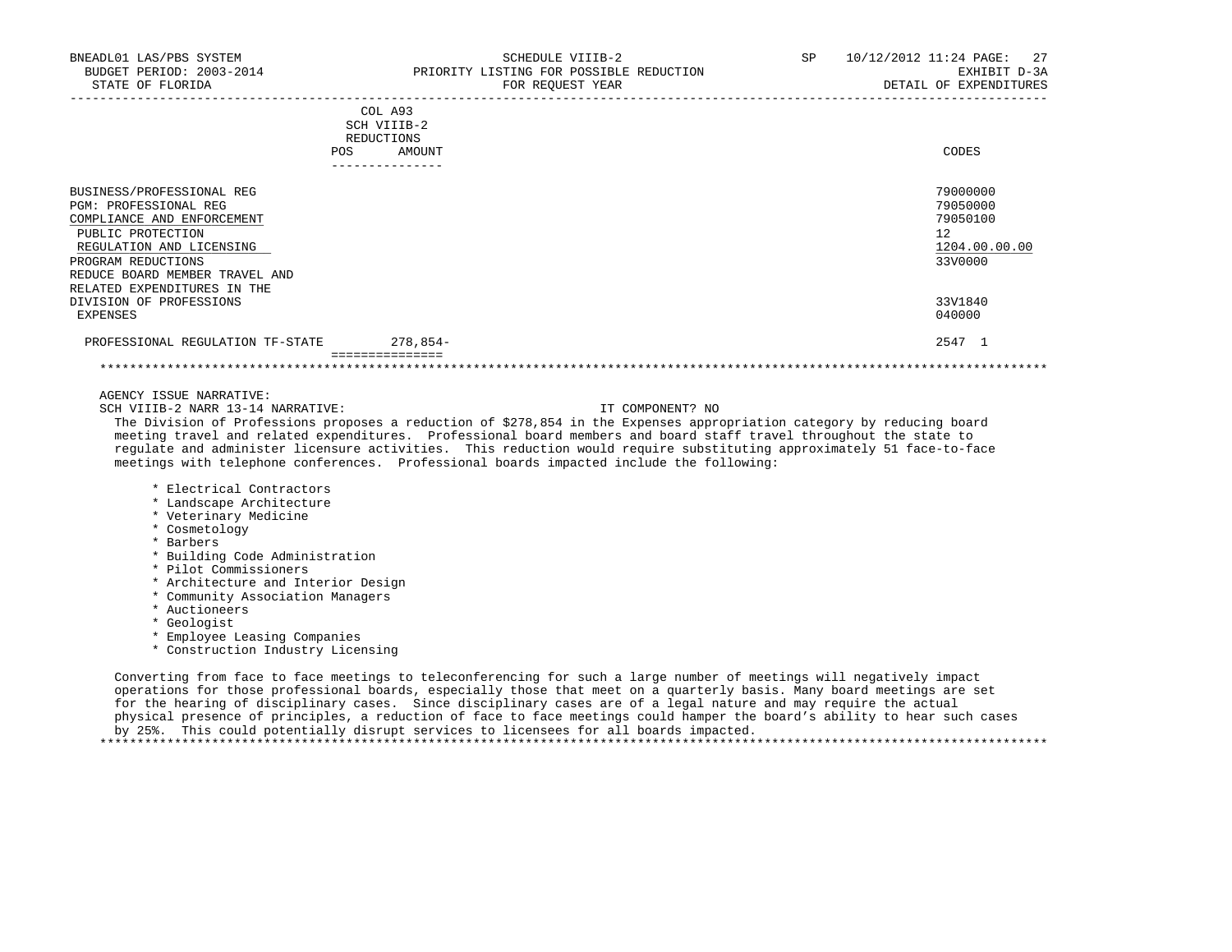| | COL A93 SCH VIIIB-2 REDUCTIONS POS | AMOUNT | CODES |
|---|---|---|---|
| BUSINESS/PROFESSIONAL REG | | | 79000000 |
| PGM: PROFESSIONAL REG | | | 79050000 |
| COMPLIANCE AND ENFORCEMENT | | | 79050100 |
| PUBLIC PROTECTION | | | 12 |
| REGULATION AND LICENSING | | | 1204.00.00.00 |
| PROGRAM REDUCTIONS | | | 33V0000 |
| REDUCE BOARD MEMBER TRAVEL AND RELATED EXPENDITURES IN THE DIVISION OF PROFESSIONS | | | 33V1840 |
| EXPENSES | | | 040000 |
| PROFESSIONAL REGULATION TF-STATE | | 278,854- | 2547 1 |

AGENCY ISSUE NARRATIVE:

SCH VIIIB-2 NARR 13-14 NARRATIVE: IT COMPONENT? NO

The Division of Professions proposes a reduction of $278,854 in the Expenses appropriation category by reducing board meeting travel and related expenditures. Professional board members and board staff travel throughout the state to regulate and administer licensure activities. This reduction would require substituting approximately 51 face-to-face meetings with telephone conferences. Professional boards impacted include the following:

- Electrical Contractors
- Landscape Architecture
- Veterinary Medicine
- Cosmetology
- Barbers
- Building Code Administration
- Pilot Commissioners
- Architecture and Interior Design
- Community Association Managers
- Auctioneers
- Geologist
- Employee Leasing Companies
- Construction Industry Licensing

Converting from face to face meetings to teleconferencing for such a large number of meetings will negatively impact operations for those professional boards, especially those that meet on a quarterly basis. Many board meetings are set for the hearing of disciplinary cases. Since disciplinary cases are of a legal nature and may require the actual physical presence of principles, a reduction of face to face meetings could hamper the board's ability to hear such cases by 25%. This could potentially disrupt services to licensees for all boards impacted.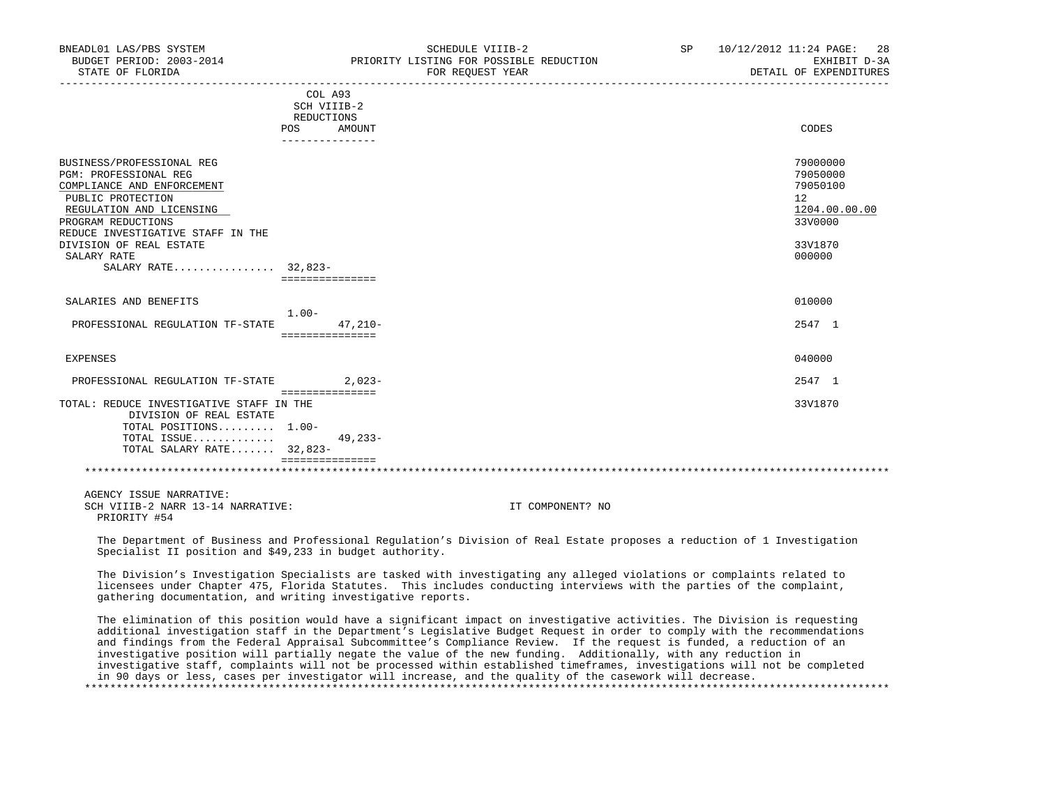BNEADL01 LAS/PBS SYSTEM — SCHEDULE VIIIB-2 — SP 10/12/2012 11:24

BUDGET PERIOD: 2003-2014 — PRIORITY LISTING FOR POSSIBLE REDUCTION — EXHIBIT D-3A

STATE OF FLORIDA — FOR REQUEST YEAR — DETAIL OF EXPENDITURES

| | COL A93 SCH VIIIB-2 REDUCTIONS POS | AMOUNT | CODES |
|---|---|---|---|
| BUSINESS/PROFESSIONAL REG | | | 79000000 |
| PGM: PROFESSIONAL REG | | | 79050000 |
| COMPLIANCE AND ENFORCEMENT | | | 79050100 |
| PUBLIC PROTECTION | | | 12 |
| REGULATION AND LICENSING | | | 1204.00.00.00 |
| PROGRAM REDUCTIONS | | | 33V0000 |
| REDUCE INVESTIGATIVE STAFF IN THE DIVISION OF REAL ESTATE | | | 33V1870 |
| SALARY RATE | | | 000000 |
| SALARY RATE................ | 32,823- | | |
| SALARIES AND BENEFITS | | | 010000 |
| PROFESSIONAL REGULATION TF-STATE | 1.00- | 47,210- | 2547 1 |
| EXPENSES | | | 040000 |
| PROFESSIONAL REGULATION TF-STATE | | 2,023- | 2547 1 |
| TOTAL: REDUCE INVESTIGATIVE STAFF IN THE DIVISION OF REAL ESTATE | | | 33V1870 |
| TOTAL POSITIONS......... | 1.00- | | |
| TOTAL ISSUE............. | | 49,233- | |
| TOTAL SALARY RATE....... | 32,823- | | |

AGENCY ISSUE NARRATIVE:

SCH VIIIB-2 NARR 13-14 NARRATIVE: IT COMPONENT? NO

PRIORITY #54

The Department of Business and Professional Regulation's Division of Real Estate proposes a reduction of 1 Investigation Specialist II position and $49,233 in budget authority.

The Division's Investigation Specialists are tasked with investigating any alleged violations or complaints related to licensees under Chapter 475, Florida Statutes. This includes conducting interviews with the parties of the complaint, gathering documentation, and writing investigative reports.

The elimination of this position would have a significant impact on investigative activities. The Division is requesting additional investigation staff in the Department's Legislative Budget Request in order to comply with the recommendations and findings from the Federal Appraisal Subcommittee's Compliance Review. If the request is funded, a reduction of an investigative position will partially negate the value of the new funding. Additionally, with any reduction in investigative staff, complaints will not be processed within established timeframes, investigations will not be completed in 90 days or less, cases per investigator will increase, and the quality of the casework will decrease.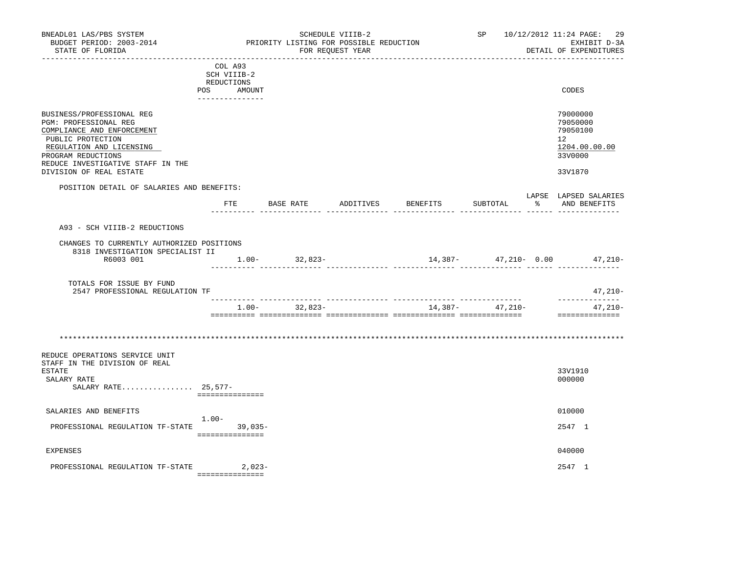BNEADL01 LAS/PBS SYSTEM — SCHEDULE VIIIB-2 — SP 10/12/2012 11:24

BUDGET PERIOD: 2003-2014 — PRIORITY LISTING FOR POSSIBLE REDUCTION — EXHIBIT D-3A

STATE OF FLORIDA — FOR REQUEST YEAR — DETAIL OF EXPENDITURES

| | COL A93 SCH VIIIB-2 REDUCTIONS POS | AMOUNT | CODES |
|---|---|---|---|
| BUSINESS/PROFESSIONAL REG | | | 79000000 |
| PGM: PROFESSIONAL REG | | | 79050000 |
| COMPLIANCE AND ENFORCEMENT | | | 79050100 |
| PUBLIC PROTECTION | | | 12 |
| REGULATION AND LICENSING | | | 1204.00.00.00 |
| PROGRAM REDUCTIONS | | | 33V0000 |
| REDUCE INVESTIGATIVE STAFF IN THE DIVISION OF REAL ESTATE | | | 33V1870 |

POSITION DETAIL OF SALARIES AND BENEFITS:

| | FTE | BASE RATE | ADDITIVES | BENEFITS | SUBTOTAL | LAPSE % | LAPSED SALARIES AND BENEFITS |
|---|---|---|---|---|---|---|---|
| A93 - SCH VIIIB-2 REDUCTIONS | | | | | | | |
| CHANGES TO CURRENTLY AUTHORIZED POSITIONS | | | | | | | |
| 8318 INVESTIGATION SPECIALIST II R6003 001 | 1.00- | 32,823- | | 14,387- | 47,210- | 0.00 | 47,210- |
| TOTALS FOR ISSUE BY FUND | | | | | | | |
| 2547 PROFESSIONAL REGULATION TF | | | | | | | 47,210- |
| | 1.00- | 32,823- | | 14,387- | 47,210- | | 47,210- |

****************************************************************************************************************

| | POS | AMOUNT | CODES |
|---|---|---|---|
| REDUCE OPERATIONS SERVICE UNIT STAFF IN THE DIVISION OF REAL ESTATE | | | 33V1910 |
| SALARY RATE | | | 000000 |
| SALARY RATE................ | 25,577- | | |
| SALARIES AND BENEFITS | | | 010000 |
| PROFESSIONAL REGULATION TF-STATE | 1.00- | 39,035- | 2547 1 |
| EXPENSES | | | 040000 |
| PROFESSIONAL REGULATION TF-STATE | | 2,023- | 2547 1 |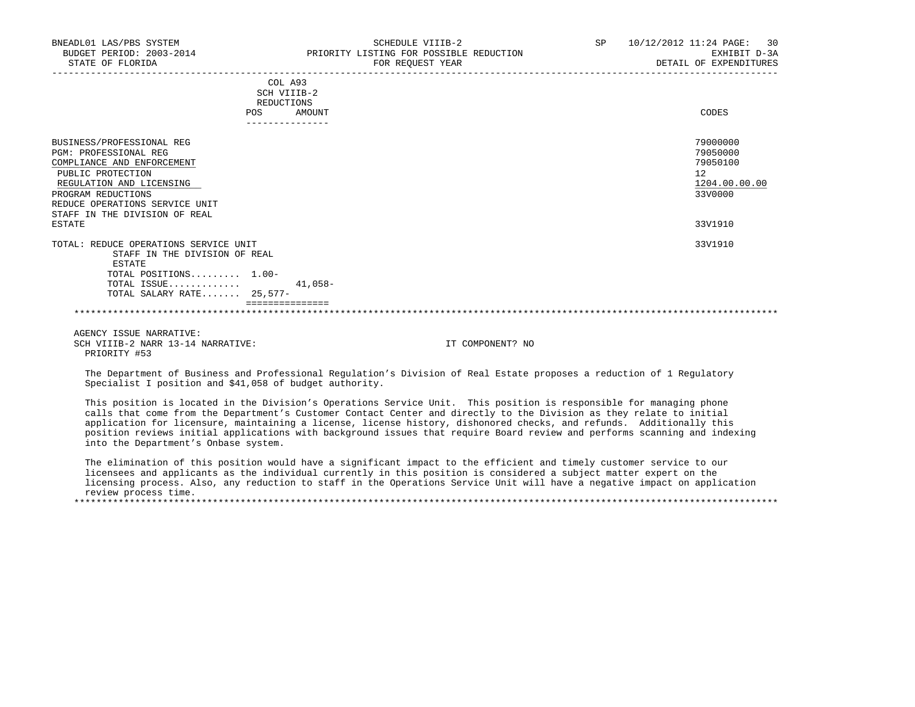BNEADL01 LAS/PBS SYSTEM
BUDGET PERIOD: 2003-2014
STATE OF FLORIDA

SCHEDULE VIIIB-2
PRIORITY LISTING FOR POSSIBLE REDUCTION
FOR REQUEST YEAR

SP 10/12/2012 11:24
EXHIBIT D-3A
DETAIL OF EXPENDITURES

| | COL A93 SCH VIIIB-2 REDUCTIONS POS | AMOUNT | CODES |
|---|---|---|---|
| BUSINESS/PROFESSIONAL REG | | | 79000000 |
| PGM: PROFESSIONAL REG | | | 79050000 |
| COMPLIANCE AND ENFORCEMENT | | | 79050100 |
| PUBLIC PROTECTION | | | 12 |
| REGULATION AND LICENSING | | | 1204.00.00.00 |
| PROGRAM REDUCTIONS | | | 33V0000 |
| REDUCE OPERATIONS SERVICE UNIT STAFF IN THE DIVISION OF REAL ESTATE | | | 33V1910 |
| TOTAL: REDUCE OPERATIONS SERVICE UNIT STAFF IN THE DIVISION OF REAL ESTATE | | | 33V1910 |
| TOTAL POSITIONS......... | 1.00- | | |
| TOTAL ISSUE............ | | 41,058- | |
| TOTAL SALARY RATE....... | 25,577- | | |

AGENCY ISSUE NARRATIVE:
SCH VIIIB-2 NARR 13-14 NARRATIVE: IT COMPONENT? NO
PRIORITY #53

The Department of Business and Professional Regulation's Division of Real Estate proposes a reduction of 1 Regulatory Specialist I position and $41,058 of budget authority.

This position is located in the Division's Operations Service Unit. This position is responsible for managing phone calls that come from the Department's Customer Contact Center and directly to the Division as they relate to initial application for licensure, maintaining a license, license history, dishonored checks, and refunds. Additionally this position reviews initial applications with background issues that require Board review and performs scanning and indexing into the Department's Onbase system.

The elimination of this position would have a significant impact to the efficient and timely customer service to our licensees and applicants as the individual currently in this position is considered a subject matter expert on the licensing process. Also, any reduction to staff in the Operations Service Unit will have a negative impact on application review process time.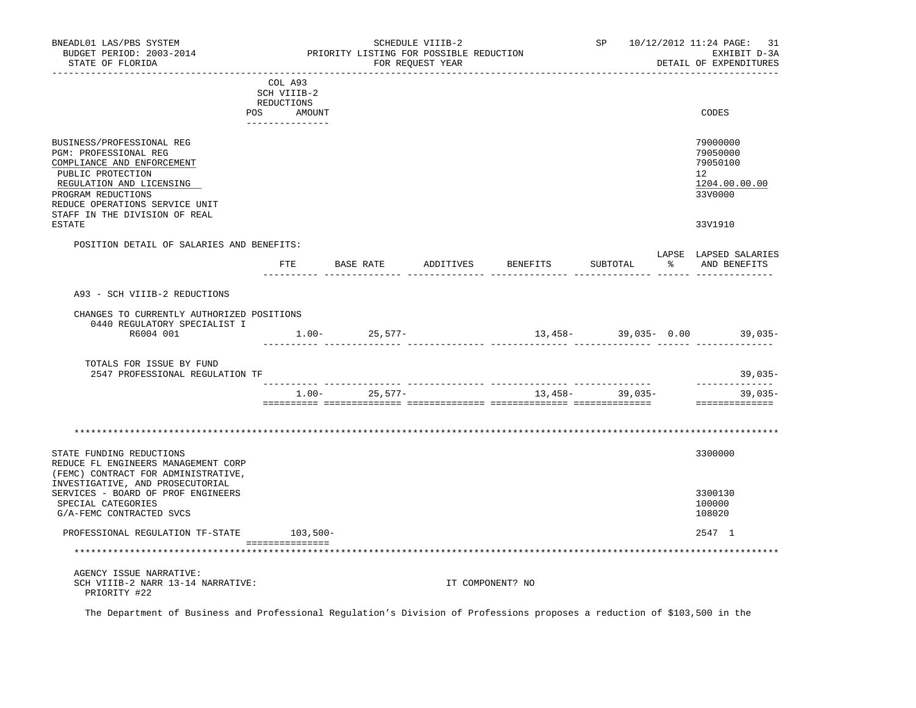BNEADL01 LAS/PBS SYSTEM | SCHEDULE VIIIB-2 | SP 10/12/2012 11:24 PAGE: 31
BUDGET PERIOD: 2003-2014 | PRIORITY LISTING FOR POSSIBLE REDUCTION | EXHIBIT D-3A
STATE OF FLORIDA | FOR REQUEST YEAR | DETAIL OF EXPENDITURES

| | COL A93 SCH VIIIB-2 REDUCTIONS POS AMOUNT | CODES |
|---|---|---|
| BUSINESS/PROFESSIONAL REG | | 79000000 |
| PGM: PROFESSIONAL REG | | 79050000 |
| COMPLIANCE AND ENFORCEMENT | | 79050100 |
| PUBLIC PROTECTION | | 12 |
| REGULATION AND LICENSING | | 1204.00.00.00 |
| PROGRAM REDUCTIONS | | 33V0000 |
| REDUCE OPERATIONS SERVICE UNIT STAFF IN THE DIVISION OF REAL ESTATE | | 33V1910 |

POSITION DETAIL OF SALARIES AND BENEFITS:

| | FTE | BASE RATE | ADDITIVES | BENEFITS | SUBTOTAL | LAPSE % | LAPSED SALARIES AND BENEFITS |
|---|---|---|---|---|---|---|---|
| A93 - SCH VIIIB-2 REDUCTIONS | | | | | | | |
| CHANGES TO CURRENTLY AUTHORIZED POSITIONS | | | | | | | |
| 0440 REGULATORY SPECIALIST I R6004 001 | 1.00- | 25,577- | | 13,458- | 39,035- | 0.00 | 39,035- |
| TOTALS FOR ISSUE BY FUND | | | | | | | |
| 2547 PROFESSIONAL REGULATION TF | | | | | | | 39,035- |
| | 1.00- | 25,577- | | 13,458- | 39,035- | | 39,035- |

********************************************************************************

| | COL A93 | CODES |
|---|---|---|
| STATE FUNDING REDUCTIONS | | 3300000 |
| REDUCE FL ENGINEERS MANAGEMENT CORP (FEMC) CONTRACT FOR ADMINISTRATIVE, INVESTIGATIVE, AND PROSECUTORIAL SERVICES - BOARD OF PROF ENGINEERS | | 3300130 |
| SPECIAL CATEGORIES | | 100000 |
| G/A-FEMC CONTRACTED SVCS | | 108020 |
| PROFESSIONAL REGULATION TF-STATE | 103,500- | 2547 1 |

********************************************************************************

AGENCY ISSUE NARRATIVE:
SCH VIIIB-2 NARR 13-14 NARRATIVE: IT COMPONENT? NO
PRIORITY #22

The Department of Business and Professional Regulation's Division of Professions proposes a reduction of $103,500 in the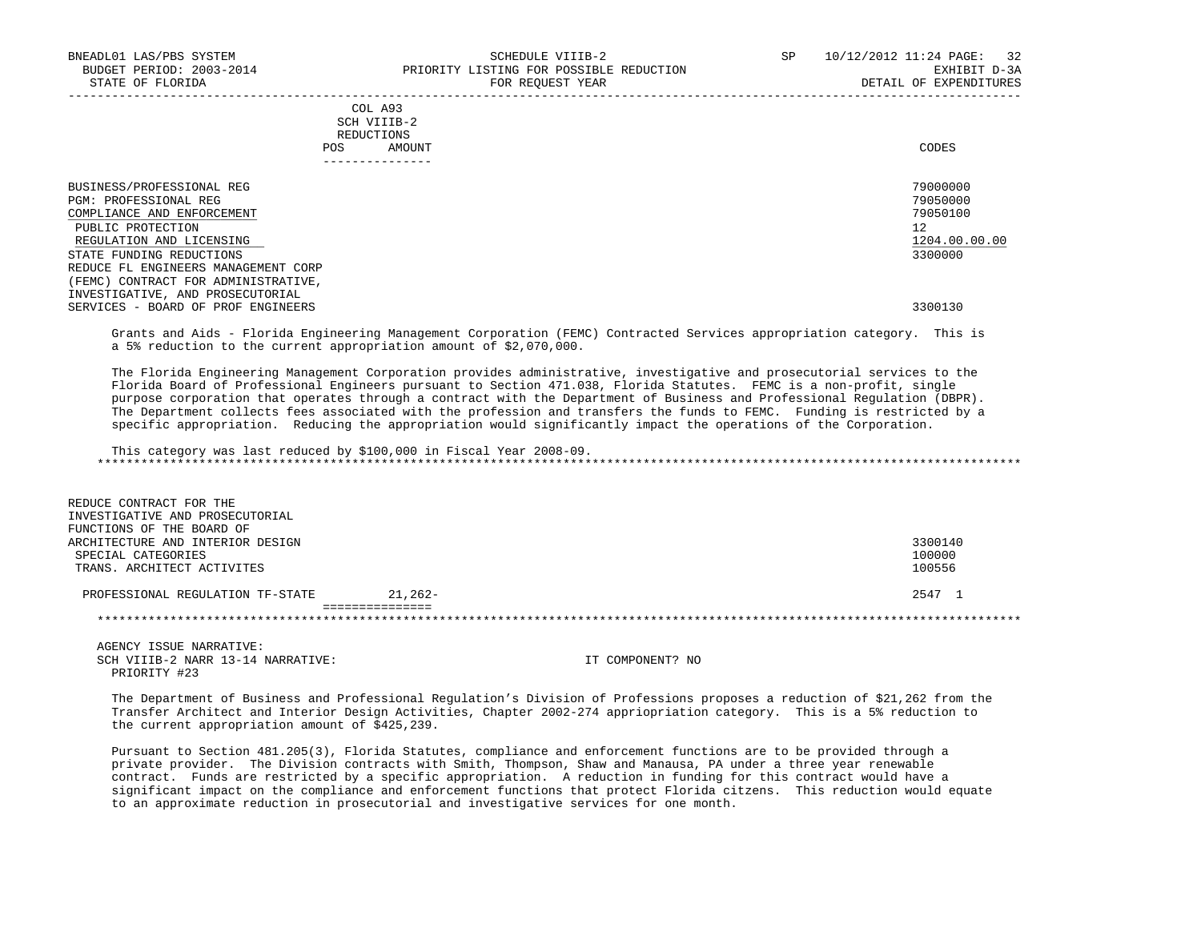COL A93
SCH VIIIB-2
REDUCTIONS

| | POS | AMOUNT | CODES |
|---|---|---|---|
| BUSINESS/PROFESSIONAL REG | | | 79000000 |
| PGM: PROFESSIONAL REG | | | 79050000 |
| COMPLIANCE AND ENFORCEMENT | | | 79050100 |
| PUBLIC PROTECTION | | | 12 |
| REGULATION AND LICENSING | | | 1204.00.00.00 |
| STATE FUNDING REDUCTIONS | | | 3300000 |
| REDUCE FL ENGINEERS MANAGEMENT CORP (FEMC) CONTRACT FOR ADMINISTRATIVE, INVESTIGATIVE, AND PROSECUTORIAL SERVICES - BOARD OF PROF ENGINEERS | | | 3300130 |

Grants and Aids - Florida Engineering Management Corporation (FEMC) Contracted Services appropriation category. This is a 5% reduction to the current appropriation amount of $2,070,000.

The Florida Engineering Management Corporation provides administrative, investigative and prosecutorial services to the Florida Board of Professional Engineers pursuant to Section 471.038, Florida Statutes. FEMC is a non-profit, single purpose corporation that operates through a contract with the Department of Business and Professional Regulation (DBPR). The Department collects fees associated with the profession and transfers the funds to FEMC. Funding is restricted by a specific appropriation. Reducing the appropriation would significantly impact the operations of the Corporation.

This category was last reduced by $100,000 in Fiscal Year 2008-09.

*******************************************************************************************************************

| | POS | AMOUNT | CODES |
|---|---|---|---|
| REDUCE CONTRACT FOR THE INVESTIGATIVE AND PROSECUTORIAL FUNCTIONS OF THE BOARD OF ARCHITECTURE AND INTERIOR DESIGN | | | 3300140 |
| SPECIAL CATEGORIES | | | 100000 |
| TRANS. ARCHITECT ACTIVITES | | | 100556 |
| PROFESSIONAL REGULATION TF-STATE | | 21,262- | 2547 1 |

*******************************************************************************************************************

AGENCY ISSUE NARRATIVE:
SCH VIIIB-2 NARR 13-14 NARRATIVE: IT COMPONENT? NO
PRIORITY #23

The Department of Business and Professional Regulation's Division of Professions proposes a reduction of $21,262 from the Transfer Architect and Interior Design Activities, Chapter 2002-274 appriopriation category. This is a 5% reduction to the current appropriation amount of $425,239.

Pursuant to Section 481.205(3), Florida Statutes, compliance and enforcement functions are to be provided through a private provider. The Division contracts with Smith, Thompson, Shaw and Manausa, PA under a three year renewable contract. Funds are restricted by a specific appropriation. A reduction in funding for this contract would have a significant impact on the compliance and enforcement functions that protect Florida citizens. This reduction would equate to an approximate reduction in prosecutorial and investigative services for one month.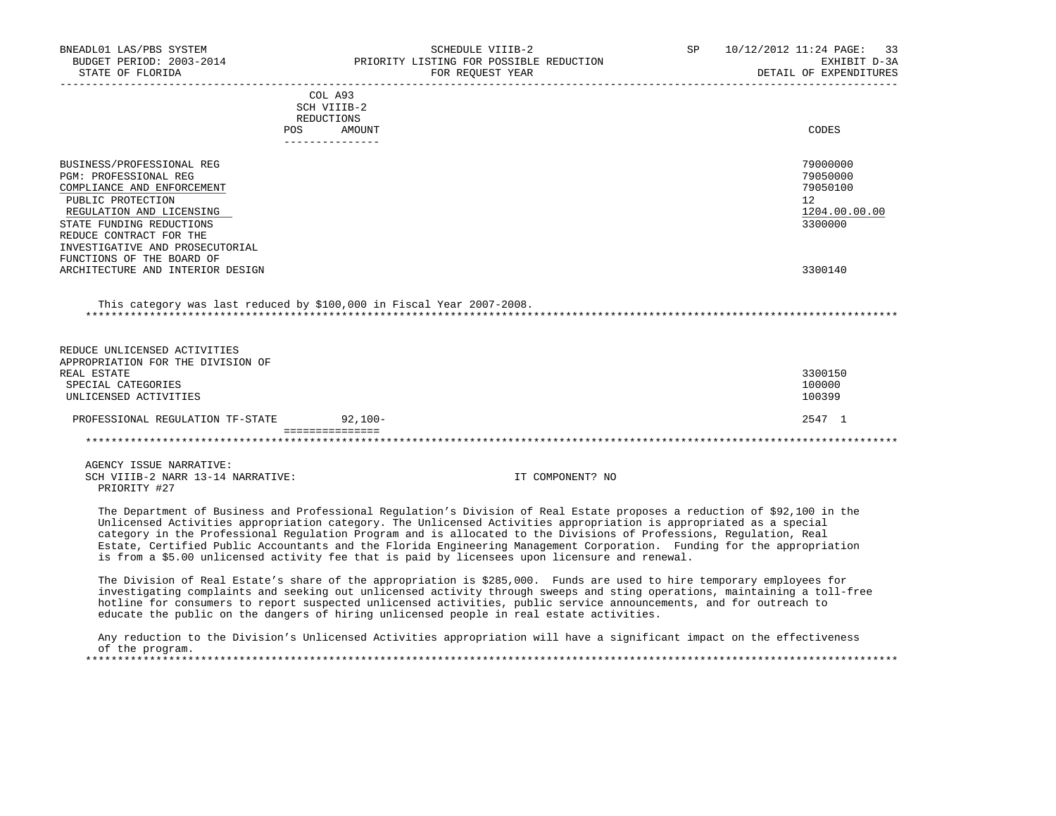| | COL A93 SCH VIIIB-2 REDUCTIONS POS AMOUNT | CODES |
|---|---|---|
| BUSINESS/PROFESSIONAL REG | | 79000000 |
| PGM: PROFESSIONAL REG | | 79050000 |
| COMPLIANCE AND ENFORCEMENT | | 79050100 |
| PUBLIC PROTECTION | | 12 |
| REGULATION AND LICENSING | | 1204.00.00.00 |
| STATE FUNDING REDUCTIONS | | 3300000 |
| REDUCE CONTRACT FOR THE INVESTIGATIVE AND PROSECUTORIAL FUNCTIONS OF THE BOARD OF ARCHITECTURE AND INTERIOR DESIGN | | 3300140 |

This category was last reduced by $100,000 in Fiscal Year 2007-2008.

*****************************************************************************************************************************

| | COL A93 SCH VIIIB-2 REDUCTIONS POS AMOUNT | CODES |
|---|---|---|
| REDUCE UNLICENSED ACTIVITIES APPROPRIATION FOR THE DIVISION OF REAL ESTATE | | 3300150 |
| SPECIAL CATEGORIES | | 100000 |
| UNLICENSED ACTIVITIES | | 100399 |
| PROFESSIONAL REGULATION TF-STATE | 92,100- | 2547 1 |

*****************************************************************************************************************************

AGENCY ISSUE NARRATIVE:
SCH VIIIB-2 NARR 13-14 NARRATIVE: IT COMPONENT? NO
PRIORITY #27

The Department of Business and Professional Regulation's Division of Real Estate proposes a reduction of $92,100 in the Unlicensed Activities appropriation category. The Unlicensed Activities appropriation is appropriated as a special category in the Professional Regulation Program and is allocated to the Divisions of Professions, Regulation, Real Estate, Certified Public Accountants and the Florida Engineering Management Corporation. Funding for the appropriation is from a $5.00 unlicensed activity fee that is paid by licensees upon licensure and renewal.

The Division of Real Estate's share of the appropriation is $285,000. Funds are used to hire temporary employees for investigating complaints and seeking out unlicensed activity through sweeps and sting operations, maintaining a toll-free hotline for consumers to report suspected unlicensed activities, public service announcements, and for outreach to educate the public on the dangers of hiring unlicensed people in real estate activities.

Any reduction to the Division's Unlicensed Activities appropriation will have a significant impact on the effectiveness of the program.

*****************************************************************************************************************************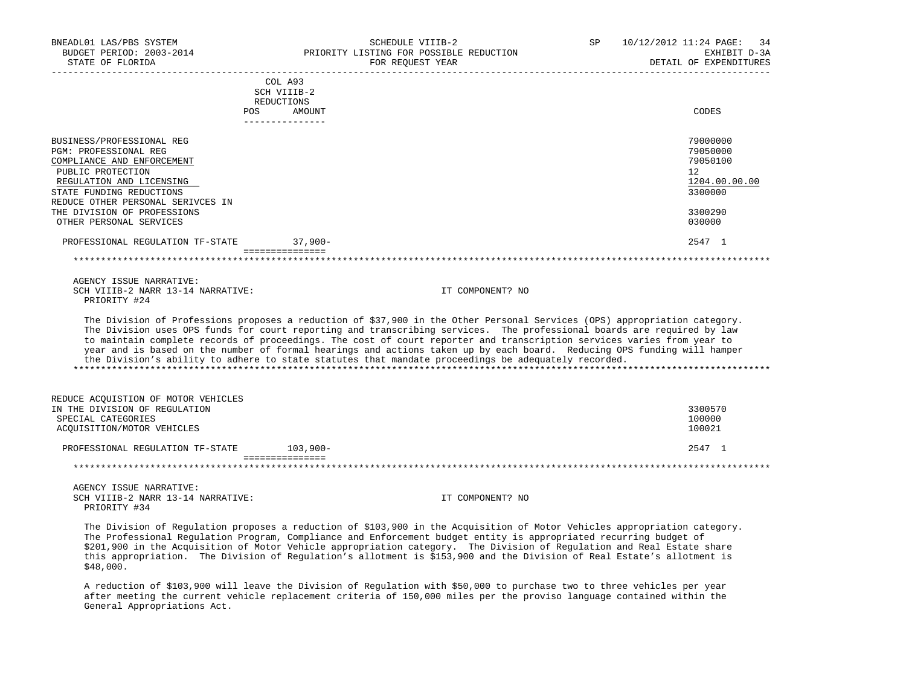BNEADL01 LAS/PBS SYSTEM | SCHEDULE VIIIB-2 | SP 10/12/2012 11:24
BUDGET PERIOD: 2003-2014 | PRIORITY LISTING FOR POSSIBLE REDUCTION | EXHIBIT D-3A
STATE OF FLORIDA | FOR REQUEST YEAR | DETAIL OF EXPENDITURES

| | COL A93 SCH VIIIB-2 REDUCTIONS POS AMOUNT | CODES |
|---|---|---|
| BUSINESS/PROFESSIONAL REG | | 79000000 |
| PGM: PROFESSIONAL REG | | 79050000 |
| COMPLIANCE AND ENFORCEMENT | | 79050100 |
| PUBLIC PROTECTION | | 12 |
| REGULATION AND LICENSING | | 1204.00.00.00 |
| STATE FUNDING REDUCTIONS | | 3300000 |
| REDUCE OTHER PERSONAL SERIVCES IN THE DIVISION OF PROFESSIONS | | 3300290 |
| OTHER PERSONAL SERVICES | | 030000 |
| PROFESSIONAL REGULATION TF-STATE | 37,900- | 2547 1 |

AGENCY ISSUE NARRATIVE:
SCH VIIIB-2 NARR 13-14 NARRATIVE: IT COMPONENT? NO
PRIORITY #24

The Division of Professions proposes a reduction of $37,900 in the Other Personal Services (OPS) appropriation category. The Division uses OPS funds for court reporting and transcribing services. The professional boards are required by law to maintain complete records of proceedings. The cost of court reporter and transcription services varies from year to year and is based on the number of formal hearings and actions taken up by each board. Reducing OPS funding will hamper the Division's ability to adhere to state statutes that mandate proceedings be adequately recorded.

| | | |
|---|---|---|
| REDUCE ACQUISTION OF MOTOR VEHICLES IN THE DIVISION OF REGULATION | | 3300570 |
| SPECIAL CATEGORIES | | 100000 |
| ACQUISITION/MOTOR VEHICLES | | 100021 |
| PROFESSIONAL REGULATION TF-STATE | 103,900- | 2547 1 |

AGENCY ISSUE NARRATIVE:
SCH VIIIB-2 NARR 13-14 NARRATIVE: IT COMPONENT? NO
PRIORITY #34

The Division of Regulation proposes a reduction of $103,900 in the Acquisition of Motor Vehicles appropriation category. The Professional Regulation Program, Compliance and Enforcement budget entity is appropriated recurring budget of $201,900 in the Acquisition of Motor Vehicle appropriation category. The Division of Regulation and Real Estate share this appropriation. The Division of Regulation's allotment is $153,900 and the Division of Real Estate's allotment is $48,000.

A reduction of $103,900 will leave the Division of Regulation with $50,000 to purchase two to three vehicles per year after meeting the current vehicle replacement criteria of 150,000 miles per the proviso language contained within the General Appropriations Act.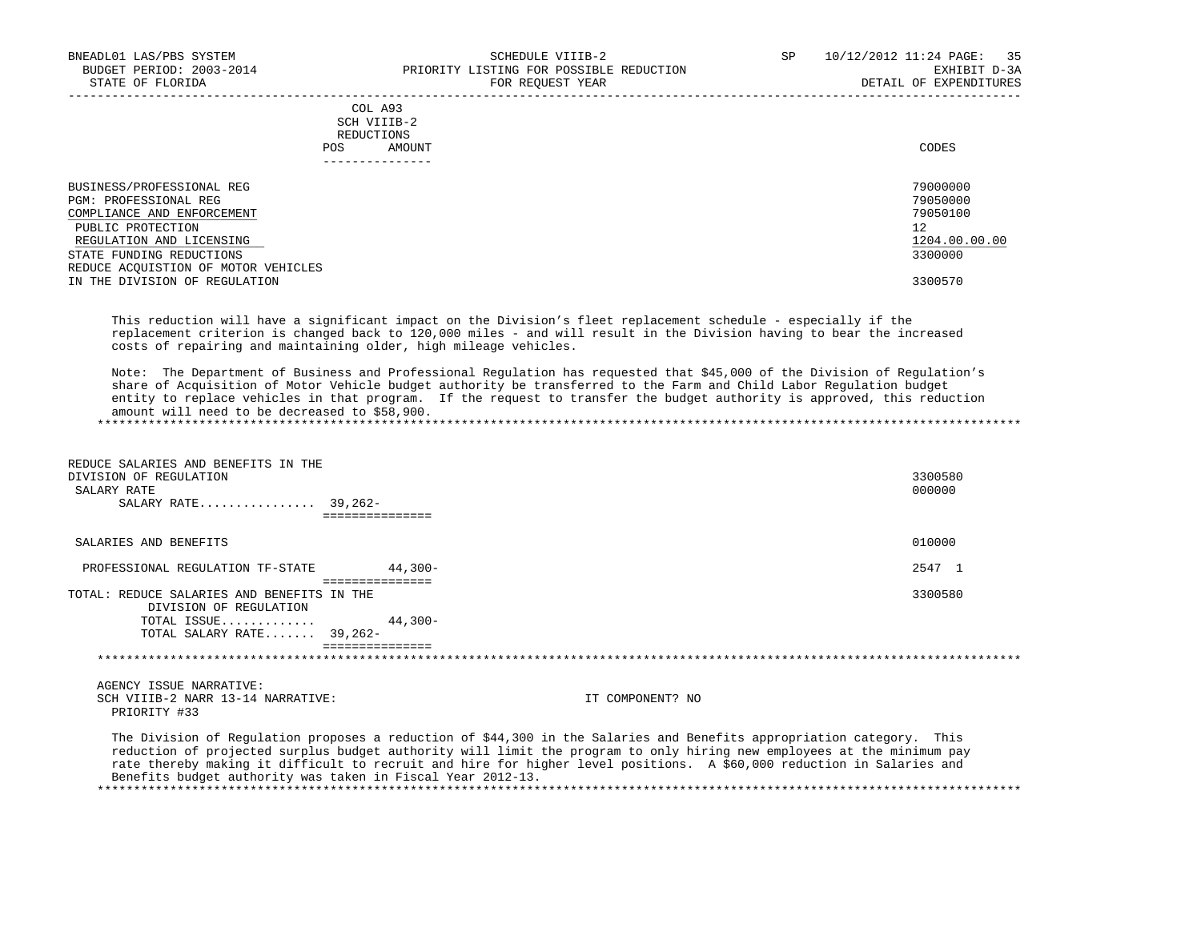COL A93
SCH VIIIB-2
REDUCTIONS

| | POS | AMOUNT | CODES |
|---|---|---|---|
| BUSINESS/PROFESSIONAL REG | | | 79000000 |
| PGM: PROFESSIONAL REG | | | 79050000 |
| COMPLIANCE AND ENFORCEMENT | | | 79050100 |
| PUBLIC PROTECTION | | | 12 |
| REGULATION AND LICENSING | | | 1204.00.00.00 |
| STATE FUNDING REDUCTIONS | | | 3300000 |
| REDUCE ACQUISTION OF MOTOR VEHICLES IN THE DIVISION OF REGULATION | | | 3300570 |

This reduction will have a significant impact on the Division's fleet replacement schedule - especially if the replacement criterion is changed back to 120,000 miles - and will result in the Division having to bear the increased costs of repairing and maintaining older, high mileage vehicles.

Note: The Department of Business and Professional Regulation has requested that $45,000 of the Division of Regulation's share of Acquisition of Motor Vehicle budget authority be transferred to the Farm and Child Labor Regulation budget entity to replace vehicles in that program. If the request to transfer the budget authority is approved, this reduction amount will need to be decreased to $58,900.

*****************************************************************************************************************************

| | POS | AMOUNT | CODES |
|---|---|---|---|
| REDUCE SALARIES AND BENEFITS IN THE DIVISION OF REGULATION | | | 3300580 |
| SALARY RATE | | | 000000 |
| SALARY RATE................ | 39,262- | | |
| SALARIES AND BENEFITS | | | 010000 |
| PROFESSIONAL REGULATION TF-STATE | | 44,300- | 2547 1 |
| TOTAL: REDUCE SALARIES AND BENEFITS IN THE DIVISION OF REGULATION | | | 3300580 |
| TOTAL ISSUE............. | | 44,300- | |
| TOTAL SALARY RATE....... | 39,262- | | |

*****************************************************************************************************************************

AGENCY ISSUE NARRATIVE:
SCH VIIIB-2 NARR 13-14 NARRATIVE: IT COMPONENT? NO
PRIORITY #33

The Division of Regulation proposes a reduction of $44,300 in the Salaries and Benefits appropriation category. This reduction of projected surplus budget authority will limit the program to only hiring new employees at the minimum pay rate thereby making it difficult to recruit and hire for higher level positions. A $60,000 reduction in Salaries and Benefits budget authority was taken in Fiscal Year 2012-13.

*****************************************************************************************************************************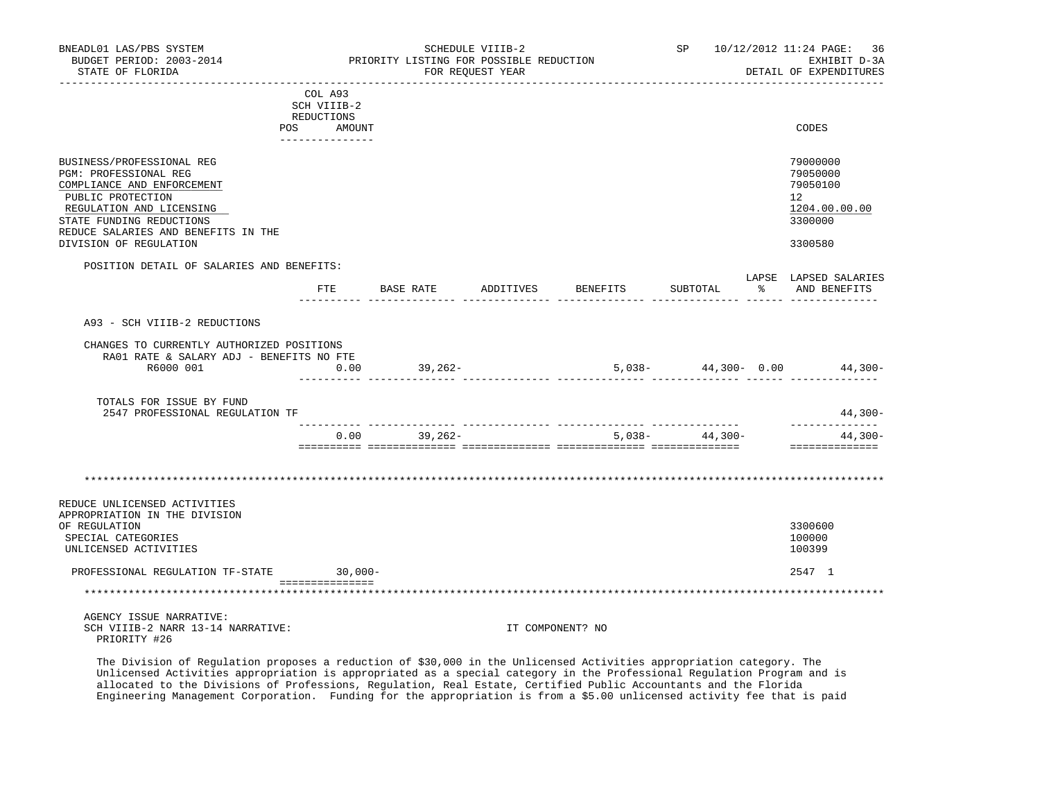BNEADL01 LAS/PBS SYSTEM | SCHEDULE VIIIB-2 | SP 10/12/2012 11:24
BUDGET PERIOD: 2003-2014 | PRIORITY LISTING FOR POSSIBLE REDUCTION | EXHIBIT D-3A
STATE OF FLORIDA | FOR REQUEST YEAR | DETAIL OF EXPENDITURES

| | COL A93 SCH VIIIB-2 REDUCTIONS POS | AMOUNT | CODES |
|---|---|---|---|
| BUSINESS/PROFESSIONAL REG | | | 79000000 |
| PGM: PROFESSIONAL REG | | | 79050000 |
| COMPLIANCE AND ENFORCEMENT | | | 79050100 |
| PUBLIC PROTECTION | | | 12 |
| REGULATION AND LICENSING | | | 1204.00.00.00 |
| STATE FUNDING REDUCTIONS | | | 3300000 |
| REDUCE SALARIES AND BENEFITS IN THE DIVISION OF REGULATION | | | 3300580 |

POSITION DETAIL OF SALARIES AND BENEFITS:

| | FTE | BASE RATE | ADDITIVES | BENEFITS | SUBTOTAL | LAPSE % | LAPSED SALARIES AND BENEFITS |
|---|---|---|---|---|---|---|---|
| A93 - SCH VIIIB-2 REDUCTIONS | | | | | | | |
| CHANGES TO CURRENTLY AUTHORIZED POSITIONS | | | | | | | |
| RA01 RATE & SALARY ADJ - BENEFITS NO FTE | | | | | | | |
| R6000 001 | 0.00 | 39,262- | | 5,038- | 44,300- | 0.00 | 44,300- |
| TOTALS FOR ISSUE BY FUND | | | | | | | |
| 2547 PROFESSIONAL REGULATION TF | | | | | | | 44,300- |
| | 0.00 | 39,262- | | 5,038- | 44,300- | | 44,300- |

| | POS | AMOUNT | CODES |
|---|---|---|---|
| REDUCE UNLICENSED ACTIVITIES APPROPRIATION IN THE DIVISION OF REGULATION | | | 3300600 |
| SPECIAL CATEGORIES | | | 100000 |
| UNLICENSED ACTIVITIES | | | 100399 |
| PROFESSIONAL REGULATION TF-STATE | | 30,000- | 2547 1 |

AGENCY ISSUE NARRATIVE:
SCH VIIIB-2 NARR 13-14 NARRATIVE: IT COMPONENT? NO
PRIORITY #26

The Division of Regulation proposes a reduction of $30,000 in the Unlicensed Activities appropriation category. The Unlicensed Activities appropriation is appropriated as a special category in the Professional Regulation Program and is allocated to the Divisions of Professions, Regulation, Real Estate, Certified Public Accountants and the Florida Engineering Management Corporation. Funding for the appropriation is from a $5.00 unlicensed activity fee that is paid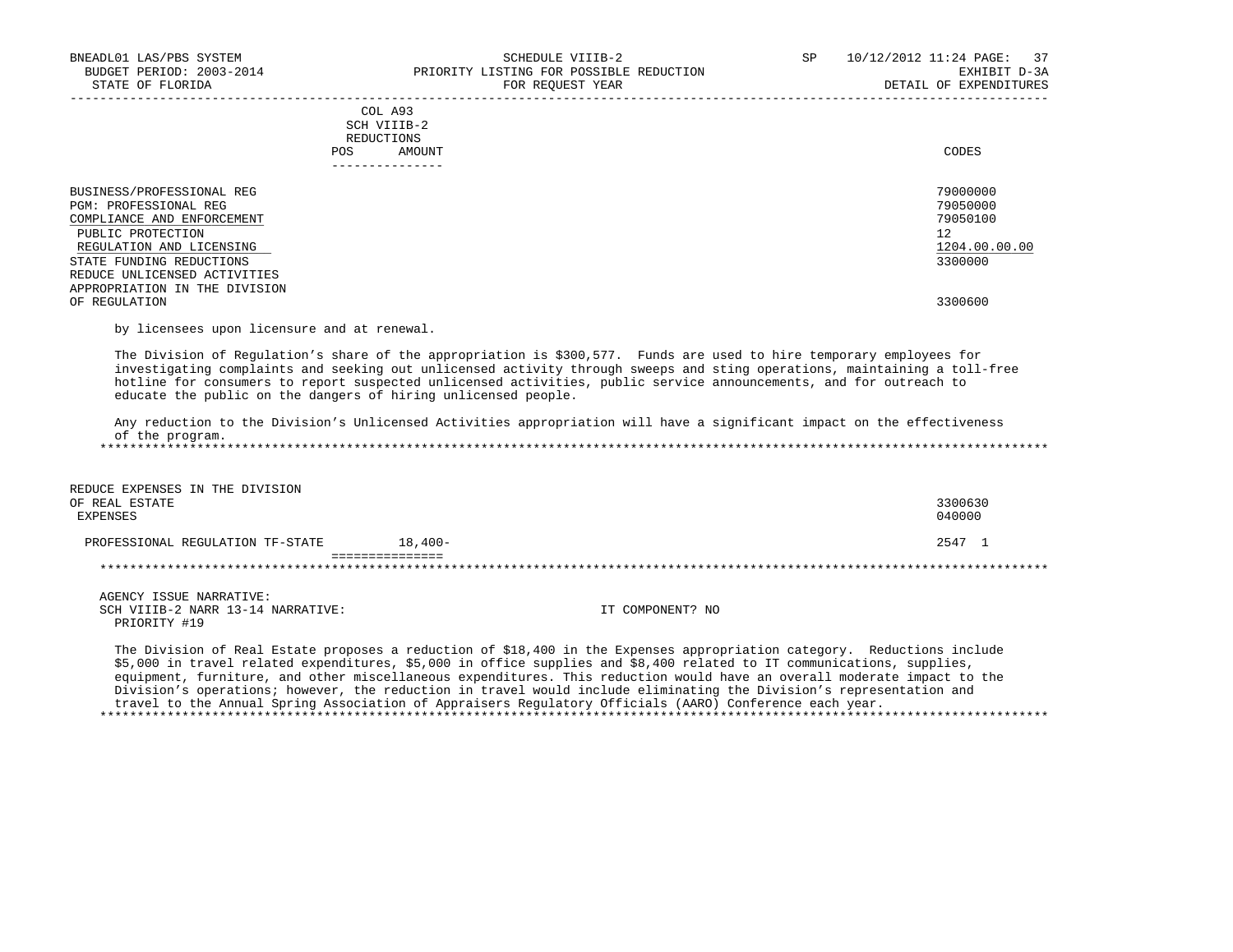| | COL A93 SCH VIIIB-2 REDUCTIONS POS AMOUNT | CODES |
|---|---|---|
| BUSINESS/PROFESSIONAL REG | | 79000000 |
| PGM: PROFESSIONAL REG | | 79050000 |
| COMPLIANCE AND ENFORCEMENT | | 79050100 |
| PUBLIC PROTECTION | | 12 |
| REGULATION AND LICENSING | | 1204.00.00.00 |
| STATE FUNDING REDUCTIONS | | 3300000 |
| REDUCE UNLICENSED ACTIVITIES APPROPRIATION IN THE DIVISION OF REGULATION | | 3300600 |

by licensees upon licensure and at renewal.

The Division of Regulation's share of the appropriation is $300,577. Funds are used to hire temporary employees for investigating complaints and seeking out unlicensed activity through sweeps and sting operations, maintaining a toll-free hotline for consumers to report suspected unlicensed activities, public service announcements, and for outreach to educate the public on the dangers of hiring unlicensed people.

Any reduction to the Division's Unlicensed Activities appropriation will have a significant impact on the effectiveness of the program.

*****************************************************************************************************************************

| | AMOUNT | CODES |
|---|---|---|
| REDUCE EXPENSES IN THE DIVISION OF REAL ESTATE | | 3300630 |
| EXPENSES | | 040000 |
| PROFESSIONAL REGULATION TF-STATE | 18,400- | 2547 1 |

*****************************************************************************************************************************

AGENCY ISSUE NARRATIVE:
SCH VIIIB-2 NARR 13-14 NARRATIVE: IT COMPONENT? NO
PRIORITY #19

The Division of Real Estate proposes a reduction of $18,400 in the Expenses appropriation category. Reductions include $5,000 in travel related expenditures, $5,000 in office supplies and $8,400 related to IT communications, supplies, equipment, furniture, and other miscellaneous expenditures. This reduction would have an overall moderate impact to the Division's operations; however, the reduction in travel would include eliminating the Division's representation and travel to the Annual Spring Association of Appraisers Regulatory Officials (AARO) Conference each year.

*****************************************************************************************************************************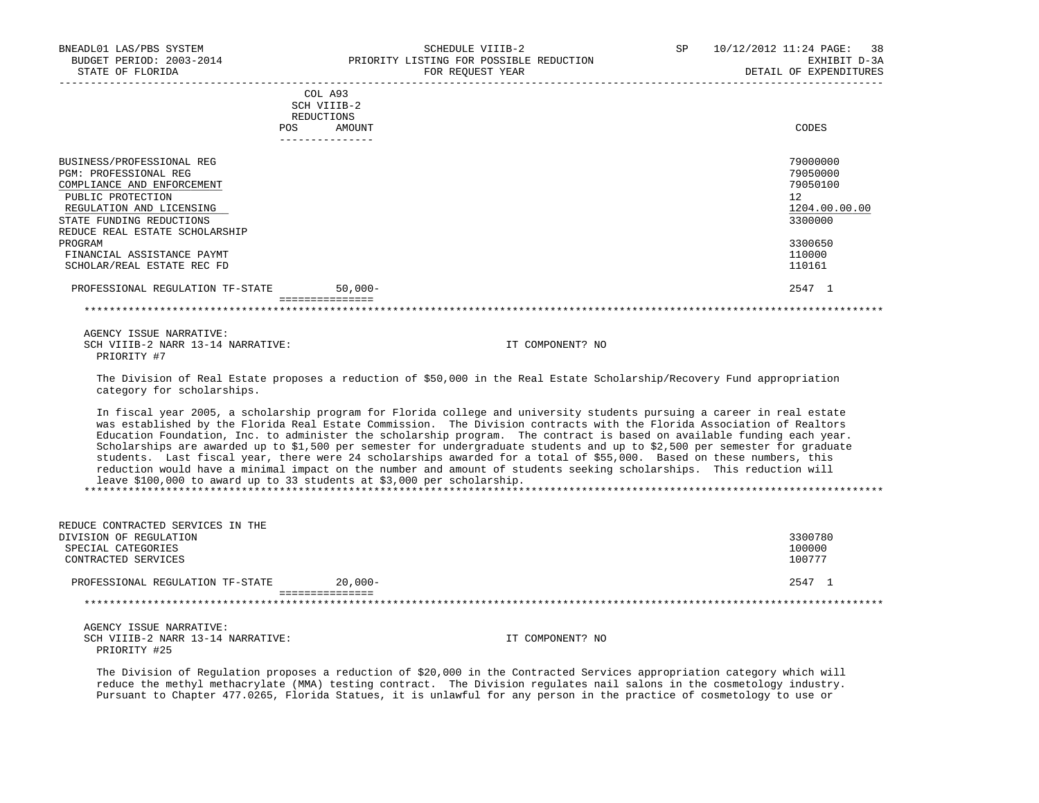| | COL A93 SCH VIIIB-2 REDUCTIONS POS AMOUNT | CODES |
|---|---|---|
| BUSINESS/PROFESSIONAL REG | | 79000000 |
| PGM: PROFESSIONAL REG | | 79050000 |
| COMPLIANCE AND ENFORCEMENT | | 79050100 |
| PUBLIC PROTECTION | | 12 |
| REGULATION AND LICENSING | | 1204.00.00.00 |
| STATE FUNDING REDUCTIONS | | 3300000 |
| REDUCE REAL ESTATE SCHOLARSHIP PROGRAM | | 3300650 |
| FINANCIAL ASSISTANCE PAYMT | | 110000 |
| SCHOLAR/REAL ESTATE REC FD | | 110161 |
| PROFESSIONAL REGULATION TF-STATE | 50,000- | 2547 1 |

AGENCY ISSUE NARRATIVE:
SCH VIIIB-2 NARR 13-14 NARRATIVE: IT COMPONENT? NO
PRIORITY #7

The Division of Real Estate proposes a reduction of $50,000 in the Real Estate Scholarship/Recovery Fund appropriation category for scholarships.

In fiscal year 2005, a scholarship program for Florida college and university students pursuing a career in real estate was established by the Florida Real Estate Commission. The Division contracts with the Florida Association of Realtors Education Foundation, Inc. to administer the scholarship program. The contract is based on available funding each year. Scholarships are awarded up to $1,500 per semester for undergraduate students and up to $2,500 per semester for graduate students. Last fiscal year, there were 24 scholarships awarded for a total of $55,000. Based on these numbers, this reduction would have a minimal impact on the number and amount of students seeking scholarships. This reduction will leave $100,000 to award up to 33 students at $3,000 per scholarship.

| | POS AMOUNT | CODES |
|---|---|---|
| REDUCE CONTRACTED SERVICES IN THE DIVISION OF REGULATION | | 3300780 |
| SPECIAL CATEGORIES | | 100000 |
| CONTRACTED SERVICES | | 100777 |
| PROFESSIONAL REGULATION TF-STATE | 20,000- | 2547 1 |

AGENCY ISSUE NARRATIVE:
SCH VIIIB-2 NARR 13-14 NARRATIVE: IT COMPONENT? NO
PRIORITY #25

The Division of Regulation proposes a reduction of $20,000 in the Contracted Services appropriation category which will reduce the methyl methacrylate (MMA) testing contract. The Division regulates nail salons in the cosmetology industry. Pursuant to Chapter 477.0265, Florida Statues, it is unlawful for any person in the practice of cosmetology to use or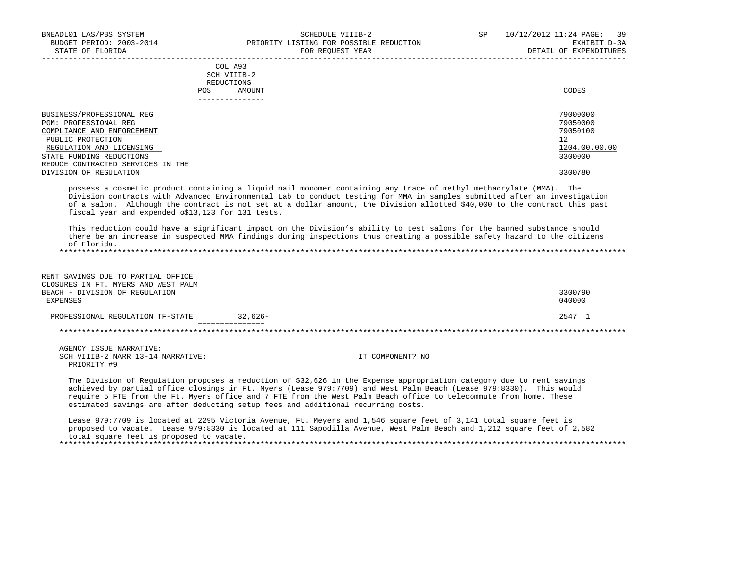| | COL A93 SCH VIIIB-2 REDUCTIONS | | |
|---|---|---|---|
| | POS | AMOUNT | CODES |
| BUSINESS/PROFESSIONAL REG | | | 79000000 |
| PGM: PROFESSIONAL REG | | | 79050000 |
| COMPLIANCE AND ENFORCEMENT | | | 79050100 |
| PUBLIC PROTECTION | | | 12 |
| REGULATION AND LICENSING | | | 1204.00.00.00 |
| STATE FUNDING REDUCTIONS | | | 3300000 |
| REDUCE CONTRACTED SERVICES IN THE DIVISION OF REGULATION | | | 3300780 |

possess a cosmetic product containing a liquid nail monomer containing any trace of methyl methacrylate (MMA). The Division contracts with Advanced Environmental Lab to conduct testing for MMA in samples submitted after an investigation of a salon. Although the contract is not set at a dollar amount, the Division allotted $40,000 to the contract this past fiscal year and expended o$13,123 for 131 tests.

This reduction could have a significant impact on the Division's ability to test salons for the banned substance should there be an increase in suspected MMA findings during inspections thus creating a possible safety hazard to the citizens of Florida.

*****************************************************************************************************************************

| | POS | AMOUNT | CODES |
|---|---|---|---|
| RENT SAVINGS DUE TO PARTIAL OFFICE CLOSURES IN FT. MYERS AND WEST PALM BEACH - DIVISION OF REGULATION | | | 3300790 |
| EXPENSES | | | 040000 |
| PROFESSIONAL REGULATION TF-STATE | | 32,626- | 2547 1 |

*****************************************************************************************************************************

AGENCY ISSUE NARRATIVE:
SCH VIIIB-2 NARR 13-14 NARRATIVE: IT COMPONENT? NO
PRIORITY #9

The Division of Regulation proposes a reduction of $32,626 in the Expense appropriation category due to rent savings achieved by partial office closings in Ft. Myers (Lease 979:7709) and West Palm Beach (Lease 979:8330). This would require 5 FTE from the Ft. Myers office and 7 FTE from the West Palm Beach office to telecommute from home. These estimated savings are after deducting setup fees and additional recurring costs.

Lease 979:7709 is located at 2295 Victoria Avenue, Ft. Meyers and 1,546 square feet of 3,141 total square feet is proposed to vacate. Lease 979:8330 is located at 111 Sapodilla Avenue, West Palm Beach and 1,212 square feet of 2,582 total square feet is proposed to vacate.

*****************************************************************************************************************************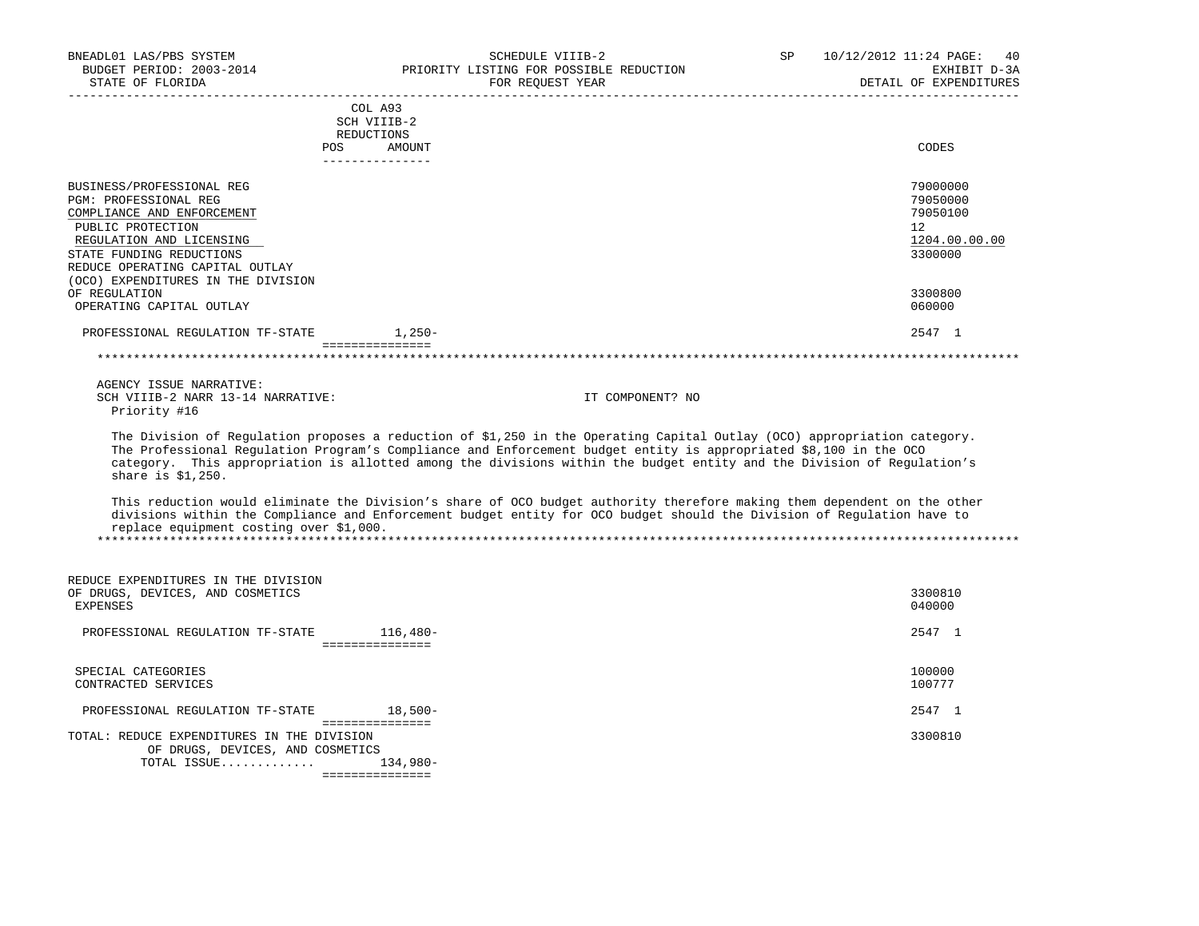| | COL A93 SCH VIIIB-2 REDUCTIONS POS AMOUNT | CODES |
|---|---|---|
| BUSINESS/PROFESSIONAL REG | | 79000000 |
| PGM: PROFESSIONAL REG | | 79050000 |
| COMPLIANCE AND ENFORCEMENT | | 79050100 |
| PUBLIC PROTECTION | | 12 |
| REGULATION AND LICENSING | | 1204.00.00.00 |
| STATE FUNDING REDUCTIONS | | 3300000 |
| REDUCE OPERATING CAPITAL OUTLAY (OCO) EXPENDITURES IN THE DIVISION OF REGULATION | | 3300800 |
| OPERATING CAPITAL OUTLAY | | 060000 |
| PROFESSIONAL REGULATION TF-STATE | 1,250- | 2547 1 |

AGENCY ISSUE NARRATIVE:
SCH VIIIB-2 NARR 13-14 NARRATIVE: IT COMPONENT? NO
Priority #16

The Division of Regulation proposes a reduction of $1,250 in the Operating Capital Outlay (OCO) appropriation category. The Professional Regulation Program's Compliance and Enforcement budget entity is appropriated $8,100 in the OCO category. This appropriation is allotted among the divisions within the budget entity and the Division of Regulation's share is $1,250.

This reduction would eliminate the Division's share of OCO budget authority therefore making them dependent on the other divisions within the Compliance and Enforcement budget entity for OCO budget should the Division of Regulation have to replace equipment costing over $1,000.

| | POS AMOUNT | CODES |
|---|---|---|
| REDUCE EXPENDITURES IN THE DIVISION OF DRUGS, DEVICES, AND COSMETICS | | 3300810 |
| EXPENSES | | 040000 |
| PROFESSIONAL REGULATION TF-STATE | 116,480- | 2547 1 |
| SPECIAL CATEGORIES | | 100000 |
| CONTRACTED SERVICES | | 100777 |
| PROFESSIONAL REGULATION TF-STATE | 18,500- | 2547 1 |
| TOTAL: REDUCE EXPENDITURES IN THE DIVISION OF DRUGS, DEVICES, AND COSMETICS | | 3300810 |
| TOTAL ISSUE............. | 134,980- | |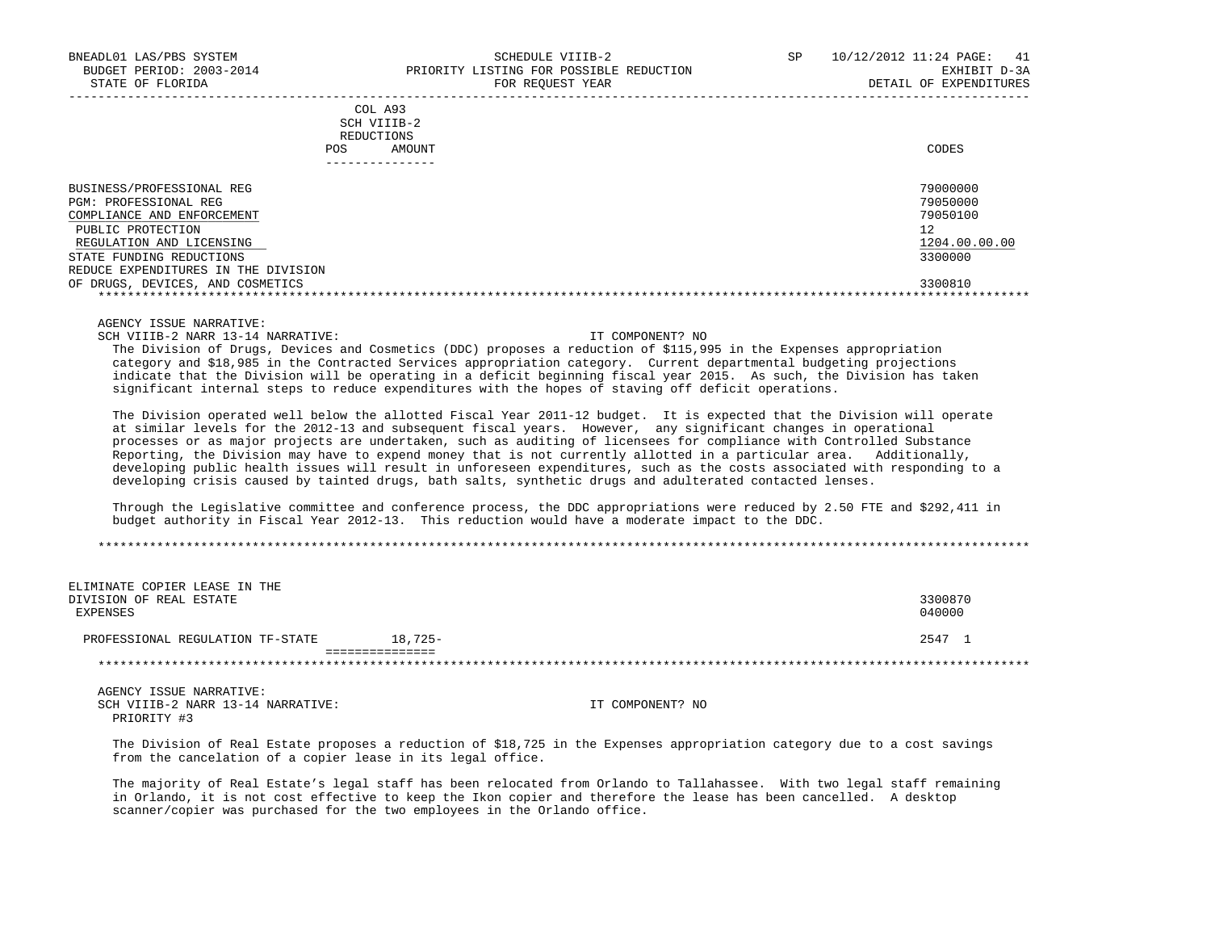| | COL A93 SCH VIIIB-2 REDUCTIONS POS AMOUNT | CODES |
|---|---|---|
| BUSINESS/PROFESSIONAL REG | | 79000000 |
| PGM: PROFESSIONAL REG | | 79050000 |
| COMPLIANCE AND ENFORCEMENT | | 79050100 |
| PUBLIC PROTECTION | | 12 |
| REGULATION AND LICENSING | | 1204.00.00.00 |
| STATE FUNDING REDUCTIONS | | 3300000 |
| REDUCE EXPENDITURES IN THE DIVISION OF DRUGS, DEVICES, AND COSMETICS | | 3300810 |

AGENCY ISSUE NARRATIVE:
SCH VIIIB-2 NARR 13-14 NARRATIVE: IT COMPONENT? NO

The Division of Drugs, Devices and Cosmetics (DDC) proposes a reduction of $115,995 in the Expenses appropriation category and $18,985 in the Contracted Services appropriation category. Current departmental budgeting projections indicate that the Division will be operating in a deficit beginning fiscal year 2015. As such, the Division has taken significant internal steps to reduce expenditures with the hopes of staving off deficit operations.

The Division operated well below the allotted Fiscal Year 2011-12 budget. It is expected that the Division will operate at similar levels for the 2012-13 and subsequent fiscal years. However, any significant changes in operational processes or as major projects are undertaken, such as auditing of licensees for compliance with Controlled Substance Reporting, the Division may have to expend money that is not currently allotted in a particular area. Additionally, developing public health issues will result in unforeseen expenditures, such as the costs associated with responding to a developing crisis caused by tainted drugs, bath salts, synthetic drugs and adulterated contacted lenses.

Through the Legislative committee and conference process, the DDC appropriations were reduced by 2.50 FTE and $292,411 in budget authority in Fiscal Year 2012-13. This reduction would have a moderate impact to the DDC.

| | AMOUNT | CODES |
|---|---|---|
| ELIMINATE COPIER LEASE IN THE DIVISION OF REAL ESTATE | | 3300870 |
| EXPENSES | | 040000 |
| PROFESSIONAL REGULATION TF-STATE | 18,725- | 2547 1 |

AGENCY ISSUE NARRATIVE:
SCH VIIIB-2 NARR 13-14 NARRATIVE: IT COMPONENT? NO
PRIORITY #3

The Division of Real Estate proposes a reduction of $18,725 in the Expenses appropriation category due to a cost savings from the cancelation of a copier lease in its legal office.

The majority of Real Estate's legal staff has been relocated from Orlando to Tallahassee. With two legal staff remaining in Orlando, it is not cost effective to keep the Ikon copier and therefore the lease has been cancelled. A desktop scanner/copier was purchased for the two employees in the Orlando office.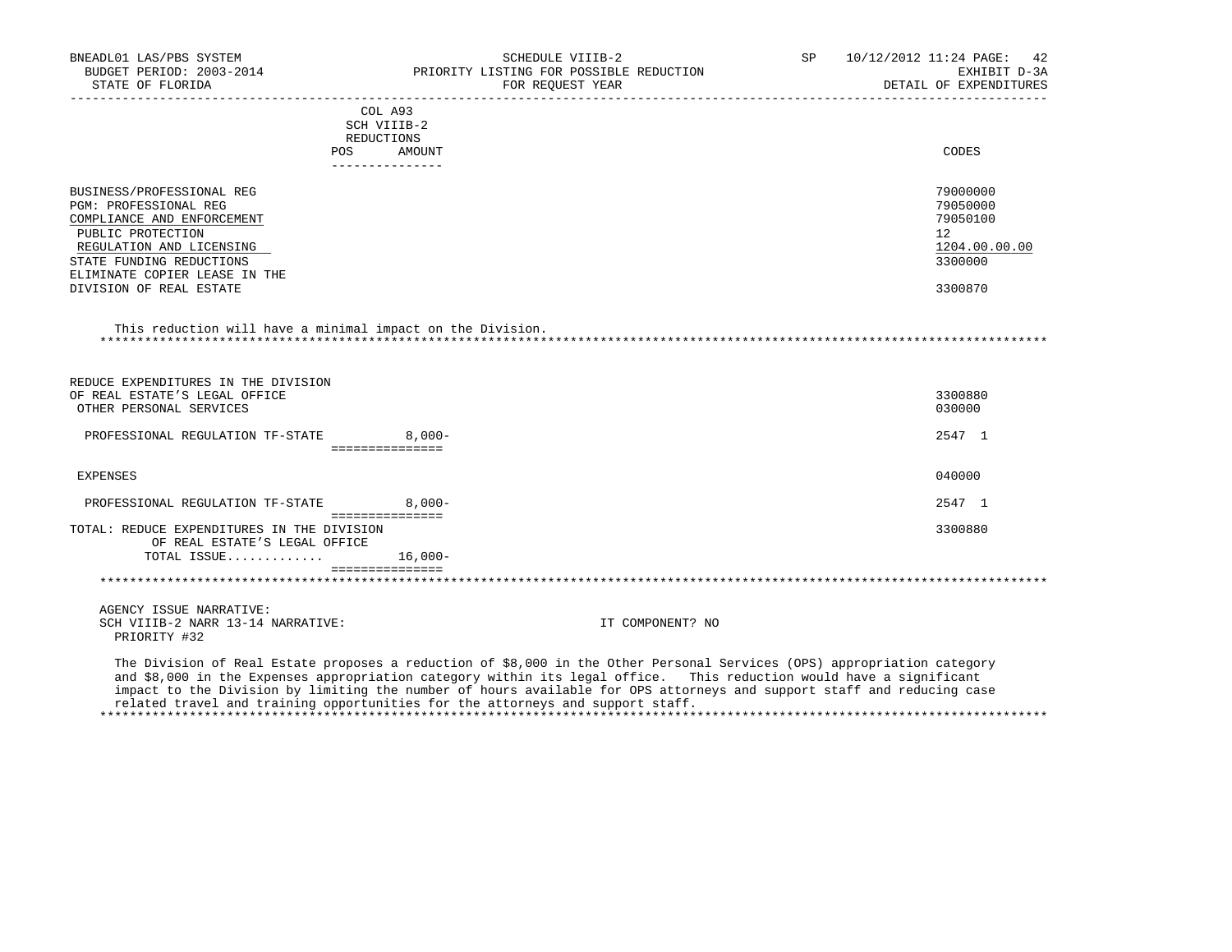| | COL A93 SCH VIIIB-2 REDUCTIONS POS AMOUNT | CODES |
|---|---|---|
| BUSINESS/PROFESSIONAL REG | | 79000000 |
| PGM: PROFESSIONAL REG | | 79050000 |
| COMPLIANCE AND ENFORCEMENT | | 79050100 |
| PUBLIC PROTECTION | | 12 |
| REGULATION AND LICENSING | | 1204.00.00.00 |
| STATE FUNDING REDUCTIONS | | 3300000 |
| ELIMINATE COPIER LEASE IN THE DIVISION OF REAL ESTATE | | 3300870 |

This reduction will have a minimal impact on the Division.

************************************************************************************************************************

| | POS AMOUNT | CODES |
|---|---|---|
| REDUCE EXPENDITURES IN THE DIVISION OF REAL ESTATE'S LEGAL OFFICE | | 3300880 |
| OTHER PERSONAL SERVICES | | 030000 |
| PROFESSIONAL REGULATION TF-STATE | 8,000- | 2547 1 |
| EXPENSES | | 040000 |
| PROFESSIONAL REGULATION TF-STATE | 8,000- | 2547 1 |
| TOTAL: REDUCE EXPENDITURES IN THE DIVISION OF REAL ESTATE'S LEGAL OFFICE | | 3300880 |
| TOTAL ISSUE............. | 16,000- | |

************************************************************************************************************************

AGENCY ISSUE NARRATIVE:
SCH VIIIB-2 NARR 13-14 NARRATIVE: IT COMPONENT? NO
PRIORITY #32

The Division of Real Estate proposes a reduction of $8,000 in the Other Personal Services (OPS) appropriation category and $8,000 in the Expenses appropriation category within its legal office. This reduction would have a significant impact to the Division by limiting the number of hours available for OPS attorneys and support staff and reducing case related travel and training opportunities for the attorneys and support staff.

************************************************************************************************************************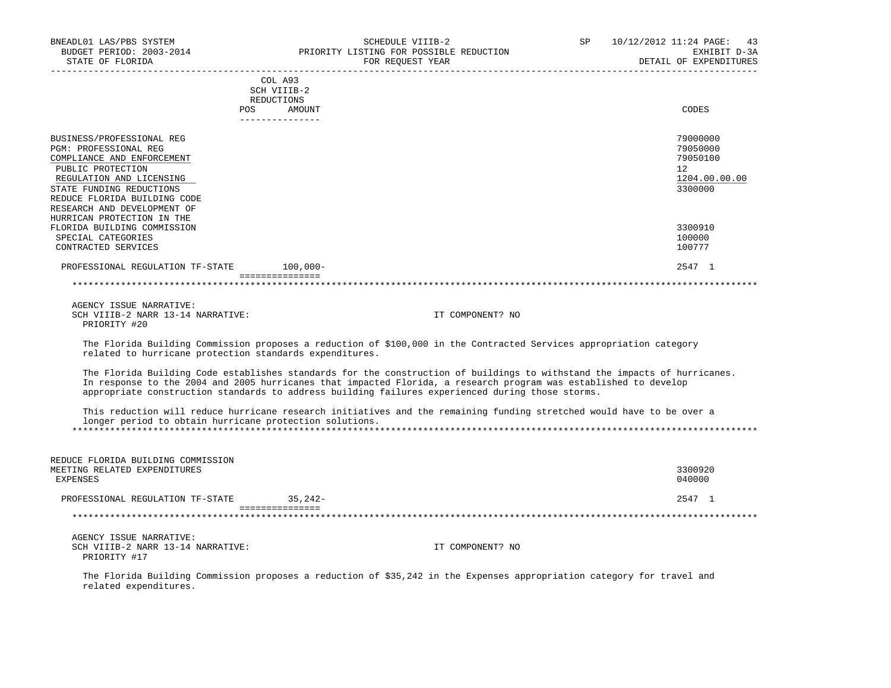| | COL A93 SCH VIIIB-2 REDUCTIONS POS AMOUNT | CODES |
|---|---|---|
| BUSINESS/PROFESSIONAL REG | | 79000000 |
| PGM: PROFESSIONAL REG | | 79050000 |
| COMPLIANCE AND ENFORCEMENT | | 79050100 |
| PUBLIC PROTECTION | | 12 |
| REGULATION AND LICENSING | | 1204.00.00.00 |
| STATE FUNDING REDUCTIONS | | 3300000 |
| REDUCE FLORIDA BUILDING CODE RESEARCH AND DEVELOPMENT OF HURRICAN PROTECTION IN THE FLORIDA BUILDING COMMISSION | | 3300910 |
| SPECIAL CATEGORIES | | 100000 |
| CONTRACTED SERVICES | | 100777 |
| PROFESSIONAL REGULATION TF-STATE | 100,000- | 2547 1 |

AGENCY ISSUE NARRATIVE:
SCH VIIIB-2 NARR 13-14 NARRATIVE: IT COMPONENT? NO
PRIORITY #20

The Florida Building Commission proposes a reduction of $100,000 in the Contracted Services appropriation category related to hurricane protection standards expenditures.

The Florida Building Code establishes standards for the construction of buildings to withstand the impacts of hurricanes. In response to the 2004 and 2005 hurricanes that impacted Florida, a research program was established to develop appropriate construction standards to address building failures experienced during those storms.

This reduction will reduce hurricane research initiatives and the remaining funding stretched would have to be over a longer period to obtain hurricane protection solutions.

| | | |
|---|---|---|
| REDUCE FLORIDA BUILDING COMMISSION MEETING RELATED EXPENDITURES | | 3300920 |
| EXPENSES | | 040000 |
| PROFESSIONAL REGULATION TF-STATE | 35,242- | 2547 1 |

AGENCY ISSUE NARRATIVE:
SCH VIIIB-2 NARR 13-14 NARRATIVE: IT COMPONENT? NO
PRIORITY #17

The Florida Building Commission proposes a reduction of $35,242 in the Expenses appropriation category for travel and related expenditures.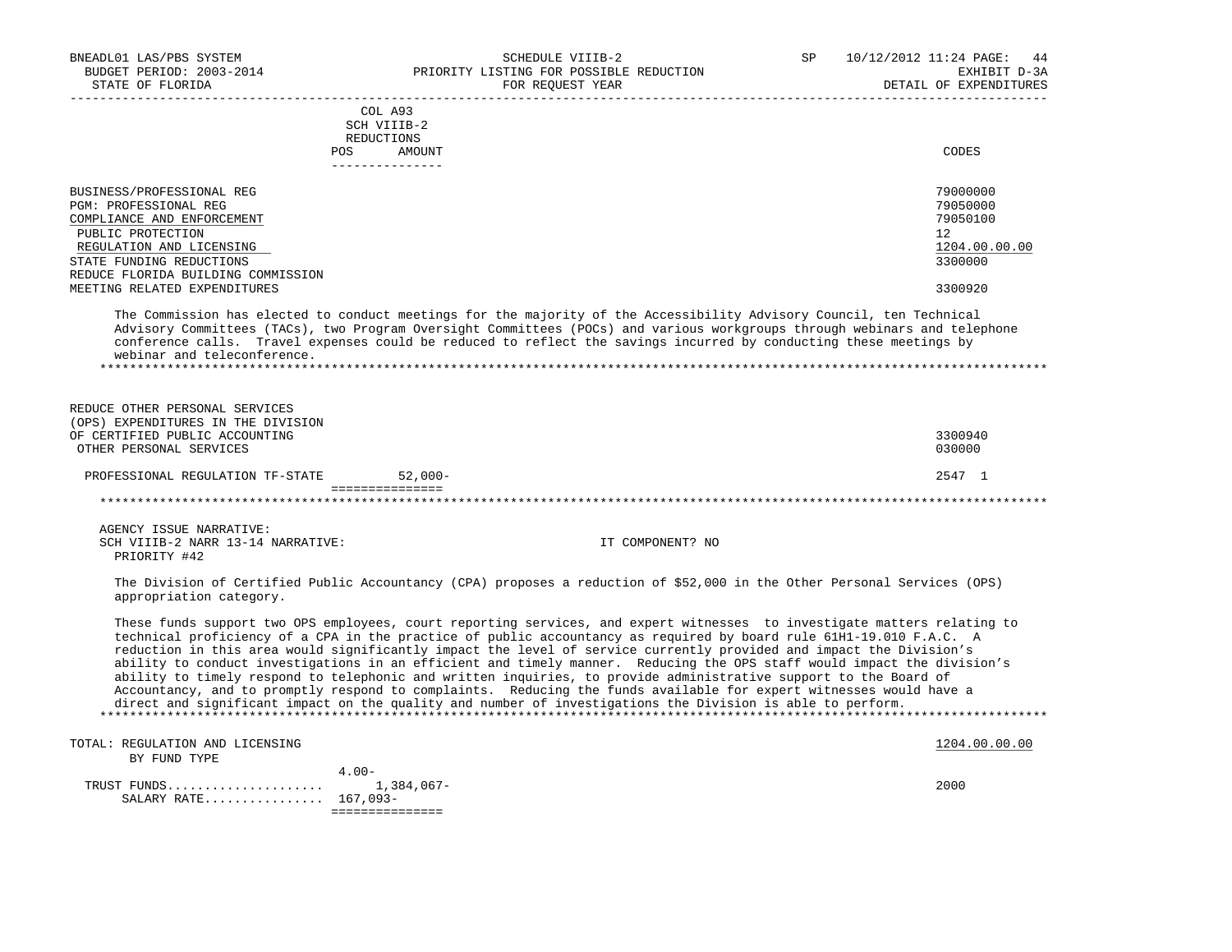BNEADL01 LAS/PBS SYSTEM — SCHEDULE VIIIB-2 — SP 10/12/2012 11:24
BUDGET PERIOD: 2003-2014 — PRIORITY LISTING FOR POSSIBLE REDUCTION — EXHIBIT D-3A
STATE OF FLORIDA — FOR REQUEST YEAR — DETAIL OF EXPENDITURES

| | COL A93 SCH VIIIB-2 REDUCTIONS POS | AMOUNT | CODES |
|---|---|---|---|
| BUSINESS/PROFESSIONAL REG | | | 79000000 |
| PGM: PROFESSIONAL REG | | | 79050000 |
| COMPLIANCE AND ENFORCEMENT | | | 79050100 |
| PUBLIC PROTECTION | | | 12 |
| REGULATION AND LICENSING | | | 1204.00.00.00 |
| STATE FUNDING REDUCTIONS | | | 3300000 |
| REDUCE FLORIDA BUILDING COMMISSION MEETING RELATED EXPENDITURES | | | 3300920 |

The Commission has elected to conduct meetings for the majority of the Accessibility Advisory Council, ten Technical Advisory Committees (TACs), two Program Oversight Committees (POCs) and various workgroups through webinars and telephone conference calls. Travel expenses could be reduced to reflect the savings incurred by conducting these meetings by webinar and teleconference.

******************************************************************************************************************

| | POS | AMOUNT | CODES |
|---|---|---|---|
| REDUCE OTHER PERSONAL SERVICES (OPS) EXPENDITURES IN THE DIVISION OF CERTIFIED PUBLIC ACCOUNTING | | | 3300940 |
| OTHER PERSONAL SERVICES | | | 030000 |
| PROFESSIONAL REGULATION TF-STATE | | 52,000- | 2547 1 |

******************************************************************************************************************

AGENCY ISSUE NARRATIVE:
SCH VIIIB-2 NARR 13-14 NARRATIVE: IT COMPONENT? NO
PRIORITY #42

The Division of Certified Public Accountancy (CPA) proposes a reduction of $52,000 in the Other Personal Services (OPS) appropriation category.

These funds support two OPS employees, court reporting services, and expert witnesses to investigate matters relating to technical proficiency of a CPA in the practice of public accountancy as required by board rule 61H1-19.010 F.A.C. A reduction in this area would significantly impact the level of service currently provided and impact the Division's ability to conduct investigations in an efficient and timely manner. Reducing the OPS staff would impact the division's ability to timely respond to telephonic and written inquiries, to provide administrative support to the Board of Accountancy, and to promptly respond to complaints. Reducing the funds available for expert witnesses would have a direct and significant impact on the quality and number of investigations the Division is able to perform.

******************************************************************************************************************

| TOTAL: REGULATION AND LICENSING BY FUND TYPE | POS | AMOUNT | 1204.00.00.00 |
|---|---|---|---|
| TRUST FUNDS | 4.00- | 1,384,067- | 2000 |
| SALARY RATE | 167,093- | | |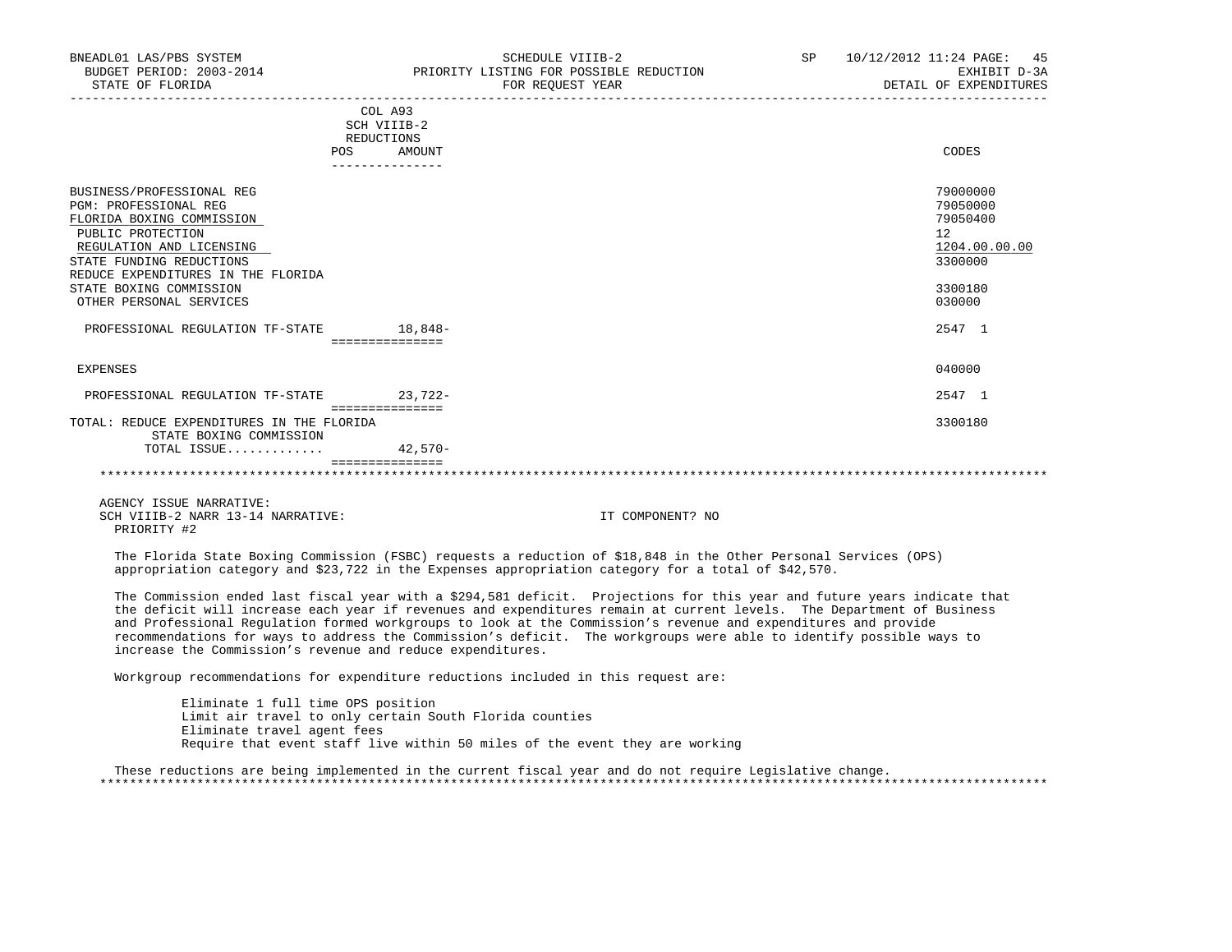BNEADL01 LAS/PBS SYSTEM | SCHEDULE VIIIB-2 | SP 10/12/2012 11:24
BUDGET PERIOD: 2003-2014 | PRIORITY LISTING FOR POSSIBLE REDUCTION | EXHIBIT D-3A
STATE OF FLORIDA | FOR REQUEST YEAR | DETAIL OF EXPENDITURES

| | COL A93 SCH VIIIB-2 REDUCTIONS POS | AMOUNT | CODES |
|---|---|---|---|
| BUSINESS/PROFESSIONAL REG | | | 79000000 |
| PGM: PROFESSIONAL REG | | | 79050000 |
| FLORIDA BOXING COMMISSION | | | 79050400 |
| PUBLIC PROTECTION | | | 12 |
| REGULATION AND LICENSING | | | 1204.00.00.00 |
| STATE FUNDING REDUCTIONS | | | 3300000 |
| REDUCE EXPENDITURES IN THE FLORIDA STATE BOXING COMMISSION | | | 3300180 |
| OTHER PERSONAL SERVICES | | | 030000 |
| PROFESSIONAL REGULATION TF-STATE | | 18,848- | 2547 1 |
| EXPENSES | | | 040000 |
| PROFESSIONAL REGULATION TF-STATE | | 23,722- | 2547 1 |
| TOTAL: REDUCE EXPENDITURES IN THE FLORIDA STATE BOXING COMMISSION | | | 3300180 |
| TOTAL ISSUE............ | | 42,570- | |

AGENCY ISSUE NARRATIVE:
SCH VIIIB-2 NARR 13-14 NARRATIVE: IT COMPONENT? NO
PRIORITY #2

The Florida State Boxing Commission (FSBC) requests a reduction of $18,848 in the Other Personal Services (OPS) appropriation category and $23,722 in the Expenses appropriation category for a total of $42,570.

The Commission ended last fiscal year with a $294,581 deficit. Projections for this year and future years indicate that the deficit will increase each year if revenues and expenditures remain at current levels. The Department of Business and Professional Regulation formed workgroups to look at the Commission's revenue and expenditures and provide recommendations for ways to address the Commission's deficit. The workgroups were able to identify possible ways to increase the Commission's revenue and reduce expenditures.

Workgroup recommendations for expenditure reductions included in this request are:

- Eliminate 1 full time OPS position
- Limit air travel to only certain South Florida counties
- Eliminate travel agent fees
- Require that event staff live within 50 miles of the event they are working

These reductions are being implemented in the current fiscal year and do not require Legislative change.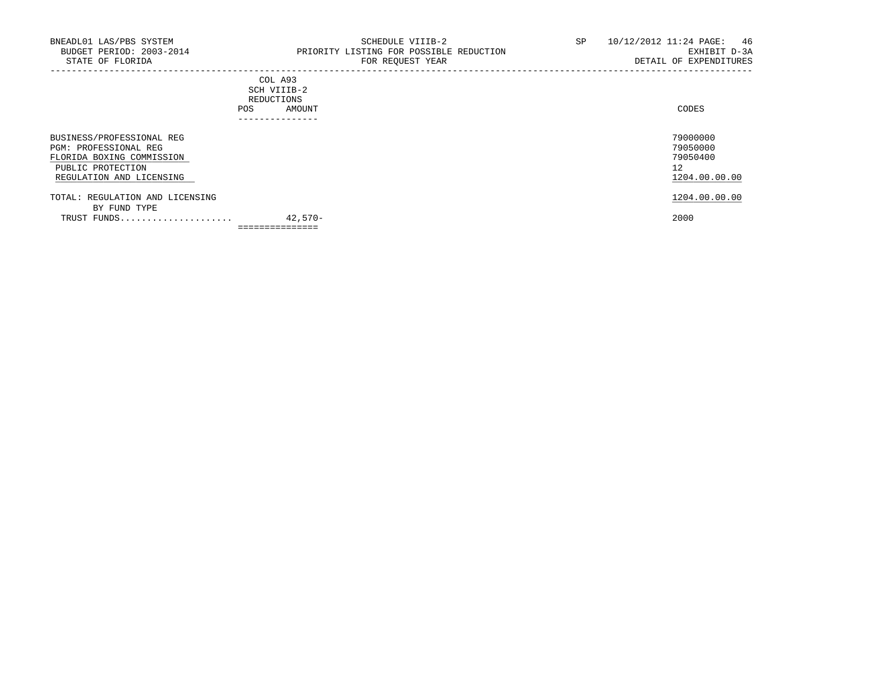BNEADL01 LAS/PBS SYSTEM
BUDGET PERIOD: 2003-2014
STATE OF FLORIDA

SCHEDULE VIIIB-2
PRIORITY LISTING FOR POSSIBLE REDUCTION
FOR REQUEST YEAR

SP 10/12/2012 11:24 PAGE: 46
EXHIBIT D-3A
DETAIL OF EXPENDITURES

| | COL A93 SCH VIIIB-2 REDUCTIONS | | |
|---|---|---|---|
| | POS | AMOUNT | CODES |
| BUSINESS/PROFESSIONAL REG | | | 79000000 |
| PGM: PROFESSIONAL REG | | | 79050000 |
| FLORIDA BOXING COMMISSION | | | 79050400 |
| PUBLIC PROTECTION | | | 12 |
| REGULATION AND LICENSING | | | 1204.00.00.00 |
| TOTAL: REGULATION AND LICENSING | | | 1204.00.00.00 |
| BY FUND TYPE | | | |
| TRUST FUNDS..................... | | 42,570- | 2000 |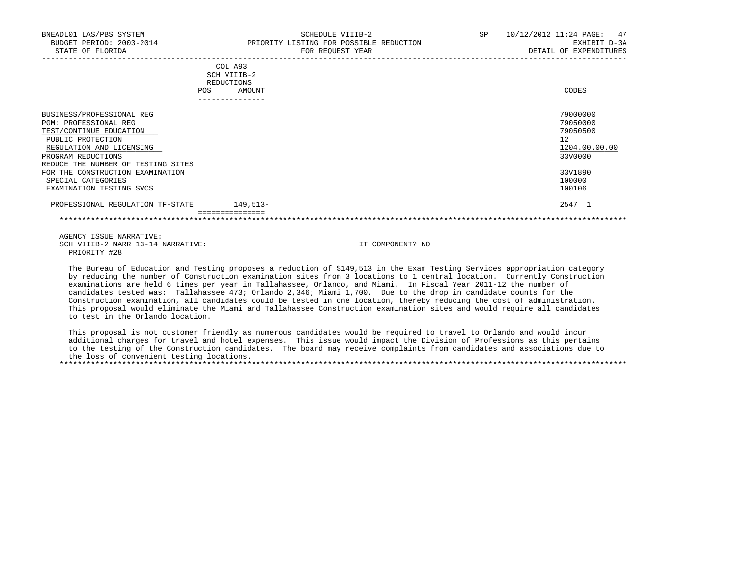BNEADL01 LAS/PBS SYSTEM | SCHEDULE VIIIB-2 | SP 10/12/2012 11:24
BUDGET PERIOD: 2003-2014 | PRIORITY LISTING FOR POSSIBLE REDUCTION | EXHIBIT D-3A
STATE OF FLORIDA | FOR REQUEST YEAR | DETAIL OF EXPENDITURES

| | COL A93 SCH VIIIB-2 REDUCTIONS POS | AMOUNT | CODES |
|---|---|---|---|
| BUSINESS/PROFESSIONAL REG | | | 79000000 |
| PGM: PROFESSIONAL REG | | | 79050000 |
| TEST/CONTINUE EDUCATION | | | 79050500 |
| PUBLIC PROTECTION | | | 12 |
| REGULATION AND LICENSING | | | 1204.00.00.00 |
| PROGRAM REDUCTIONS | | | 33V0000 |
| REDUCE THE NUMBER OF TESTING SITES FOR THE CONSTRUCTION EXAMINATION | | | 33V1890 |
| SPECIAL CATEGORIES | | | 100000 |
| EXAMINATION TESTING SVCS | | | 100106 |
| PROFESSIONAL REGULATION TF-STATE | | 149,513- | 2547 1 |

AGENCY ISSUE NARRATIVE:
SCH VIIIB-2 NARR 13-14 NARRATIVE: IT COMPONENT? NO
PRIORITY #28

The Bureau of Education and Testing proposes a reduction of $149,513 in the Exam Testing Services appropriation category by reducing the number of Construction examination sites from 3 locations to 1 central location. Currently Construction examinations are held 6 times per year in Tallahassee, Orlando, and Miami. In Fiscal Year 2011-12 the number of candidates tested was: Tallahassee 473; Orlando 2,346; Miami 1,700. Due to the drop in candidate counts for the Construction examination, all candidates could be tested in one location, thereby reducing the cost of administration. This proposal would eliminate the Miami and Tallahassee Construction examination sites and would require all candidates to test in the Orlando location.

This proposal is not customer friendly as numerous candidates would be required to travel to Orlando and would incur additional charges for travel and hotel expenses. This issue would impact the Division of Professions as this pertains to the testing of the Construction candidates. The board may receive complaints from candidates and associations due to the loss of convenient testing locations.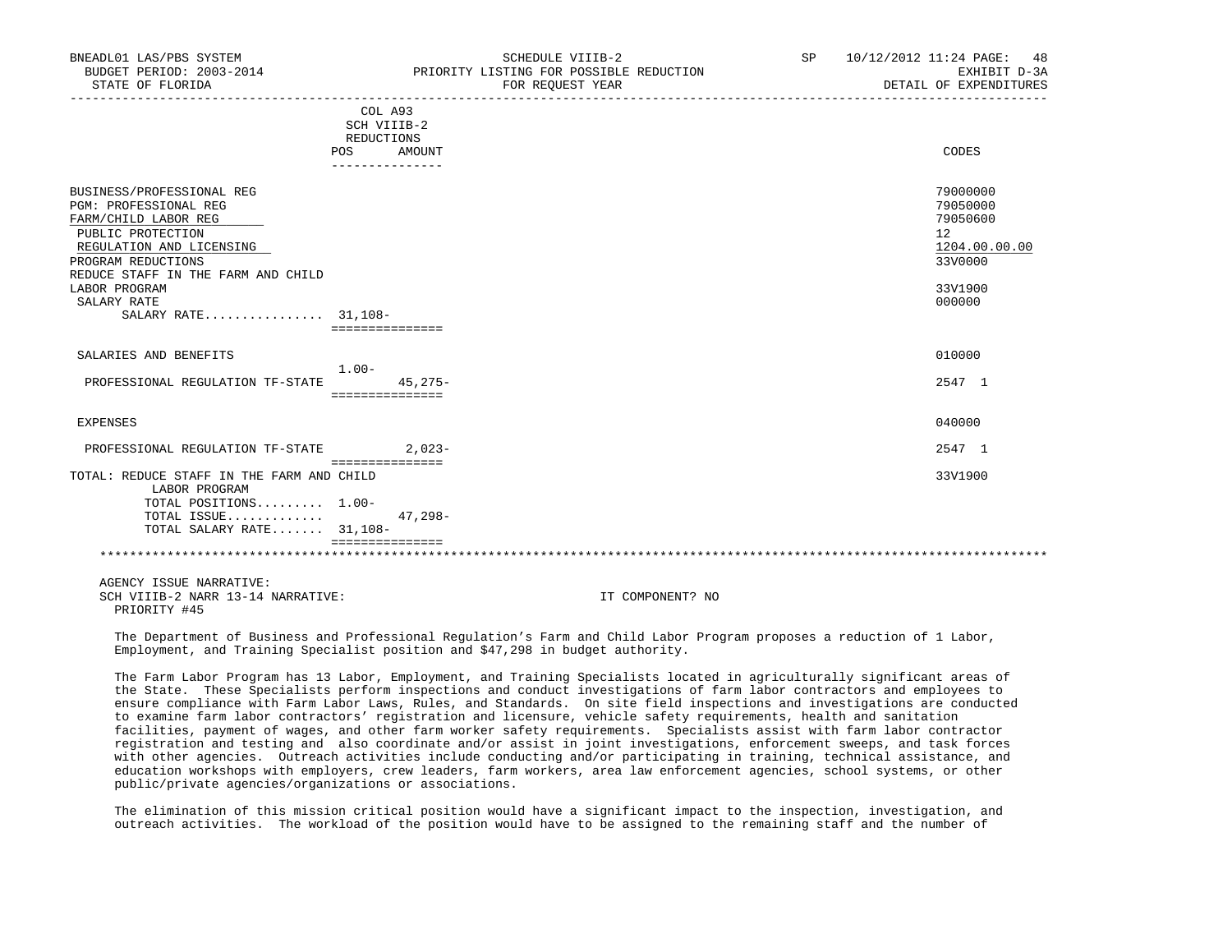BNEADL01 LAS/PBS SYSTEM | SCHEDULE VIIIB-2 | SP 10/12/2012 11:24

BUDGET PERIOD: 2003-2014 | PRIORITY LISTING FOR POSSIBLE REDUCTION | EXHIBIT D-3A

STATE OF FLORIDA | FOR REQUEST YEAR | DETAIL OF EXPENDITURES

| | COL A93 SCH VIIIB-2 REDUCTIONS POS | AMOUNT | CODES |
|---|---|---|---|
| BUSINESS/PROFESSIONAL REG | | | 79000000 |
| PGM: PROFESSIONAL REG | | | 79050000 |
| FARM/CHILD LABOR REG | | | 79050600 |
| PUBLIC PROTECTION | | | 12 |
| REGULATION AND LICENSING | | | 1204.00.00.00 |
| PROGRAM REDUCTIONS | | | 33V0000 |
| REDUCE STAFF IN THE FARM AND CHILD LABOR PROGRAM | | | 33V1900 |
| SALARY RATE | | | 000000 |
| SALARY RATE................ | 31,108- | | |
| SALARIES AND BENEFITS | | | 010000 |
| | 1.00- | | |
| PROFESSIONAL REGULATION TF-STATE | | 45,275- | 2547 1 |
| EXPENSES | | | 040000 |
| PROFESSIONAL REGULATION TF-STATE | | 2,023- | 2547 1 |
| TOTAL: REDUCE STAFF IN THE FARM AND CHILD LABOR PROGRAM | | | 33V1900 |
| TOTAL POSITIONS......... | 1.00- | | |
| TOTAL ISSUE............. | | 47,298- | |
| TOTAL SALARY RATE....... | 31,108- | | |

AGENCY ISSUE NARRATIVE:

SCH VIIIB-2 NARR 13-14 NARRATIVE: IT COMPONENT? NO

PRIORITY #45

The Department of Business and Professional Regulation's Farm and Child Labor Program proposes a reduction of 1 Labor, Employment, and Training Specialist position and $47,298 in budget authority.

The Farm Labor Program has 13 Labor, Employment, and Training Specialists located in agriculturally significant areas of the State. These Specialists perform inspections and conduct investigations of farm labor contractors and employees to ensure compliance with Farm Labor Laws, Rules, and Standards. On site field inspections and investigations are conducted to examine farm labor contractors' registration and licensure, vehicle safety requirements, health and sanitation facilities, payment of wages, and other farm worker safety requirements. Specialists assist with farm labor contractor registration and testing and also coordinate and/or assist in joint investigations, enforcement sweeps, and task forces with other agencies. Outreach activities include conducting and/or participating in training, technical assistance, and education workshops with employers, crew leaders, farm workers, area law enforcement agencies, school systems, or other public/private agencies/organizations or associations.

The elimination of this mission critical position would have a significant impact to the inspection, investigation, and outreach activities. The workload of the position would have to be assigned to the remaining staff and the number of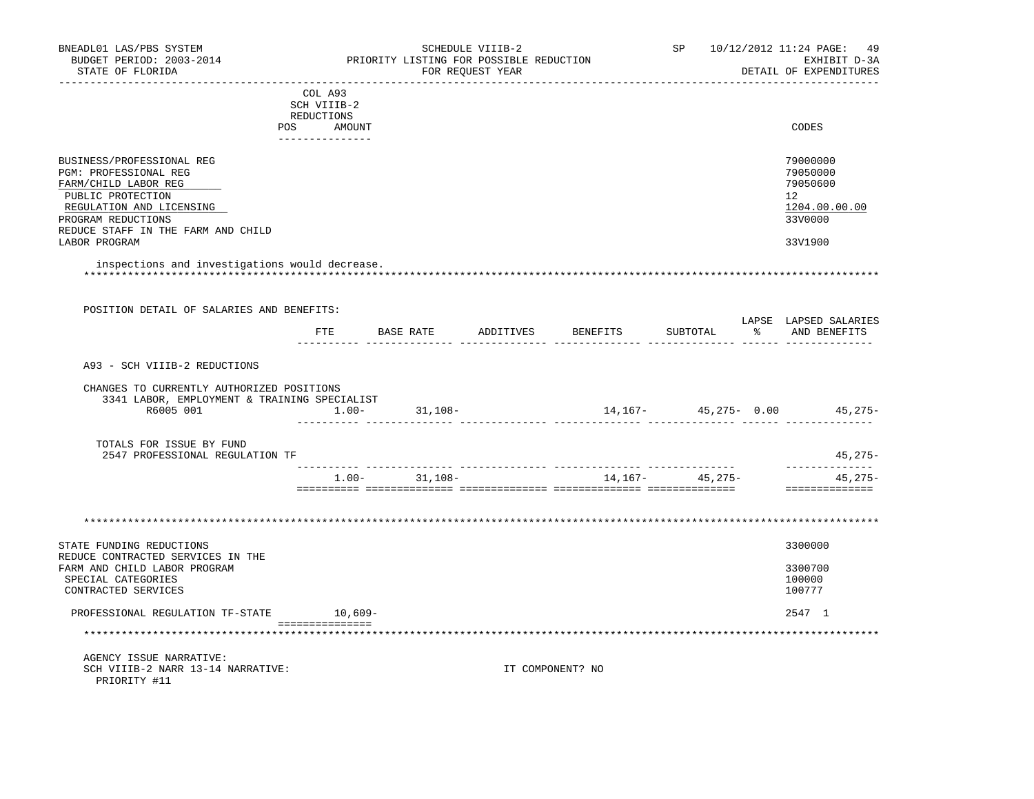| | COL A93 SCH VIIIB-2 REDUCTIONS POS | AMOUNT | CODES |
|---|---|---|---|
| BUSINESS/PROFESSIONAL REG | | | 79000000 |
| PGM: PROFESSIONAL REG | | | 79050000 |
| FARM/CHILD LABOR REG | | | 79050600 |
| PUBLIC PROTECTION | | | 12 |
| REGULATION AND LICENSING | | | 1204.00.00.00 |
| PROGRAM REDUCTIONS | | | 33V0000 |
| REDUCE STAFF IN THE FARM AND CHILD LABOR PROGRAM | | | 33V1900 |

inspections and investigations would decrease.

POSITION DETAIL OF SALARIES AND BENEFITS:

| | FTE | BASE RATE | ADDITIVES | BENEFITS | SUBTOTAL | LAPSE % | LAPSED SALARIES AND BENEFITS |
|---|---|---|---|---|---|---|---|
| A93 - SCH VIIIB-2 REDUCTIONS | | | | | | | |
| CHANGES TO CURRENTLY AUTHORIZED POSITIONS | | | | | | | |
| 3341 LABOR, EMPLOYMENT & TRAINING SPECIALIST | | | | | | | |
| R6005 001 | 1.00- | 31,108- | | 14,167- | 45,275- | 0.00 | 45,275- |
| TOTALS FOR ISSUE BY FUND | | | | | | | |
| 2547 PROFESSIONAL REGULATION TF | | | | | | | 45,275- |
| | 1.00- | 31,108- | | 14,167- | 45,275- | | 45,275- |

| | AMOUNT | CODES |
|---|---|---|
| STATE FUNDING REDUCTIONS | | 3300000 |
| REDUCE CONTRACTED SERVICES IN THE FARM AND CHILD LABOR PROGRAM | | 3300700 |
| SPECIAL CATEGORIES | | 100000 |
| CONTRACTED SERVICES | | 100777 |
| PROFESSIONAL REGULATION TF-STATE | 10,609- | 2547 1 |

AGENCY ISSUE NARRATIVE:
SCH VIIIB-2 NARR 13-14 NARRATIVE: IT COMPONENT? NO
PRIORITY #11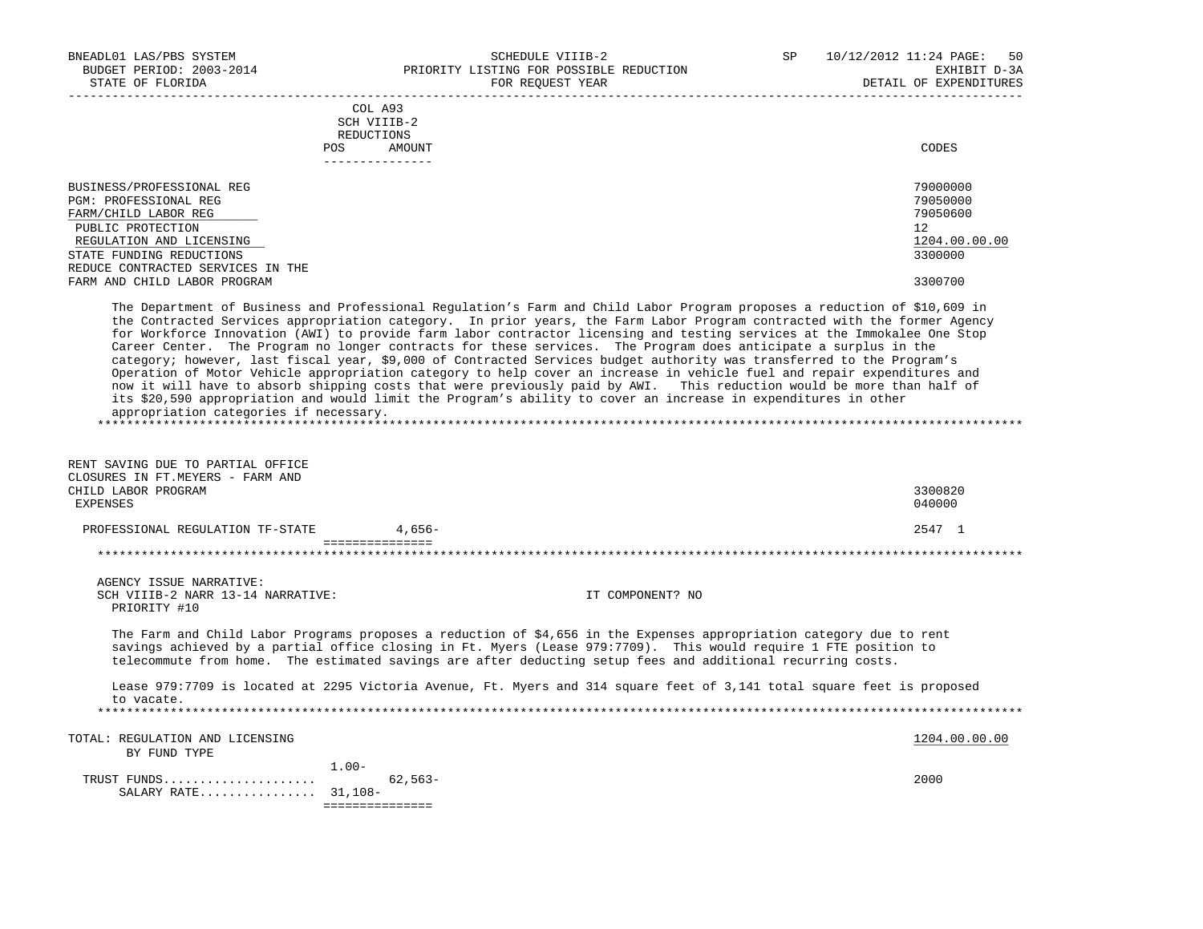BNEADL01 LAS/PBS SYSTEM — SCHEDULE VIIIB-2 — SP 10/12/2012 11:24

BUDGET PERIOD: 2003-2014 — PRIORITY LISTING FOR POSSIBLE REDUCTION — EXHIBIT D-3A

STATE OF FLORIDA — FOR REQUEST YEAR — DETAIL OF EXPENDITURES

| | COL A93 SCH VIIIB-2 REDUCTIONS POS | AMOUNT | CODES |
|---|---|---|---|
| BUSINESS/PROFESSIONAL REG | | | 79000000 |
| PGM: PROFESSIONAL REG | | | 79050000 |
| FARM/CHILD LABOR REG | | | 79050600 |
| PUBLIC PROTECTION | | | 12 |
| REGULATION AND LICENSING | | | 1204.00.00.00 |
| STATE FUNDING REDUCTIONS | | | 3300000 |
| REDUCE CONTRACTED SERVICES IN THE FARM AND CHILD LABOR PROGRAM | | | 3300700 |

The Department of Business and Professional Regulation's Farm and Child Labor Program proposes a reduction of $10,609 in the Contracted Services appropriation category. In prior years, the Farm Labor Program contracted with the former Agency for Workforce Innovation (AWI) to provide farm labor contractor licensing and testing services at the Immokalee One Stop Career Center. The Program no longer contracts for these services. The Program does anticipate a surplus in the category; however, last fiscal year, $9,000 of Contracted Services budget authority was transferred to the Program's Operation of Motor Vehicle appropriation category to help cover an increase in vehicle fuel and repair expenditures and now it will have to absorb shipping costs that were previously paid by AWI. This reduction would be more than half of its $20,590 appropriation and would limit the Program's ability to cover an increase in expenditures in other appropriation categories if necessary.

*******************************************************************************************************************************

| | POS | AMOUNT | CODES |
|---|---|---|---|
| RENT SAVING DUE TO PARTIAL OFFICE CLOSURES IN FT.MEYERS - FARM AND CHILD LABOR PROGRAM | | | 3300820 |
| EXPENSES | | | 040000 |
| PROFESSIONAL REGULATION TF-STATE | | 4,656- | 2547 1 |

*******************************************************************************************************************************

AGENCY ISSUE NARRATIVE:
SCH VIIIB-2 NARR 13-14 NARRATIVE: IT COMPONENT? NO
PRIORITY #10

The Farm and Child Labor Programs proposes a reduction of $4,656 in the Expenses appropriation category due to rent savings achieved by a partial office closing in Ft. Myers (Lease 979:7709). This would require 1 FTE position to telecommute from home. The estimated savings are after deducting setup fees and additional recurring costs.

Lease 979:7709 is located at 2295 Victoria Avenue, Ft. Myers and 314 square feet of 3,141 total square feet is proposed to vacate.

*******************************************************************************************************************************

| | POS | AMOUNT | CODES |
|---|---|---|---|
| TOTAL: REGULATION AND LICENSING | | | 1204.00.00.00 |
| BY FUND TYPE | | | |
| TRUST FUNDS | 1.00- | 62,563- | 2000 |
| SALARY RATE | 31,108- | | |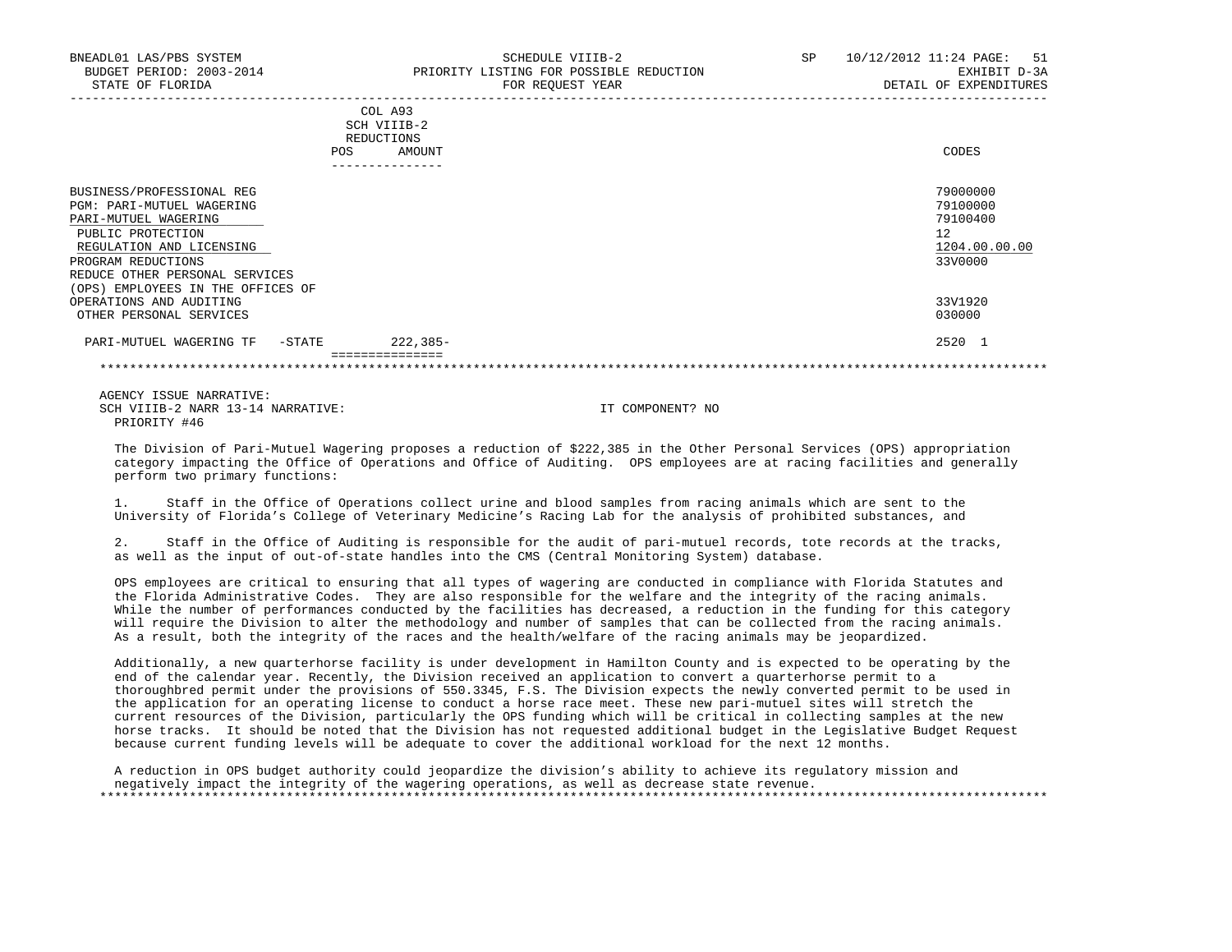| | COL A93 SCH VIIIB-2 REDUCTIONS POS AMOUNT | CODES |
|---|---|---|
| BUSINESS/PROFESSIONAL REG | | 79000000 |
| PGM: PARI-MUTUEL WAGERING | | 79100000 |
| PARI-MUTUEL WAGERING | | 79100400 |
| PUBLIC PROTECTION | | 12 |
| REGULATION AND LICENSING | | 1204.00.00.00 |
| PROGRAM REDUCTIONS | | 33V0000 |
| REDUCE OTHER PERSONAL SERVICES (OPS) EMPLOYEES IN THE OFFICES OF OPERATIONS AND AUDITING | | 33V1920 |
| OTHER PERSONAL SERVICES | | 030000 |
| PARI-MUTUEL WAGERING TF -STATE | 222,385- | 2520 1 |

AGENCY ISSUE NARRATIVE:
SCH VIIIB-2 NARR 13-14 NARRATIVE: IT COMPONENT? NO
PRIORITY #46

The Division of Pari-Mutuel Wagering proposes a reduction of $222,385 in the Other Personal Services (OPS) appropriation category impacting the Office of Operations and Office of Auditing. OPS employees are at racing facilities and generally perform two primary functions:

1. Staff in the Office of Operations collect urine and blood samples from racing animals which are sent to the University of Florida's College of Veterinary Medicine's Racing Lab for the analysis of prohibited substances, and

2. Staff in the Office of Auditing is responsible for the audit of pari-mutuel records, tote records at the tracks, as well as the input of out-of-state handles into the CMS (Central Monitoring System) database.

OPS employees are critical to ensuring that all types of wagering are conducted in compliance with Florida Statutes and the Florida Administrative Codes. They are also responsible for the welfare and the integrity of the racing animals. While the number of performances conducted by the facilities has decreased, a reduction in the funding for this category will require the Division to alter the methodology and number of samples that can be collected from the racing animals. As a result, both the integrity of the races and the health/welfare of the racing animals may be jeopardized.

Additionally, a new quarterhorse facility is under development in Hamilton County and is expected to be operating by the end of the calendar year. Recently, the Division received an application to convert a quarterhorse permit to a thoroughbred permit under the provisions of 550.3345, F.S. The Division expects the newly converted permit to be used in the application for an operating license to conduct a horse race meet. These new pari-mutuel sites will stretch the current resources of the Division, particularly the OPS funding which will be critical in collecting samples at the new horse tracks. It should be noted that the Division has not requested additional budget in the Legislative Budget Request because current funding levels will be adequate to cover the additional workload for the next 12 months.

A reduction in OPS budget authority could jeopardize the division's ability to achieve its regulatory mission and negatively impact the integrity of the wagering operations, as well as decrease state revenue.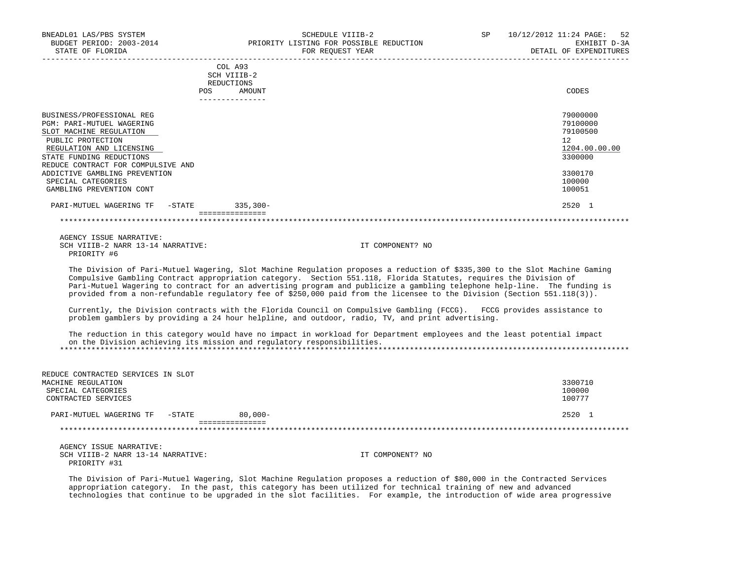| | COL A93 SCH VIIIB-2 REDUCTIONS POS AMOUNT | CODES |
|---|---|---|
| BUSINESS/PROFESSIONAL REG | | 79000000 |
| PGM: PARI-MUTUEL WAGERING | | 79100000 |
| SLOT MACHINE REGULATION | | 79100500 |
| PUBLIC PROTECTION | | 12 |
| REGULATION AND LICENSING | | 1204.00.00.00 |
| STATE FUNDING REDUCTIONS | | 3300000 |
| REDUCE CONTRACT FOR COMPULSIVE AND ADDICTIVE GAMBLING PREVENTION | | 3300170 |
| SPECIAL CATEGORIES | | 100000 |
| GAMBLING PREVENTION CONT | | 100051 |
| PARI-MUTUEL WAGERING TF -STATE | 335,300- | 2520 1 |

AGENCY ISSUE NARRATIVE:
SCH VIIIB-2 NARR 13-14 NARRATIVE: IT COMPONENT? NO
PRIORITY #6

The Division of Pari-Mutuel Wagering, Slot Machine Regulation proposes a reduction of $335,300 to the Slot Machine Gaming Compulsive Gambling Contract appropriation category. Section 551.118, Florida Statutes, requires the Division of Pari-Mutuel Wagering to contract for an advertising program and publicize a gambling telephone help-line. The funding is provided from a non-refundable regulatory fee of $250,000 paid from the licensee to the Division (Section 551.118(3)).

Currently, the Division contracts with the Florida Council on Compulsive Gambling (FCCG). FCCG provides assistance to problem gamblers by providing a 24 hour helpline, and outdoor, radio, TV, and print advertising.

The reduction in this category would have no impact in workload for Department employees and the least potential impact on the Division achieving its mission and regulatory responsibilities.

| | POS AMOUNT | CODES |
|---|---|---|
| REDUCE CONTRACTED SERVICES IN SLOT MACHINE REGULATION | | 3300710 |
| SPECIAL CATEGORIES | | 100000 |
| CONTRACTED SERVICES | | 100777 |
| PARI-MUTUEL WAGERING TF -STATE | 80,000- | 2520 1 |

AGENCY ISSUE NARRATIVE:
SCH VIIIB-2 NARR 13-14 NARRATIVE: IT COMPONENT? NO
PRIORITY #31

The Division of Pari-Mutuel Wagering, Slot Machine Regulation proposes a reduction of $80,000 in the Contracted Services appropriation category. In the past, this category has been utilized for technical training of new and advanced technologies that continue to be upgraded in the slot facilities. For example, the introduction of wide area progressive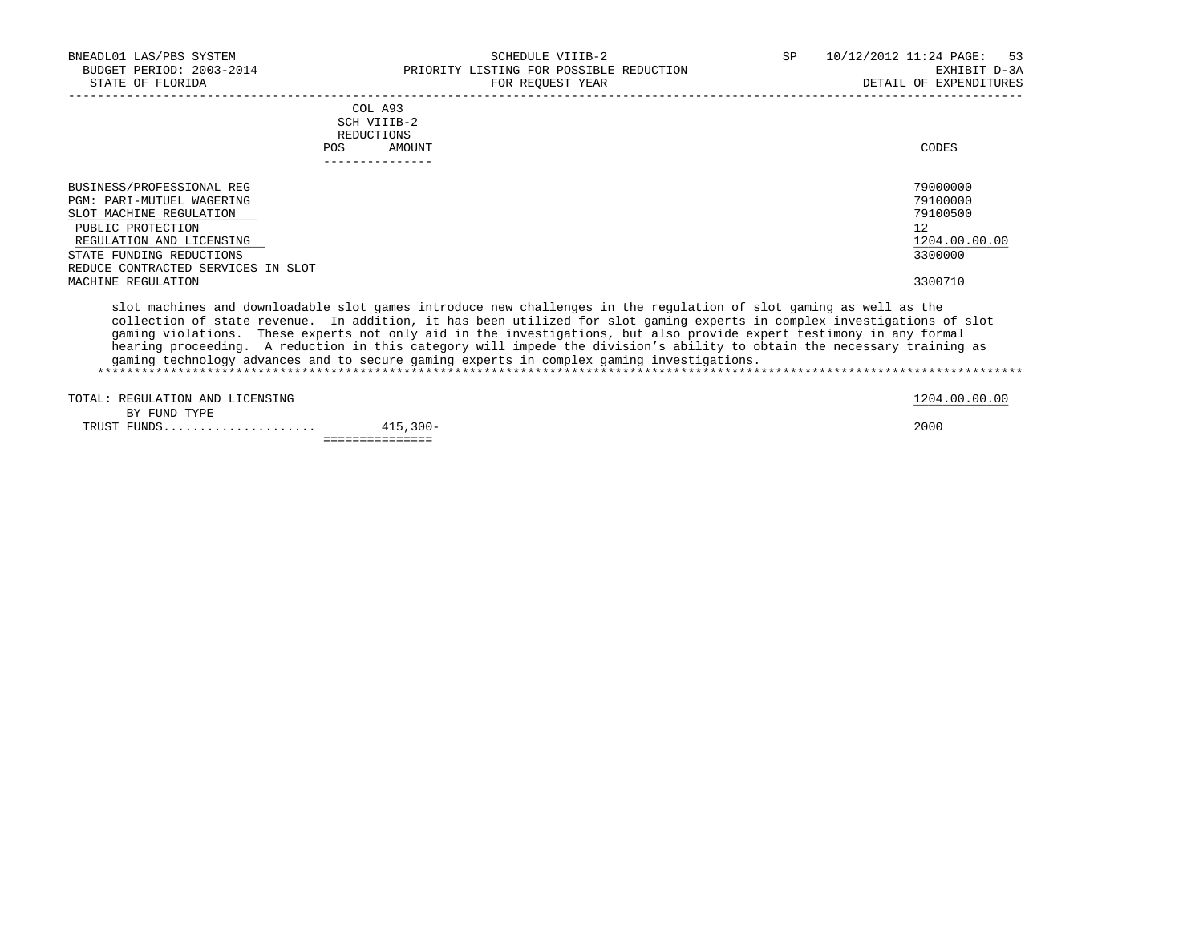| | COL A93 SCH VIIIB-2 REDUCTIONS POS AMOUNT | CODES |
|---|---|---|
| BUSINESS/PROFESSIONAL REG | | 79000000 |
| PGM: PARI-MUTUEL WAGERING | | 79100000 |
| SLOT MACHINE REGULATION | | 79100500 |
| PUBLIC PROTECTION | | 12 |
| REGULATION AND LICENSING | | 1204.00.00.00 |
| STATE FUNDING REDUCTIONS | | 3300000 |
| REDUCE CONTRACTED SERVICES IN SLOT MACHINE REGULATION | | 3300710 |

slot machines and downloadable slot games introduce new challenges in the regulation of slot gaming as well as the collection of state revenue. In addition, it has been utilized for slot gaming experts in complex investigations of slot gaming violations. These experts not only aid in the investigations, but also provide expert testimony in any formal hearing proceeding. A reduction in this category will impede the division's ability to obtain the necessary training as gaming technology advances and to secure gaming experts in complex gaming investigations.

*****************************************************************************************************************************

| | | |
|---|---|---|
| TOTAL: REGULATION AND LICENSING | | 1204.00.00.00 |
| BY FUND TYPE | | |
| TRUST FUNDS | 415,300- | 2000 |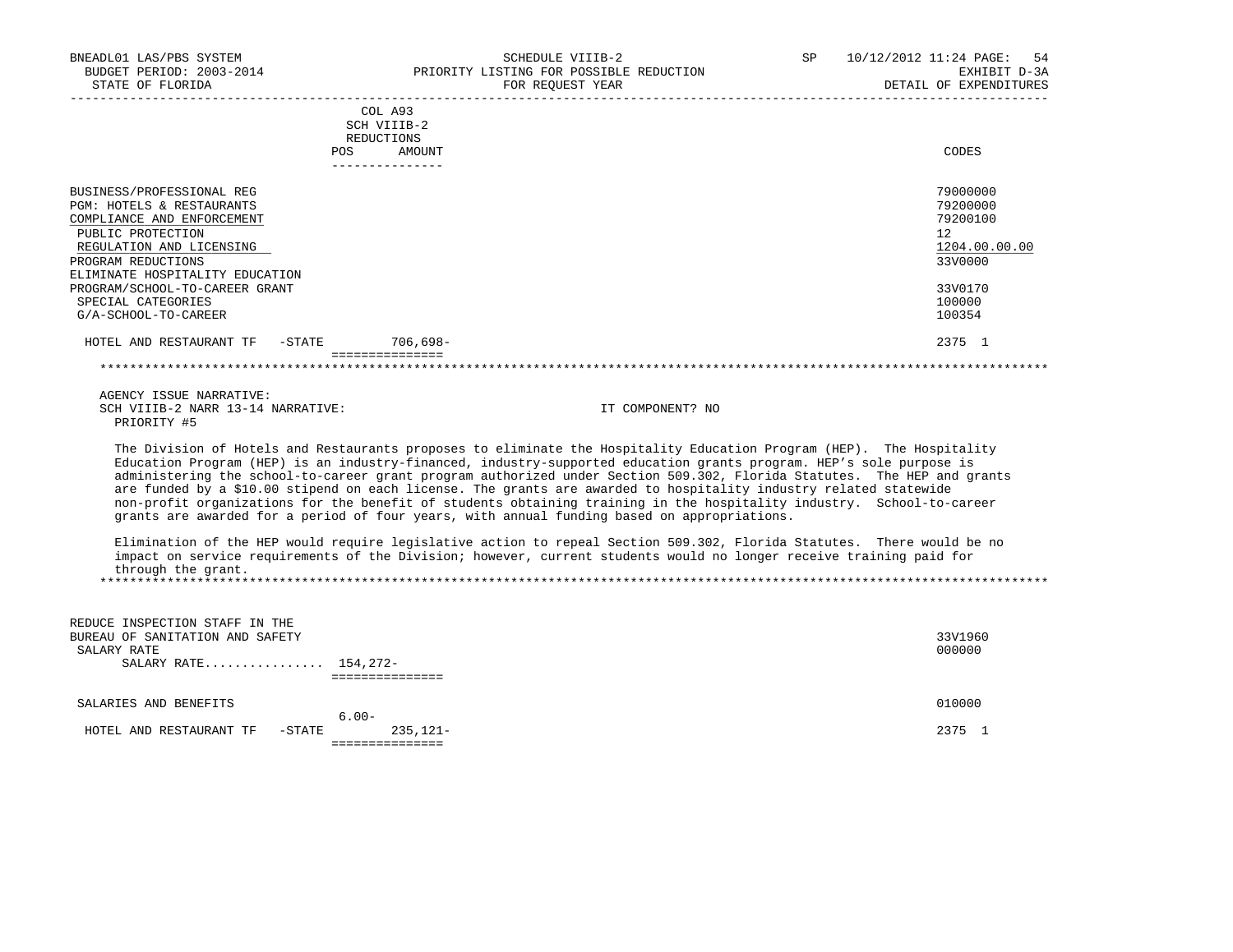BNEADL01 LAS/PBS SYSTEM | SCHEDULE VIIIB-2 | SP 10/12/2012 11:24
BUDGET PERIOD: 2003-2014 | PRIORITY LISTING FOR POSSIBLE REDUCTION | EXHIBIT D-3A
STATE OF FLORIDA | FOR REQUEST YEAR | DETAIL OF EXPENDITURES

| | COL A93 SCH VIIIB-2 REDUCTIONS POS | AMOUNT | CODES |
|---|---|---|---|
| BUSINESS/PROFESSIONAL REG | | | 79000000 |
| PGM: HOTELS & RESTAURANTS | | | 79200000 |
| COMPLIANCE AND ENFORCEMENT | | | 79200100 |
| PUBLIC PROTECTION | | | 12 |
| REGULATION AND LICENSING | | | 1204.00.00.00 |
| PROGRAM REDUCTIONS | | | 33V0000 |
| ELIMINATE HOSPITALITY EDUCATION PROGRAM/SCHOOL-TO-CAREER GRANT | | | 33V0170 |
| SPECIAL CATEGORIES | | | 100000 |
| G/A-SCHOOL-TO-CAREER | | | 100354 |
| HOTEL AND RESTAURANT TF -STATE | | 706,698- | 2375 1 |

AGENCY ISSUE NARRATIVE:
SCH VIIIB-2 NARR 13-14 NARRATIVE: IT COMPONENT? NO
PRIORITY #5

The Division of Hotels and Restaurants proposes to eliminate the Hospitality Education Program (HEP). The Hospitality Education Program (HEP) is an industry-financed, industry-supported education grants program. HEP's sole purpose is administering the school-to-career grant program authorized under Section 509.302, Florida Statutes. The HEP and grants are funded by a $10.00 stipend on each license. The grants are awarded to hospitality industry related statewide non-profit organizations for the benefit of students obtaining training in the hospitality industry. School-to-career grants are awarded for a period of four years, with annual funding based on appropriations.

Elimination of the HEP would require legislative action to repeal Section 509.302, Florida Statutes. There would be no impact on service requirements of the Division; however, current students would no longer receive training paid for through the grant.

| | POS | AMOUNT | CODES |
|---|---|---|---|
| REDUCE INSPECTION STAFF IN THE BUREAU OF SANITATION AND SAFETY | | | 33V1960 |
| SALARY RATE | | | 000000 |
| SALARY RATE................ | | 154,272- | |
| SALARIES AND BENEFITS | | | 010000 |
| | 6.00- | | |
| HOTEL AND RESTAURANT TF -STATE | | 235,121- | 2375 1 |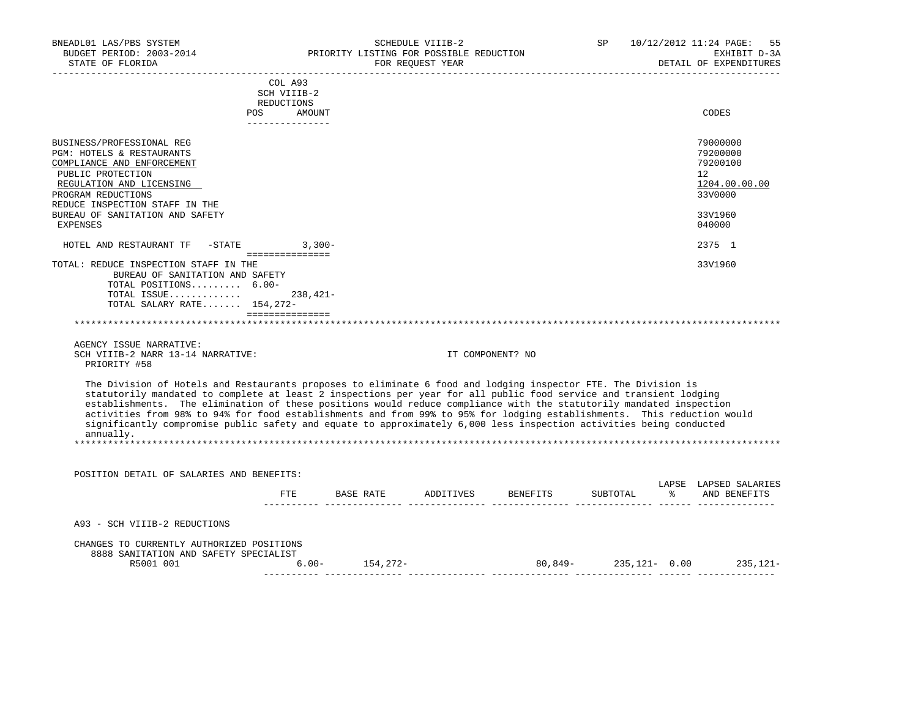| | COL A93 SCH VIIIB-2 REDUCTIONS POS AMOUNT | CODES |
|---|---|---|
| BUSINESS/PROFESSIONAL REG | | 79000000 |
| PGM: HOTELS & RESTAURANTS | | 79200000 |
| COMPLIANCE AND ENFORCEMENT | | 79200100 |
| PUBLIC PROTECTION | | 12 |
| REGULATION AND LICENSING | | 1204.00.00.00 |
| PROGRAM REDUCTIONS | | 33V0000 |
| REDUCE INSPECTION STAFF IN THE BUREAU OF SANITATION AND SAFETY | | 33V1960 |
| EXPENSES | | 040000 |
| HOTEL AND RESTAURANT TF -STATE | 3,300- | 2375 1 |

TOTAL: REDUCE INSPECTION STAFF IN THE BUREAU OF SANITATION AND SAFETY — 33V1960

- TOTAL POSITIONS......... 6.00-
- TOTAL ISSUE............. 238,421-
- TOTAL SALARY RATE....... 154,272-

AGENCY ISSUE NARRATIVE:
SCH VIIIB-2 NARR 13-14 NARRATIVE: IT COMPONENT? NO
PRIORITY #58

The Division of Hotels and Restaurants proposes to eliminate 6 food and lodging inspector FTE. The Division is statutorily mandated to complete at least 2 inspections per year for all public food service and transient lodging establishments. The elimination of these positions would reduce compliance with the statutorily mandated inspection activities from 98% to 94% for food establishments and from 99% to 95% for lodging establishments. This reduction would significantly compromise public safety and equate to approximately 6,000 less inspection activities being conducted annually.

POSITION DETAIL OF SALARIES AND BENEFITS:

| | FTE | BASE RATE | ADDITIVES | BENEFITS | SUBTOTAL | LAPSE % | LAPSED SALARIES AND BENEFITS |
|---|---|---|---|---|---|---|---|
| A93 - SCH VIIIB-2 REDUCTIONS | | | | | | | |
| CHANGES TO CURRENTLY AUTHORIZED POSITIONS | | | | | | | |
| 8888 SANITATION AND SAFETY SPECIALIST R5001 001 | 6.00- | 154,272- | | 80,849- | 235,121- | 0.00 | 235,121- |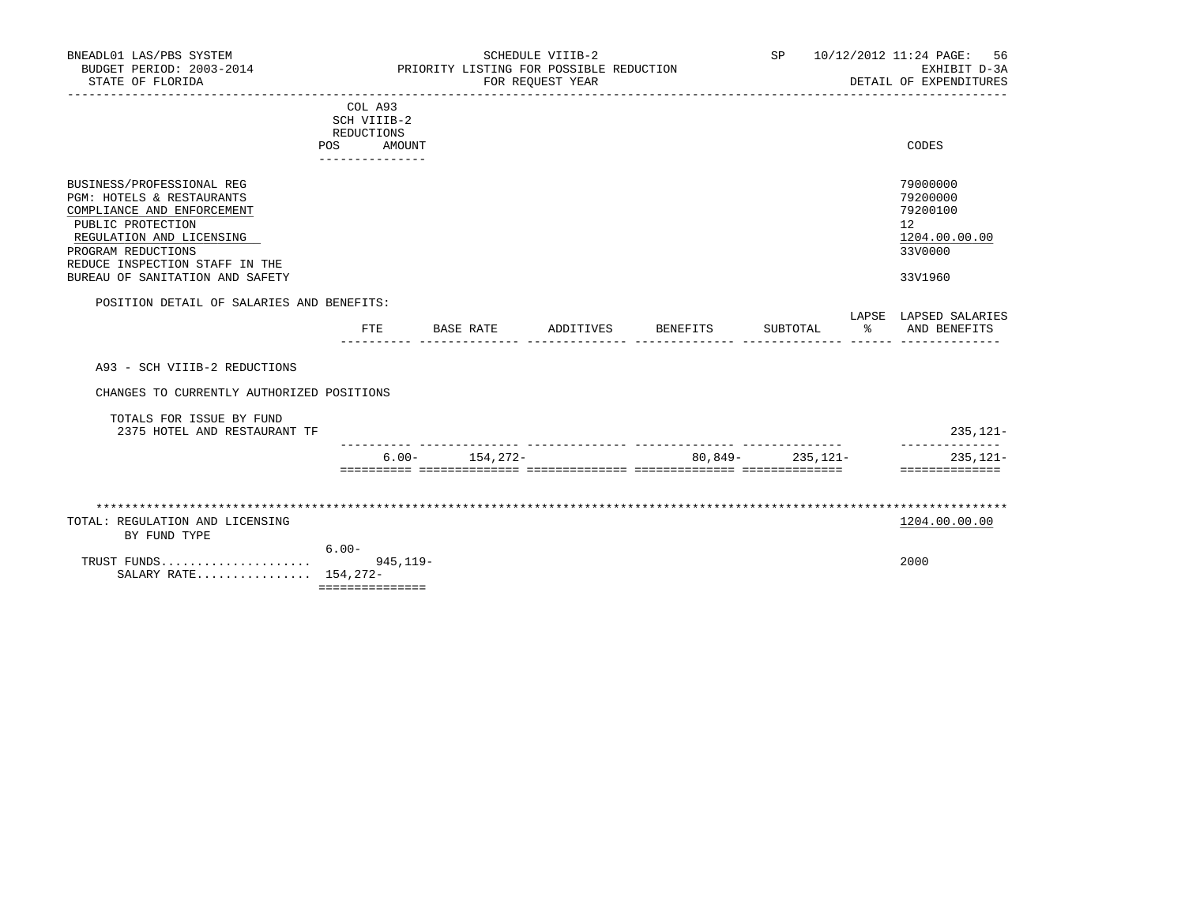BNEADL01 LAS/PBS SYSTEM
BUDGET PERIOD: 2003-2014
STATE OF FLORIDA

SCHEDULE VIIIB-2
PRIORITY LISTING FOR POSSIBLE REDUCTION
FOR REQUEST YEAR

SP 10/12/2012 11:24 PAGE: 56
EXHIBIT D-3A
DETAIL OF EXPENDITURES

| | COL A93 SCH VIIIB-2 REDUCTIONS POS | AMOUNT | CODES |
|---|---|---|---|
| BUSINESS/PROFESSIONAL REG | | | 79000000 |
| PGM: HOTELS & RESTAURANTS | | | 79200000 |
| COMPLIANCE AND ENFORCEMENT | | | 79200100 |
| PUBLIC PROTECTION | | | 12 |
| REGULATION AND LICENSING | | | 1204.00.00.00 |
| PROGRAM REDUCTIONS | | | 33V0000 |
| REDUCE INSPECTION STAFF IN THE BUREAU OF SANITATION AND SAFETY | | | 33V1960 |

POSITION DETAIL OF SALARIES AND BENEFITS:

| | FTE | BASE RATE | ADDITIVES | BENEFITS | SUBTOTAL | LAPSE % | LAPSED SALARIES AND BENEFITS |
|---|---|---|---|---|---|---|---|
| A93 - SCH VIIIB-2 REDUCTIONS | | | | | | | |
| CHANGES TO CURRENTLY AUTHORIZED POSITIONS | | | | | | | |
| TOTALS FOR ISSUE BY FUND | | | | | | | |
| 2375 HOTEL AND RESTAURANT TF | | | | | | | 235,121- |
| | 6.00- | 154,272- | | 80,849- | 235,121- | | 235,121- |

| TOTAL: REGULATION AND LICENSING BY FUND TYPE | POS | AMOUNT | CODES |
|---|---|---|---|
| | | | 1204.00.00.00 |
| TRUST FUNDS | 6.00- | 945,119- | 2000 |
| SALARY RATE | 154,272- | | |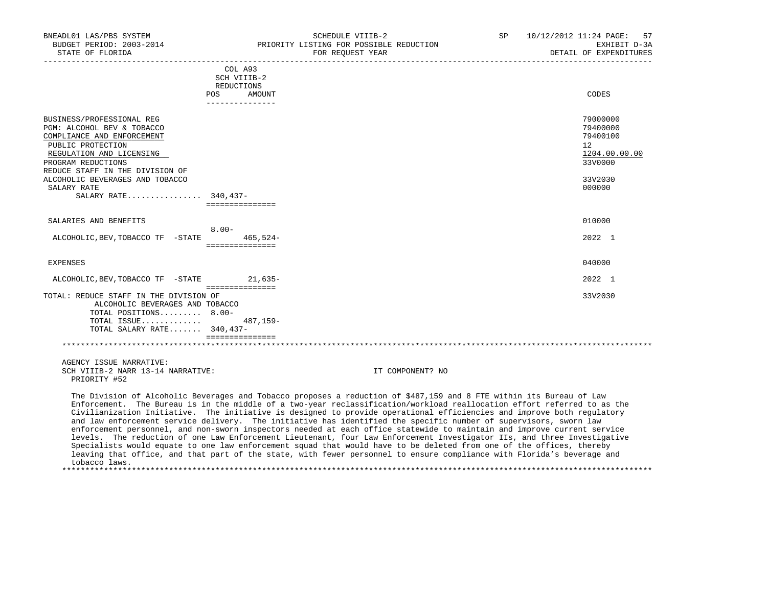BNEADL01 LAS/PBS SYSTEM | SCHEDULE VIIIB-2 | SP 10/12/2012 11:24 PAGE: 57
BUDGET PERIOD: 2003-2014 | PRIORITY LISTING FOR POSSIBLE REDUCTION | EXHIBIT D-3A
STATE OF FLORIDA | FOR REQUEST YEAR | DETAIL OF EXPENDITURES

| | COL A93 SCH VIIIB-2 REDUCTIONS POS | AMOUNT | CODES |
|---|---|---|---|
| BUSINESS/PROFESSIONAL REG | | | 79000000 |
| PGM: ALCOHOL BEV & TOBACCO | | | 79400000 |
| COMPLIANCE AND ENFORCEMENT | | | 79400100 |
| PUBLIC PROTECTION | | | 12 |
| REGULATION AND LICENSING | | | 1204.00.00.00 |
| PROGRAM REDUCTIONS | | | 33V0000 |
| REDUCE STAFF IN THE DIVISION OF ALCOHOLIC BEVERAGES AND TOBACCO | | | 33V2030 |
| SALARY RATE | | | 000000 |
| SALARY RATE................ | 340,437- | | |
| SALARIES AND BENEFITS | | | 010000 |
| ALCOHOLIC,BEV,TOBACCO TF -STATE | 8.00- | 465,524- | 2022 1 |
| EXPENSES | | | 040000 |
| ALCOHOLIC,BEV,TOBACCO TF -STATE | | 21,635- | 2022 1 |
| TOTAL: REDUCE STAFF IN THE DIVISION OF ALCOHOLIC BEVERAGES AND TOBACCO | | | 33V2030 |
| TOTAL POSITIONS......... | 8.00- | | |
| TOTAL ISSUE............ | | 487,159- | |
| TOTAL SALARY RATE....... | 340,437- | | |

AGENCY ISSUE NARRATIVE:
SCH VIIIB-2 NARR 13-14 NARRATIVE: IT COMPONENT? NO
PRIORITY #52

The Division of Alcoholic Beverages and Tobacco proposes a reduction of $487,159 and 8 FTE within its Bureau of Law Enforcement. The Bureau is in the middle of a two-year reclassification/workload reallocation effort referred to as the Civilianization Initiative. The initiative is designed to provide operational efficiencies and improve both regulatory and law enforcement service delivery. The initiative has identified the specific number of supervisors, sworn law enforcement personnel, and non-sworn inspectors needed at each office statewide to maintain and improve current service levels. The reduction of one Law Enforcement Lieutenant, four Law Enforcement Investigator IIs, and three Investigative Specialists would equate to one law enforcement squad that would have to be deleted from one of the offices, thereby leaving that office, and that part of the state, with fewer personnel to ensure compliance with Florida's beverage and tobacco laws.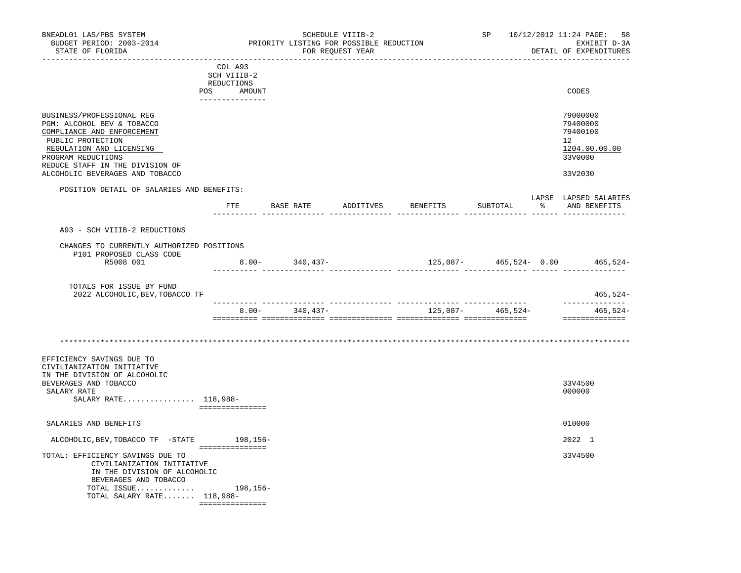BNEADL01 LAS/PBS SYSTEM — SCHEDULE VIIIB-2 — SP 10/12/2012 11:24

BUDGET PERIOD: 2003-2014 — PRIORITY LISTING FOR POSSIBLE REDUCTION — EXHIBIT D-3A

STATE OF FLORIDA — FOR REQUEST YEAR — DETAIL OF EXPENDITURES

| | COL A93 SCH VIIIB-2 REDUCTIONS POS AMOUNT | CODES |
|---|---|---|
| BUSINESS/PROFESSIONAL REG | | 79000000 |
| PGM: ALCOHOL BEV & TOBACCO | | 79400000 |
| COMPLIANCE AND ENFORCEMENT | | 79400100 |
| PUBLIC PROTECTION | | 12 |
| REGULATION AND LICENSING | | 1204.00.00.00 |
| PROGRAM REDUCTIONS | | 33V0000 |
| REDUCE STAFF IN THE DIVISION OF ALCOHOLIC BEVERAGES AND TOBACCO | | 33V2030 |

POSITION DETAIL OF SALARIES AND BENEFITS:

| | FTE | BASE RATE | ADDITIVES | BENEFITS | SUBTOTAL | LAPSE % | LAPSED SALARIES AND BENEFITS |
|---|---|---|---|---|---|---|---|
| A93 - SCH VIIIB-2 REDUCTIONS | | | | | | | |
| CHANGES TO CURRENTLY AUTHORIZED POSITIONS | | | | | | | |
| P101 PROPOSED CLASS CODE | | | | | | | |
| R5008 001 | 8.00- | 340,437- | | 125,087- | 465,524- | 0.00 | 465,524- |
| TOTALS FOR ISSUE BY FUND | | | | | | | |
| 2022 ALCOHOLIC,BEV,TOBACCO TF | | | | | | | 465,524- |
| | 8.00- | 340,437- | | 125,087- | 465,524- | | 465,524- |

\*\*\*\*\*\*\*\*\*\*\*\*\*\*\*\*\*\*\*\*\*\*\*\*\*\*\*\*\*\*\*\*\*\*\*\*\*\*\*\*\*\*\*\*\*\*\*\*\*\*\*\*\*\*\*\*\*\*\*\*

| | COL A93 AMOUNT | CODES |
|---|---|---|
| EFFICIENCY SAVINGS DUE TO CIVILIANIZATION INITIATIVE IN THE DIVISION OF ALCOHOLIC BEVERAGES AND TOBACCO | | 33V4500 |
| SALARY RATE | | 000000 |
| SALARY RATE................ | 118,988- | |
| SALARIES AND BENEFITS | | 010000 |
| ALCOHOLIC,BEV,TOBACCO TF -STATE | 198,156- | 2022 1 |
| TOTAL: EFFICIENCY SAVINGS DUE TO CIVILIANIZATION INITIATIVE IN THE DIVISION OF ALCOHOLIC BEVERAGES AND TOBACCO | | 33V4500 |
| TOTAL ISSUE............. | 198,156- | |
| TOTAL SALARY RATE....... | 118,988- | |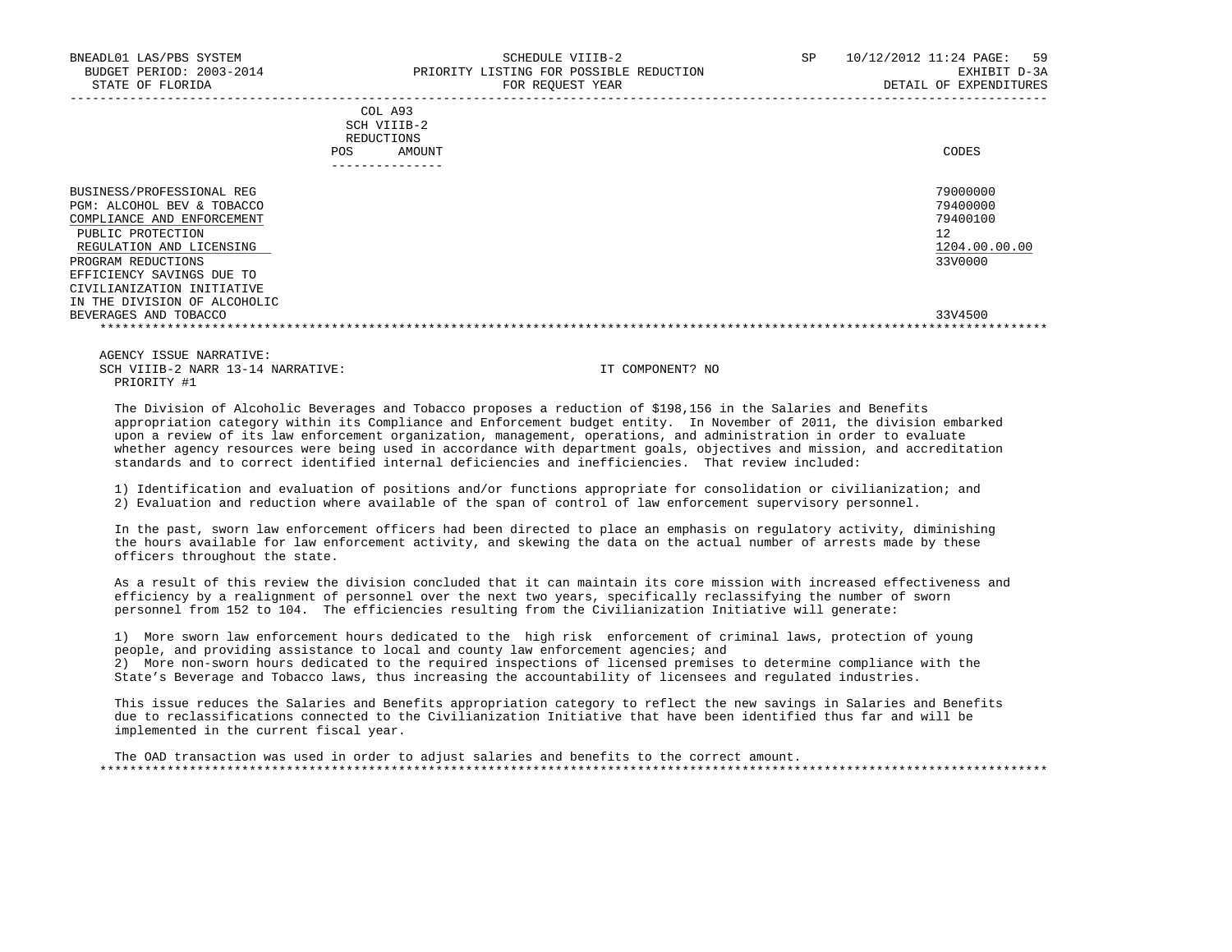BNEADL01 LAS/PBS SYSTEM SCHEDULE VIIIB-2 SP 10/12/2012 11:24
BUDGET PERIOD: 2003-2014 PRIORITY LISTING FOR POSSIBLE REDUCTION EXHIBIT D-3A
STATE OF FLORIDA FOR REQUEST YEAR DETAIL OF EXPENDITURES

| | COL A93 SCH VIIIB-2 REDUCTIONS POS AMOUNT | CODES |
|---|---|---|
| BUSINESS/PROFESSIONAL REG | | 79000000 |
| PGM: ALCOHOL BEV & TOBACCO | | 79400000 |
| COMPLIANCE AND ENFORCEMENT | | 79400100 |
| PUBLIC PROTECTION | | 12 |
| REGULATION AND LICENSING | | 1204.00.00.00 |
| PROGRAM REDUCTIONS | | 33V0000 |
| EFFICIENCY SAVINGS DUE TO CIVILIANIZATION INITIATIVE IN THE DIVISION OF ALCOHOLIC BEVERAGES AND TOBACCO | | 33V4500 |

AGENCY ISSUE NARRATIVE:
SCH VIIIB-2 NARR 13-14 NARRATIVE: IT COMPONENT? NO
PRIORITY #1

The Division of Alcoholic Beverages and Tobacco proposes a reduction of $198,156 in the Salaries and Benefits appropriation category within its Compliance and Enforcement budget entity. In November of 2011, the division embarked upon a review of its law enforcement organization, management, operations, and administration in order to evaluate whether agency resources were being used in accordance with department goals, objectives and mission, and accreditation standards and to correct identified internal deficiencies and inefficiencies. That review included:

1) Identification and evaluation of positions and/or functions appropriate for consolidation or civilianization; and
2) Evaluation and reduction where available of the span of control of law enforcement supervisory personnel.

In the past, sworn law enforcement officers had been directed to place an emphasis on regulatory activity, diminishing the hours available for law enforcement activity, and skewing the data on the actual number of arrests made by these officers throughout the state.

As a result of this review the division concluded that it can maintain its core mission with increased effectiveness and efficiency by a realignment of personnel over the next two years, specifically reclassifying the number of sworn personnel from 152 to 104. The efficiencies resulting from the Civilianization Initiative will generate:

1) More sworn law enforcement hours dedicated to the high risk enforcement of criminal laws, protection of young people, and providing assistance to local and county law enforcement agencies; and
2) More non-sworn hours dedicated to the required inspections of licensed premises to determine compliance with the State's Beverage and Tobacco laws, thus increasing the accountability of licensees and regulated industries.

This issue reduces the Salaries and Benefits appropriation category to reflect the new savings in Salaries and Benefits due to reclassifications connected to the Civilianization Initiative that have been identified thus far and will be implemented in the current fiscal year.

The OAD transaction was used in order to adjust salaries and benefits to the correct amount.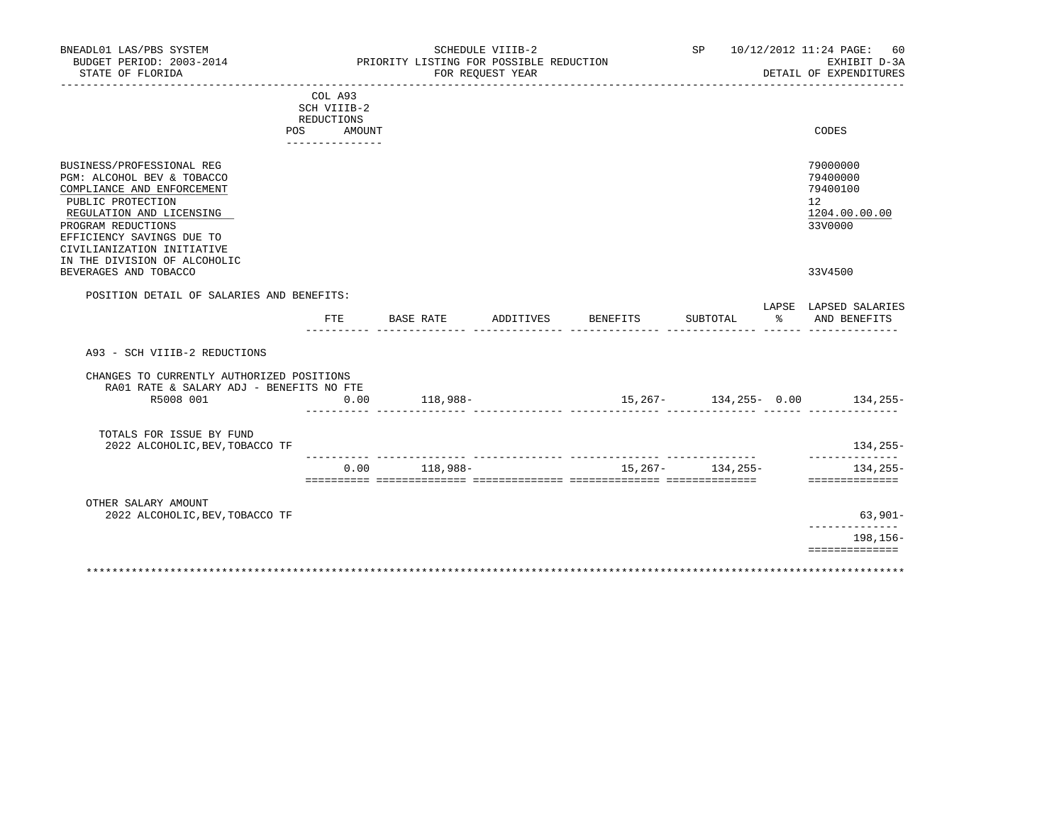BNEADL01 LAS/PBS SYSTEM | SCHEDULE VIIIB-2 | SP 10/12/2012 11:24
BUDGET PERIOD: 2003-2014 | PRIORITY LISTING FOR POSSIBLE REDUCTION | EXHIBIT D-3A
STATE OF FLORIDA | FOR REQUEST YEAR | DETAIL OF EXPENDITURES

COL A93 SCH VIIIB-2 REDUCTIONS — POS / AMOUNT

| | CODES |
|---|---|
| BUSINESS/PROFESSIONAL REG | 79000000 |
| PGM: ALCOHOL BEV & TOBACCO | 79400000 |
| COMPLIANCE AND ENFORCEMENT | 79400100 |
| PUBLIC PROTECTION | 12 |
| REGULATION AND LICENSING | 1204.00.00.00 |
| PROGRAM REDUCTIONS | 33V0000 |
| EFFICIENCY SAVINGS DUE TO CIVILIANIZATION INITIATIVE IN THE DIVISION OF ALCOHOLIC BEVERAGES AND TOBACCO | 33V4500 |

POSITION DETAIL OF SALARIES AND BENEFITS:

| | FTE | BASE RATE | ADDITIVES | BENEFITS | SUBTOTAL | LAPSE % | LAPSED SALARIES AND BENEFITS |
|---|---|---|---|---|---|---|---|
| A93 - SCH VIIIB-2 REDUCTIONS | | | | | | | |
| CHANGES TO CURRENTLY AUTHORIZED POSITIONS | | | | | | | |
| RA01 RATE & SALARY ADJ - BENEFITS NO FTE | | | | | | | |
| R5008 001 | 0.00 | 118,988- | | 15,267- | 134,255- | 0.00 | 134,255- |
| TOTALS FOR ISSUE BY FUND | | | | | | | |
| 2022 ALCOHOLIC,BEV,TOBACCO TF | | | | | | | 134,255- |
| | 0.00 | 118,988- | | 15,267- | 134,255- | | 134,255- |
| OTHER SALARY AMOUNT | | | | | | | |
| 2022 ALCOHOLIC,BEV,TOBACCO TF | | | | | | | 63,901- |
| | | | | | | | 198,156- |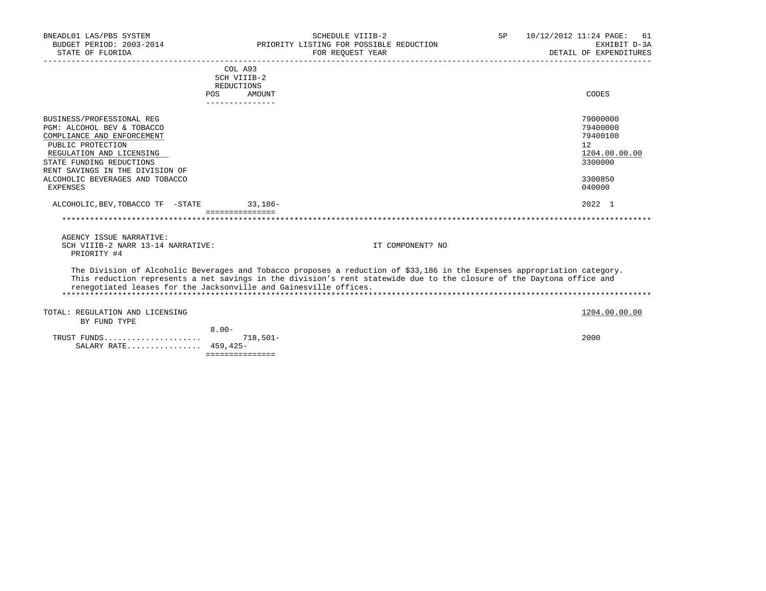| | COL A93 SCH VIIIB-2 REDUCTIONS POS | AMOUNT | CODES |
|---|---|---|---|
| BUSINESS/PROFESSIONAL REG | | | 79000000 |
| PGM: ALCOHOL BEV & TOBACCO | | | 79400000 |
| COMPLIANCE AND ENFORCEMENT | | | 79400100 |
| PUBLIC PROTECTION | | | 12 |
| REGULATION AND LICENSING | | | 1204.00.00.00 |
| STATE FUNDING REDUCTIONS | | | 3300000 |
| RENT SAVINGS IN THE DIVISION OF ALCOHOLIC BEVERAGES AND TOBACCO | | | 3300850 |
| EXPENSES | | | 040000 |
| ALCOHOLIC,BEV,TOBACCO TF -STATE | | 33,186- | 2022 1 |

AGENCY ISSUE NARRATIVE:
SCH VIIIB-2 NARR 13-14 NARRATIVE: IT COMPONENT? NO
PRIORITY #4

The Division of Alcoholic Beverages and Tobacco proposes a reduction of $33,186 in the Expenses appropriation category. This reduction represents a net savings in the division's rent statewide due to the closure of the Daytona office and renegotiated leases for the Jacksonville and Gainesville offices.

| | POS | AMOUNT | CODES |
|---|---|---|---|
| TOTAL: REGULATION AND LICENSING | | | 1204.00.00.00 |
| BY FUND TYPE | | | |
| TRUST FUNDS | 8.00- | 718,501- | 2000 |
| SALARY RATE | 459,425- | | |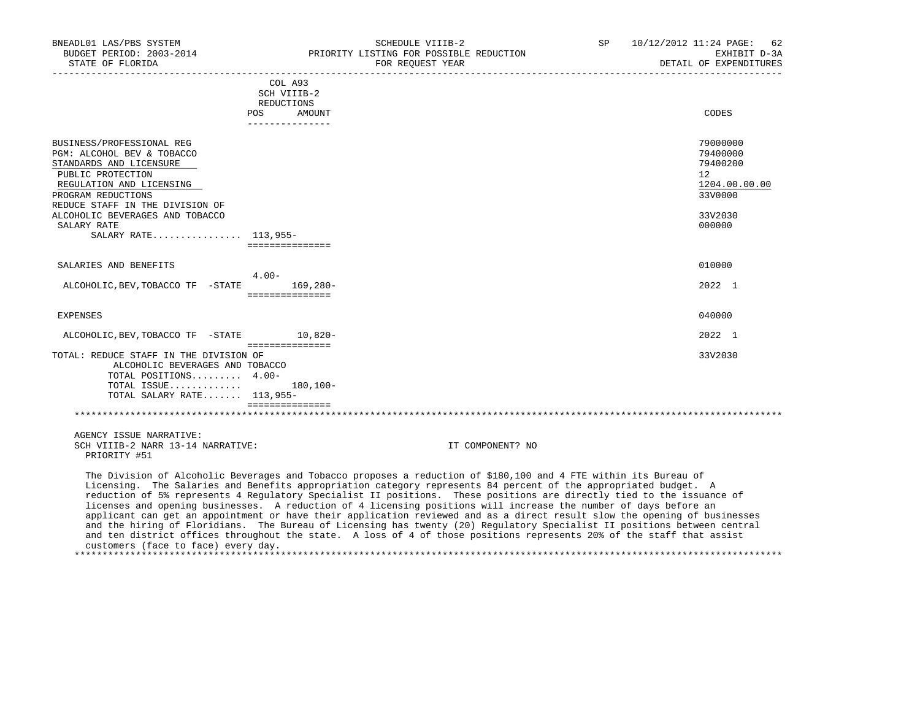| | COL A93 SCH VIIIB-2 REDUCTIONS POS | AMOUNT | CODES |
|---|---|---|---|
| BUSINESS/PROFESSIONAL REG | | | 79000000 |
| PGM: ALCOHOL BEV & TOBACCO | | | 79400000 |
| STANDARDS AND LICENSURE | | | 79400200 |
| PUBLIC PROTECTION | | | 12 |
| REGULATION AND LICENSING | | | 1204.00.00.00 |
| PROGRAM REDUCTIONS | | | 33V0000 |
| REDUCE STAFF IN THE DIVISION OF ALCOHOLIC BEVERAGES AND TOBACCO | | | 33V2030 |
| SALARY RATE | | | 000000 |
| SALARY RATE................ | 113,955- | | |
| SALARIES AND BENEFITS | | | 010000 |
| ALCOHOLIC,BEV,TOBACCO TF -STATE | 4.00- | 169,280- | 2022 1 |
| EXPENSES | | | 040000 |
| ALCOHOLIC,BEV,TOBACCO TF -STATE | | 10,820- | 2022 1 |
| TOTAL: REDUCE STAFF IN THE DIVISION OF ALCOHOLIC BEVERAGES AND TOBACCO | | | 33V2030 |
| TOTAL POSITIONS......... | 4.00- | | |
| TOTAL ISSUE............. | | 180,100- | |
| TOTAL SALARY RATE....... | 113,955- | | |

AGENCY ISSUE NARRATIVE:
SCH VIIIB-2 NARR 13-14 NARRATIVE: IT COMPONENT? NO
PRIORITY #51

The Division of Alcoholic Beverages and Tobacco proposes a reduction of $180,100 and 4 FTE within its Bureau of Licensing. The Salaries and Benefits appropriation category represents 84 percent of the appropriated budget. A reduction of 5% represents 4 Regulatory Specialist II positions. These positions are directly tied to the issuance of licenses and opening businesses. A reduction of 4 licensing positions will increase the number of days before an applicant can get an appointment or have their application reviewed and as a direct result slow the opening of businesses and the hiring of Floridians. The Bureau of Licensing has twenty (20) Regulatory Specialist II positions between central and ten district offices throughout the state. A loss of 4 of those positions represents 20% of the staff that assist customers (face to face) every day.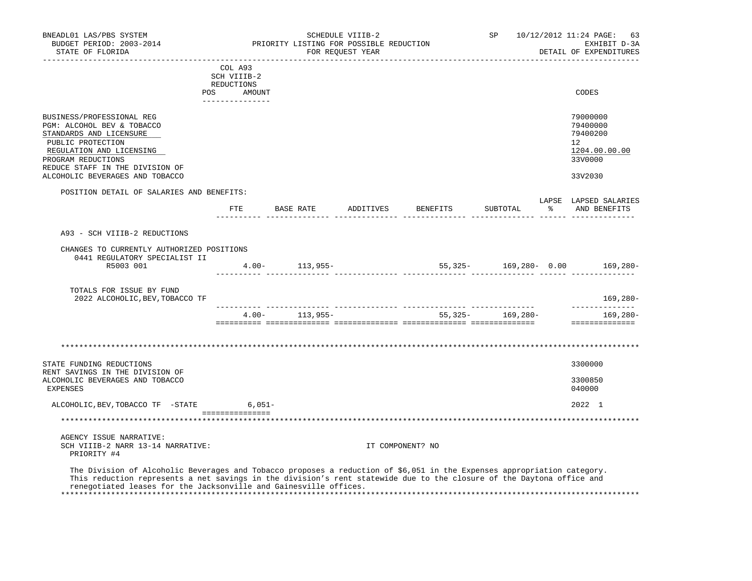BNEADL01 LAS/PBS SYSTEM — SCHEDULE VIIIB-2 — SP 10/12/2012 11:24

BUDGET PERIOD: 2003-2014 — PRIORITY LISTING FOR POSSIBLE REDUCTION — EXHIBIT D-3A

STATE OF FLORIDA — FOR REQUEST YEAR — DETAIL OF EXPENDITURES

| | COL A93 SCH VIIIB-2 REDUCTIONS POS AMOUNT | CODES |
|---|---|---|
| BUSINESS/PROFESSIONAL REG | | 79000000 |
| PGM: ALCOHOL BEV & TOBACCO | | 79400000 |
| STANDARDS AND LICENSURE | | 79400200 |
| PUBLIC PROTECTION | | 12 |
| REGULATION AND LICENSING | | 1204.00.00.00 |
| PROGRAM REDUCTIONS | | 33V0000 |
| REDUCE STAFF IN THE DIVISION OF ALCOHOLIC BEVERAGES AND TOBACCO | | 33V2030 |

POSITION DETAIL OF SALARIES AND BENEFITS:

| | FTE | BASE RATE | ADDITIVES | BENEFITS | SUBTOTAL | LAPSE % | LAPSED SALARIES AND BENEFITS |
|---|---|---|---|---|---|---|---|
| A93 - SCH VIIIB-2 REDUCTIONS | | | | | | | |
| CHANGES TO CURRENTLY AUTHORIZED POSITIONS | | | | | | | |
| 0441 REGULATORY SPECIALIST II R5003 001 | 4.00- | 113,955- | | 55,325- | 169,280- | 0.00 | 169,280- |
| TOTALS FOR ISSUE BY FUND 2022 ALCOHOLIC,BEV,TOBACCO TF | | | | | | | 169,280- |
| | 4.00- | 113,955- | | 55,325- | 169,280- | | 169,280- |

************************************************************************************************************************

| | POS | AMOUNT | CODES |
|---|---|---|---|
| STATE FUNDING REDUCTIONS | | | 3300000 |
| RENT SAVINGS IN THE DIVISION OF ALCOHOLIC BEVERAGES AND TOBACCO | | | 3300850 |
| EXPENSES | | | 040000 |
| ALCOHOLIC,BEV,TOBACCO TF -STATE | | 6,051- | 2022 1 |

************************************************************************************************************************

AGENCY ISSUE NARRATIVE:

SCH VIIIB-2 NARR 13-14 NARRATIVE: IT COMPONENT? NO

PRIORITY #4

The Division of Alcoholic Beverages and Tobacco proposes a reduction of $6,051 in the Expenses appropriation category. This reduction represents a net savings in the division's rent statewide due to the closure of the Daytona office and renegotiated leases for the Jacksonville and Gainesville offices.

************************************************************************************************************************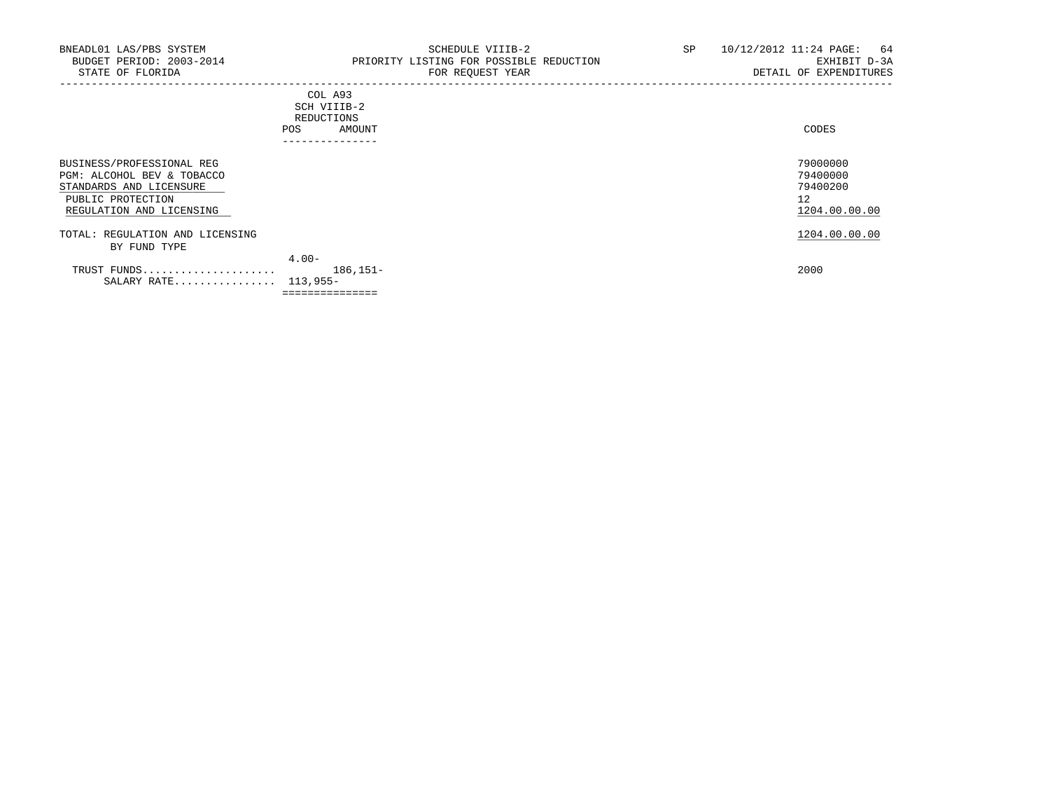BNEADL01 LAS/PBS SYSTEM
BUDGET PERIOD: 2003-2014
STATE OF FLORIDA

SCHEDULE VIIIB-2
PRIORITY LISTING FOR POSSIBLE REDUCTION
FOR REQUEST YEAR

SP 10/12/2012 11:24
EXHIBIT D-3A
DETAIL OF EXPENDITURES

| | COL A93 SCH VIIIB-2 REDUCTIONS POS | AMOUNT | CODES |
|---|---|---|---|
| BUSINESS/PROFESSIONAL REG | | | 79000000 |
| PGM: ALCOHOL BEV & TOBACCO | | | 79400000 |
| STANDARDS AND LICENSURE | | | 79400200 |
| PUBLIC PROTECTION | | | 12 |
| REGULATION AND LICENSING | | | 1204.00.00.00 |
| TOTAL: REGULATION AND LICENSING | | | 1204.00.00.00 |
| BY FUND TYPE | | | |
| TRUST FUNDS | 4.00- | 186,151- | 2000 |
| SALARY RATE | 113,955- | | |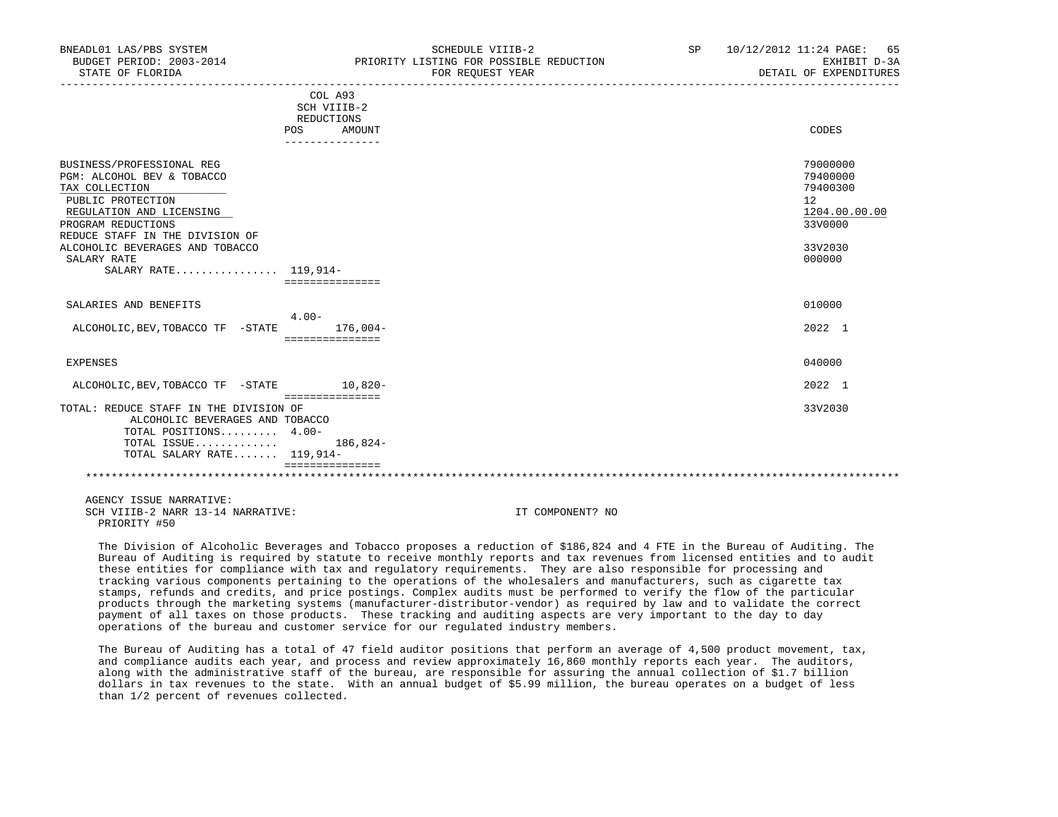| | COL A93 SCH VIIIB-2 REDUCTIONS | | |
|---|---|---|---|
| | POS | AMOUNT | CODES |
| BUSINESS/PROFESSIONAL REG | | | 79000000 |
| PGM: ALCOHOL BEV & TOBACCO | | | 79400000 |
| TAX COLLECTION | | | 79400300 |
| PUBLIC PROTECTION | | | 12 |
| REGULATION AND LICENSING | | | 1204.00.00.00 |
| PROGRAM REDUCTIONS | | | 33V0000 |
| REDUCE STAFF IN THE DIVISION OF ALCOHOLIC BEVERAGES AND TOBACCO | | | 33V2030 |
| SALARY RATE | | | 000000 |
| SALARY RATE................ | 119,914- | | |
| SALARIES AND BENEFITS | | | 010000 |
| ALCOHOLIC,BEV,TOBACCO TF -STATE | 4.00- | 176,004- | 2022 1 |
| EXPENSES | | | 040000 |
| ALCOHOLIC,BEV,TOBACCO TF -STATE | | 10,820- | 2022 1 |
| TOTAL: REDUCE STAFF IN THE DIVISION OF ALCOHOLIC BEVERAGES AND TOBACCO | | | 33V2030 |
| TOTAL POSITIONS......... | 4.00- | | |
| TOTAL ISSUE............. | | 186,824- | |
| TOTAL SALARY RATE....... | 119,914- | | |

AGENCY ISSUE NARRATIVE:
SCH VIIIB-2 NARR 13-14 NARRATIVE: IT COMPONENT? NO
PRIORITY #50

The Division of Alcoholic Beverages and Tobacco proposes a reduction of $186,824 and 4 FTE in the Bureau of Auditing. The Bureau of Auditing is required by statute to receive monthly reports and tax revenues from licensed entities and to audit these entities for compliance with tax and regulatory requirements. They are also responsible for processing and tracking various components pertaining to the operations of the wholesalers and manufacturers, such as cigarette tax stamps, refunds and credits, and price postings. Complex audits must be performed to verify the flow of the particular products through the marketing systems (manufacturer-distributor-vendor) as required by law and to validate the correct payment of all taxes on those products. These tracking and auditing aspects are very important to the day to day operations of the bureau and customer service for our regulated industry members.

The Bureau of Auditing has a total of 47 field auditor positions that perform an average of 4,500 product movement, tax, and compliance audits each year, and process and review approximately 16,860 monthly reports each year. The auditors, along with the administrative staff of the bureau, are responsible for assuring the annual collection of $1.7 billion dollars in tax revenues to the state. With an annual budget of $5.99 million, the bureau operates on a budget of less than 1/2 percent of revenues collected.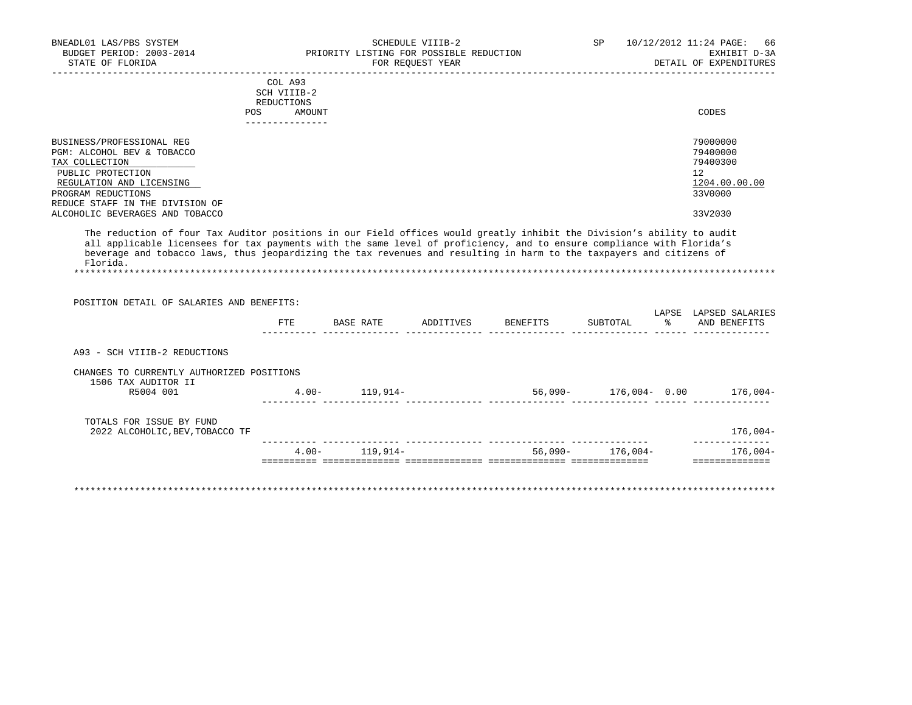BNEADL01 LAS/PBS SYSTEM | SCHEDULE VIIIB-2 | SP 10/12/2012 11:24

BUDGET PERIOD: 2003-2014 | PRIORITY LISTING FOR POSSIBLE REDUCTION | EXHIBIT D-3A

STATE OF FLORIDA | FOR REQUEST YEAR | DETAIL OF EXPENDITURES

| | COL A93 SCH VIIIB-2 REDUCTIONS POS AMOUNT | CODES |
|---|---|---|
| BUSINESS/PROFESSIONAL REG | | 79000000 |
| PGM: ALCOHOL BEV & TOBACCO | | 79400000 |
| TAX COLLECTION | | 79400300 |
| PUBLIC PROTECTION | | 12 |
| REGULATION AND LICENSING | | 1204.00.00.00 |
| PROGRAM REDUCTIONS | | 33V0000 |
| REDUCE STAFF IN THE DIVISION OF ALCOHOLIC BEVERAGES AND TOBACCO | | 33V2030 |

The reduction of four Tax Auditor positions in our Field offices would greatly inhibit the Division's ability to audit all applicable licensees for tax payments with the same level of proficiency, and to ensure compliance with Florida's beverage and tobacco laws, thus jeopardizing the tax revenues and resulting in harm to the taxpayers and citizens of Florida.

POSITION DETAIL OF SALARIES AND BENEFITS:

| | FTE | BASE RATE | ADDITIVES | BENEFITS | SUBTOTAL | LAPSE % | LAPSED SALARIES AND BENEFITS |
|---|---|---|---|---|---|---|---|
| A93 - SCH VIIIB-2 REDUCTIONS | | | | | | | |
| CHANGES TO CURRENTLY AUTHORIZED POSITIONS | | | | | | | |
| 1506 TAX AUDITOR II | | | | | | | |
| R5004 001 | 4.00- | 119,914- | | 56,090- | 176,004- | 0.00 | 176,004- |
| TOTALS FOR ISSUE BY FUND | | | | | | | |
| 2022 ALCOHOLIC,BEV,TOBACCO TF | | | | | | | 176,004- |
| | 4.00- | 119,914- | | 56,090- | 176,004- | | 176,004- |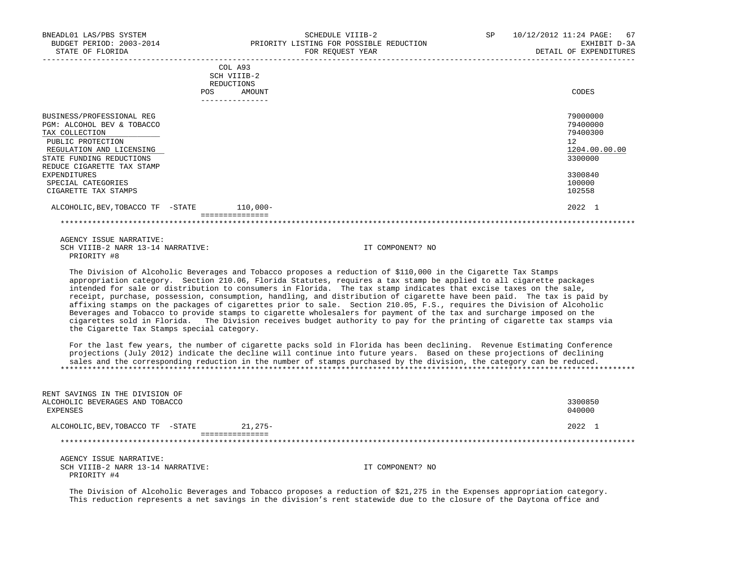| | COL A93 SCH VIIIB-2 REDUCTIONS POS | AMOUNT | CODES |
|---|---|---|---|
| BUSINESS/PROFESSIONAL REG | | | 79000000 |
| PGM: ALCOHOL BEV & TOBACCO | | | 79400000 |
| TAX COLLECTION | | | 79400300 |
| PUBLIC PROTECTION | | | 12 |
| REGULATION AND LICENSING | | | 1204.00.00.00 |
| STATE FUNDING REDUCTIONS | | | 3300000 |
| REDUCE CIGARETTE TAX STAMP EXPENDITURES | | | 3300840 |
| SPECIAL CATEGORIES | | | 100000 |
| CIGARETTE TAX STAMPS | | | 102558 |
| ALCOHOLIC,BEV,TOBACCO TF -STATE | | 110,000- | 2022 1 |

AGENCY ISSUE NARRATIVE:
SCH VIIIB-2 NARR 13-14 NARRATIVE: IT COMPONENT? NO
PRIORITY #8

The Division of Alcoholic Beverages and Tobacco proposes a reduction of $110,000 in the Cigarette Tax Stamps appropriation category. Section 210.06, Florida Statutes, requires a tax stamp be applied to all cigarette packages intended for sale or distribution to consumers in Florida. The tax stamp indicates that excise taxes on the sale, receipt, purchase, possession, consumption, handling, and distribution of cigarette have been paid. The tax is paid by affixing stamps on the packages of cigarettes prior to sale. Section 210.05, F.S., requires the Division of Alcoholic Beverages and Tobacco to provide stamps to cigarette wholesalers for payment of the tax and surcharge imposed on the cigarettes sold in Florida. The Division receives budget authority to pay for the printing of cigarette tax stamps via the Cigarette Tax Stamps special category.

For the last few years, the number of cigarette packs sold in Florida has been declining. Revenue Estimating Conference projections (July 2012) indicate the decline will continue into future years. Based on these projections of declining sales and the corresponding reduction in the number of stamps purchased by the division, the category can be reduced.

| | POS | AMOUNT | CODES |
|---|---|---|---|
| RENT SAVINGS IN THE DIVISION OF ALCOHOLIC BEVERAGES AND TOBACCO | | | 3300850 |
| EXPENSES | | | 040000 |
| ALCOHOLIC,BEV,TOBACCO TF -STATE | | 21,275- | 2022 1 |

AGENCY ISSUE NARRATIVE:
SCH VIIIB-2 NARR 13-14 NARRATIVE: IT COMPONENT? NO
PRIORITY #4

The Division of Alcoholic Beverages and Tobacco proposes a reduction of $21,275 in the Expenses appropriation category. This reduction represents a net savings in the division's rent statewide due to the closure of the Daytona office and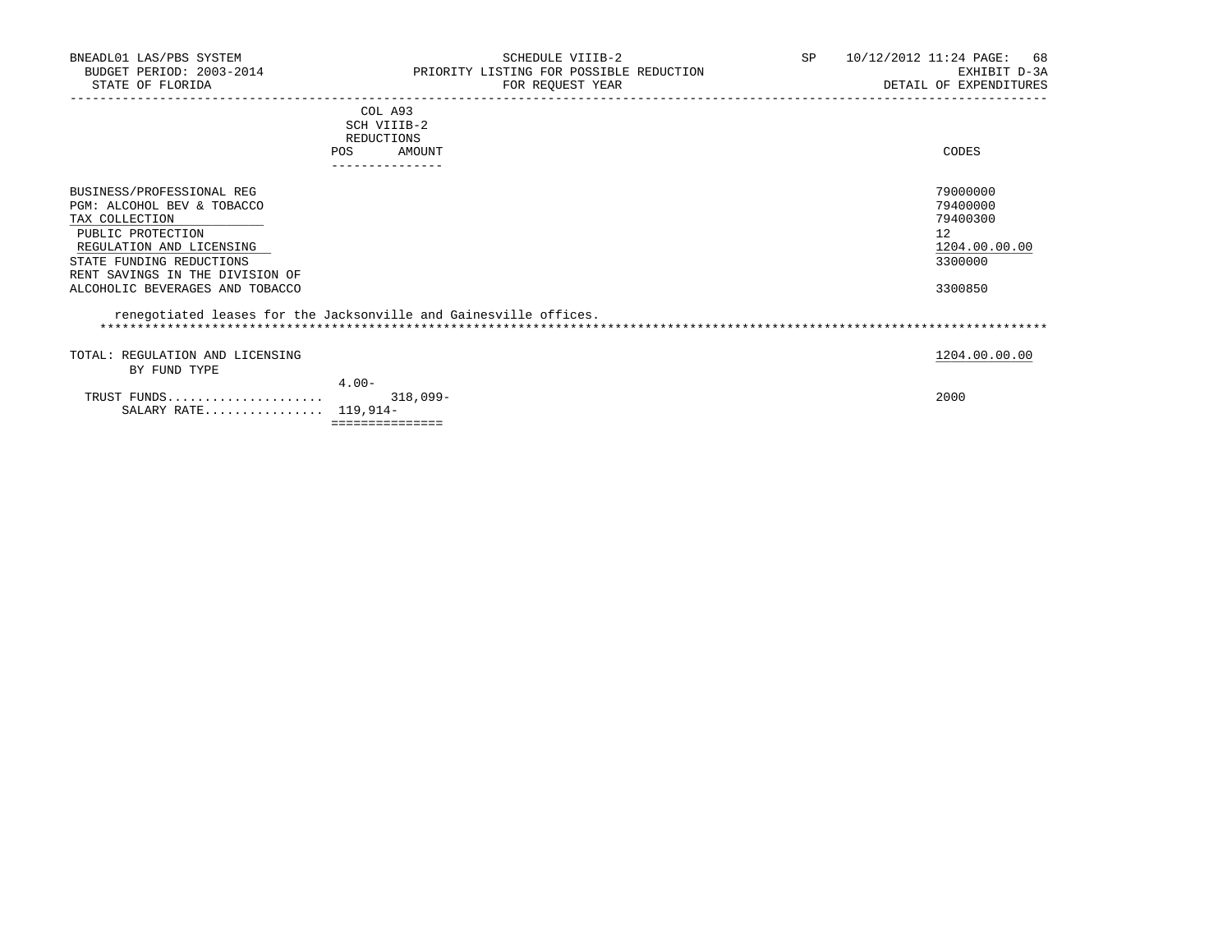| | COL A93 SCH VIIIB-2 REDUCTIONS | | |
|---|---|---|---|
| | POS | AMOUNT | CODES |
| BUSINESS/PROFESSIONAL REG | | | 79000000 |
| PGM: ALCOHOL BEV & TOBACCO | | | 79400000 |
| TAX COLLECTION | | | 79400300 |
| PUBLIC PROTECTION | | | 12 |
| REGULATION AND LICENSING | | | 1204.00.00.00 |
| STATE FUNDING REDUCTIONS | | | 3300000 |
| RENT SAVINGS IN THE DIVISION OF ALCOHOLIC BEVERAGES AND TOBACCO | | | 3300850 |

renegotiated leases for the Jacksonville and Gainesville offices.

*******************************************************************************************************************************

| | POS | AMOUNT | CODES |
|---|---|---|---|
| TOTAL: REGULATION AND LICENSING | | | 1204.00.00.00 |
| BY FUND TYPE | | | |
| TRUST FUNDS.................... | 4.00- | 318,099- | 2000 |
| SALARY RATE................ | 119,914- | | |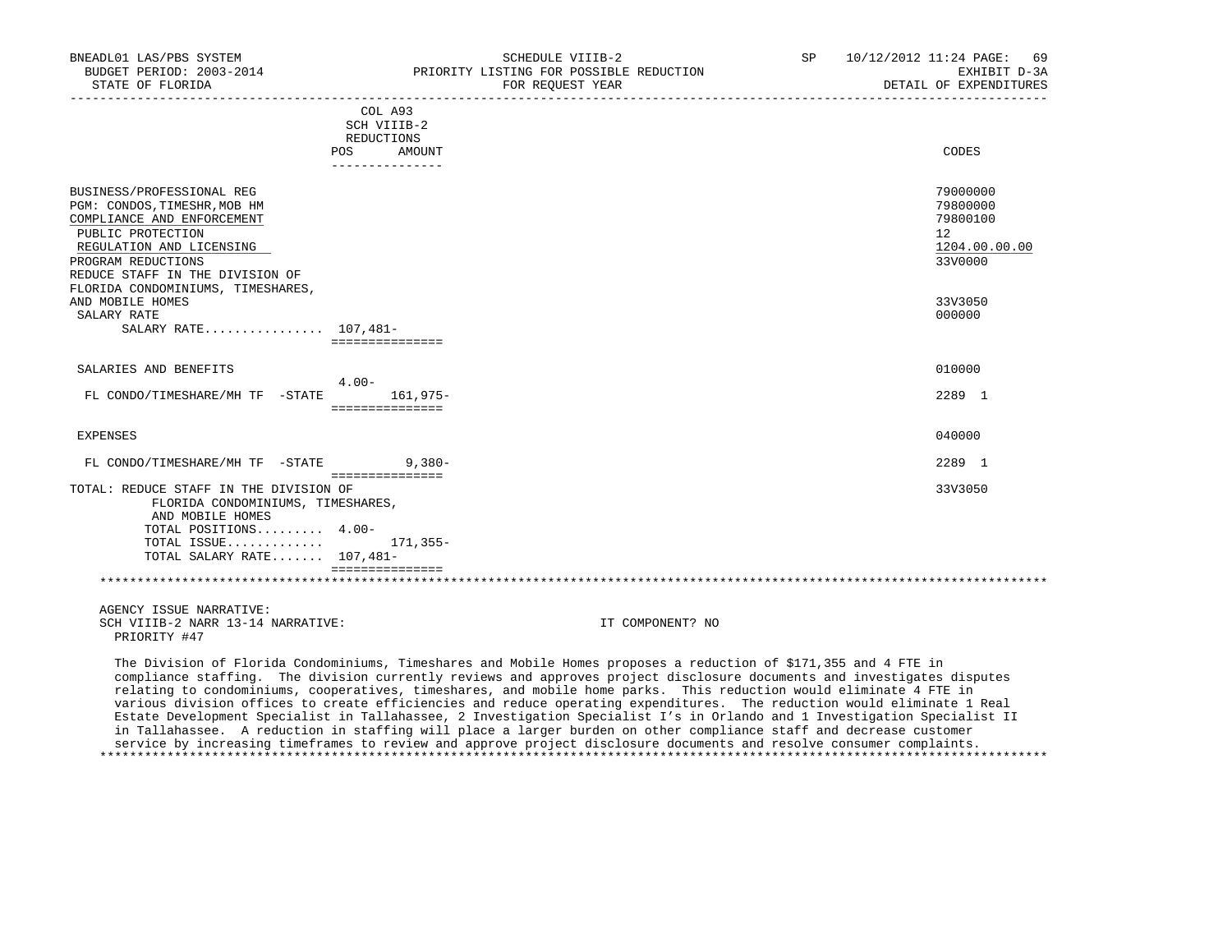BNEADL01 LAS/PBS SYSTEM | SCHEDULE VIIIB-2 | SP 10/12/2012 11:24

BUDGET PERIOD: 2003-2014 | PRIORITY LISTING FOR POSSIBLE REDUCTION | EXHIBIT D-3A

STATE OF FLORIDA | FOR REQUEST YEAR | DETAIL OF EXPENDITURES

| | COL A93 SCH VIIIB-2 REDUCTIONS POS | AMOUNT | CODES |
|---|---|---|---|
| BUSINESS/PROFESSIONAL REG | | | 79000000 |
| PGM: CONDOS,TIMESHR,MOB HM | | | 79800000 |
| COMPLIANCE AND ENFORCEMENT | | | 79800100 |
| PUBLIC PROTECTION | | | 12 |
| REGULATION AND LICENSING | | | 1204.00.00.00 |
| PROGRAM REDUCTIONS | | | 33V0000 |
| REDUCE STAFF IN THE DIVISION OF FLORIDA CONDOMINIUMS, TIMESHARES, AND MOBILE HOMES | | | 33V3050 |
| SALARY RATE | | | 000000 |
| SALARY RATE................ | 107,481- | | |
| SALARIES AND BENEFITS | | | 010000 |
| FL CONDO/TIMESHARE/MH TF -STATE | 4.00- | 161,975- | 2289 1 |
| EXPENSES | | | 040000 |
| FL CONDO/TIMESHARE/MH TF -STATE | | 9,380- | 2289 1 |
| TOTAL: REDUCE STAFF IN THE DIVISION OF FLORIDA CONDOMINIUMS, TIMESHARES, AND MOBILE HOMES | | | 33V3050 |
| TOTAL POSITIONS......... | 4.00- | | |
| TOTAL ISSUE............. | | 171,355- | |
| TOTAL SALARY RATE....... | 107,481- | | |

AGENCY ISSUE NARRATIVE:
SCH VIIIB-2 NARR 13-14 NARRATIVE: IT COMPONENT? NO
PRIORITY #47

The Division of Florida Condominiums, Timeshares and Mobile Homes proposes a reduction of $171,355 and 4 FTE in compliance staffing. The division currently reviews and approves project disclosure documents and investigates disputes relating to condominiums, cooperatives, timeshares, and mobile home parks. This reduction would eliminate 4 FTE in various division offices to create efficiencies and reduce operating expenditures. The reduction would eliminate 1 Real Estate Development Specialist in Tallahassee, 2 Investigation Specialist I's in Orlando and 1 Investigation Specialist II in Tallahassee. A reduction in staffing will place a larger burden on other compliance staff and decrease customer service by increasing timeframes to review and approve project disclosure documents and resolve consumer complaints.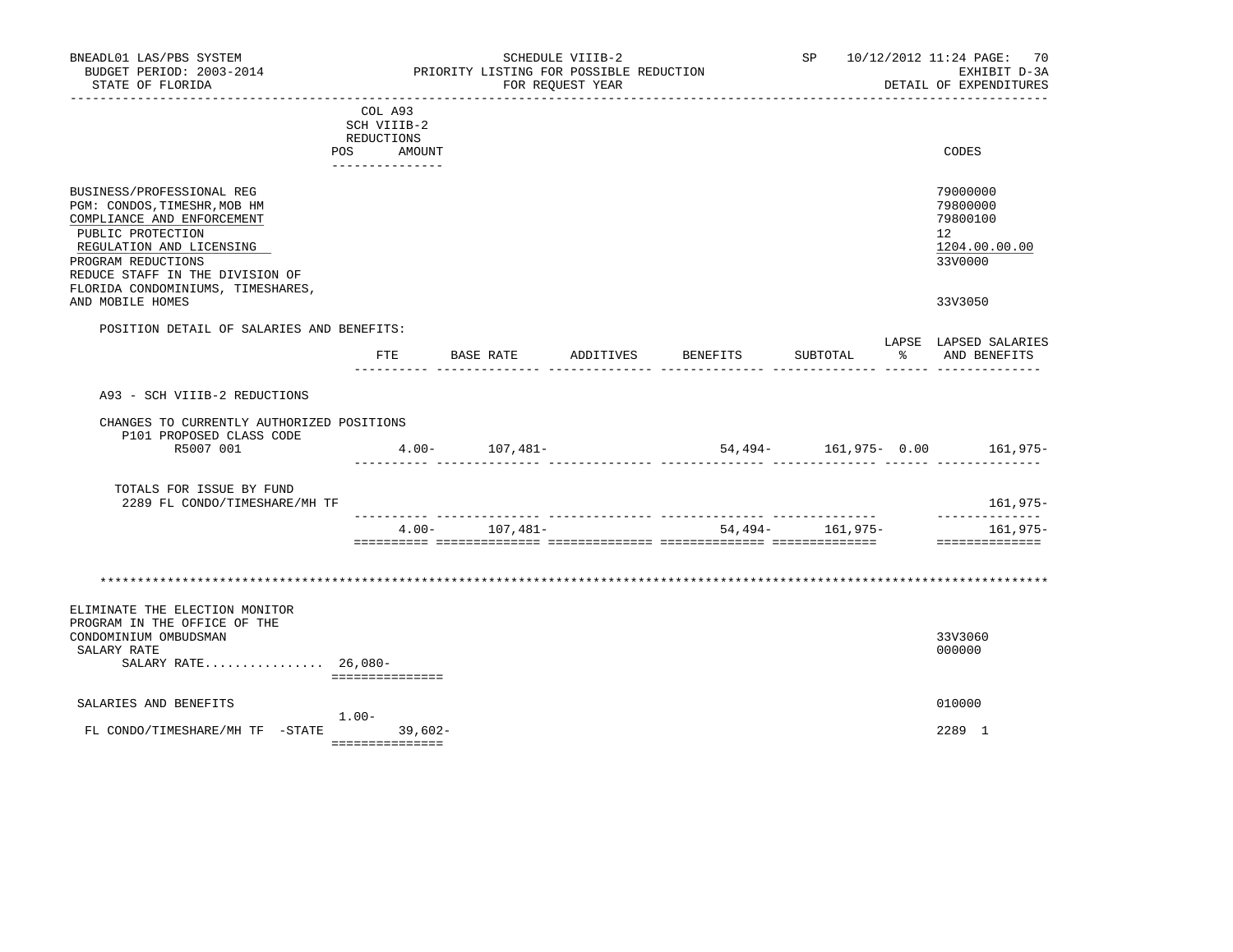BNEADL01 LAS/PBS SYSTEM — SCHEDULE VIIIB-2 — SP 10/12/2012 11:24

BUDGET PERIOD: 2003-2014 — PRIORITY LISTING FOR POSSIBLE REDUCTION — EXHIBIT D-3A

STATE OF FLORIDA — FOR REQUEST YEAR — DETAIL OF EXPENDITURES

| | COL A93 SCH VIIIB-2 REDUCTIONS POS | AMOUNT | CODES |
|---|---|---|---|
| BUSINESS/PROFESSIONAL REG | | | 79000000 |
| PGM: CONDOS,TIMESHR,MOB HM | | | 79800000 |
| COMPLIANCE AND ENFORCEMENT | | | 79800100 |
| PUBLIC PROTECTION | | | 12 |
| REGULATION AND LICENSING | | | 1204.00.00.00 |
| PROGRAM REDUCTIONS | | | 33V0000 |
| REDUCE STAFF IN THE DIVISION OF FLORIDA CONDOMINIUMS, TIMESHARES, AND MOBILE HOMES | | | 33V3050 |

POSITION DETAIL OF SALARIES AND BENEFITS:

| | FTE | BASE RATE | ADDITIVES | BENEFITS | SUBTOTAL | LAPSE % | LAPSED SALARIES AND BENEFITS |
|---|---|---|---|---|---|---|---|
| A93 - SCH VIIIB-2 REDUCTIONS | | | | | | | |
| CHANGES TO CURRENTLY AUTHORIZED POSITIONS | | | | | | | |
| P101 PROPOSED CLASS CODE | | | | | | | |
| R5007 001 | 4.00- | 107,481- | | 54,494- | 161,975- | 0.00 | 161,975- |
| TOTALS FOR ISSUE BY FUND | | | | | | | |
| 2289 FL CONDO/TIMESHARE/MH TF | | | | | | | 161,975- |
| | 4.00- | 107,481- | | 54,494- | 161,975- | | 161,975- |

***

| | POS | AMOUNT | CODES |
|---|---|---|---|
| ELIMINATE THE ELECTION MONITOR PROGRAM IN THE OFFICE OF THE CONDOMINIUM OMBUDSMAN | | | 33V3060 |
| SALARY RATE | | | 000000 |
| SALARY RATE................ | | 26,080- | |
| SALARIES AND BENEFITS | | | 010000 |
| FL CONDO/TIMESHARE/MH TF -STATE | 1.00- | 39,602- | 2289 1 |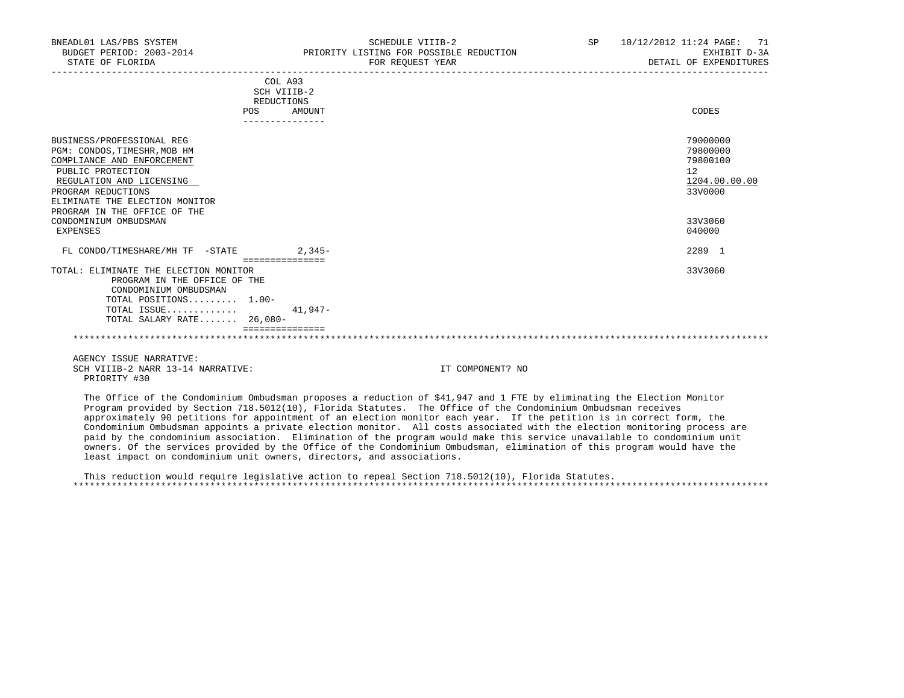BNEADL01 LAS/PBS SYSTEM
BUDGET PERIOD: 2003-2014
STATE OF FLORIDA

SCHEDULE VIIIB-2
PRIORITY LISTING FOR POSSIBLE REDUCTION
FOR REQUEST YEAR

SP 10/12/2012 11:24 PAGE: 71
EXHIBIT D-3A
DETAIL OF EXPENDITURES

| | COL A93 SCH VIIIB-2 REDUCTIONS POS | AMOUNT | CODES |
|---|---|---|---|
| BUSINESS/PROFESSIONAL REG | | | 79000000 |
| PGM: CONDOS,TIMESHR,MOB HM | | | 79800000 |
| COMPLIANCE AND ENFORCEMENT | | | 79800100 |
| PUBLIC PROTECTION | | | 12 |
| REGULATION AND LICENSING | | | 1204.00.00.00 |
| PROGRAM REDUCTIONS | | | 33V0000 |
| ELIMINATE THE ELECTION MONITOR PROGRAM IN THE OFFICE OF THE CONDOMINIUM OMBUDSMAN | | | 33V3060 |
| EXPENSES | | | 040000 |
| FL CONDO/TIMESHARE/MH TF -STATE | | 2,345- | 2289 1 |
| TOTAL: ELIMINATE THE ELECTION MONITOR PROGRAM IN THE OFFICE OF THE CONDOMINIUM OMBUDSMAN | | | 33V3060 |
| TOTAL POSITIONS......... | 1.00- | | |
| TOTAL ISSUE............. | | 41,947- | |
| TOTAL SALARY RATE....... | 26,080- | | |

AGENCY ISSUE NARRATIVE:
SCH VIIIB-2 NARR 13-14 NARRATIVE: IT COMPONENT? NO
PRIORITY #30

The Office of the Condominium Ombudsman proposes a reduction of $41,947 and 1 FTE by eliminating the Election Monitor Program provided by Section 718.5012(10), Florida Statutes. The Office of the Condominium Ombudsman receives approximately 90 petitions for appointment of an election monitor each year. If the petition is in correct form, the Condominium Ombudsman appoints a private election monitor. All costs associated with the election monitoring process are paid by the condominium association. Elimination of the program would make this service unavailable to condominium unit owners. Of the services provided by the Office of the Condominium Ombudsman, elimination of this program would have the least impact on condominium unit owners, directors, and associations.

This reduction would require legislative action to repeal Section 718.5012(10), Florida Statutes.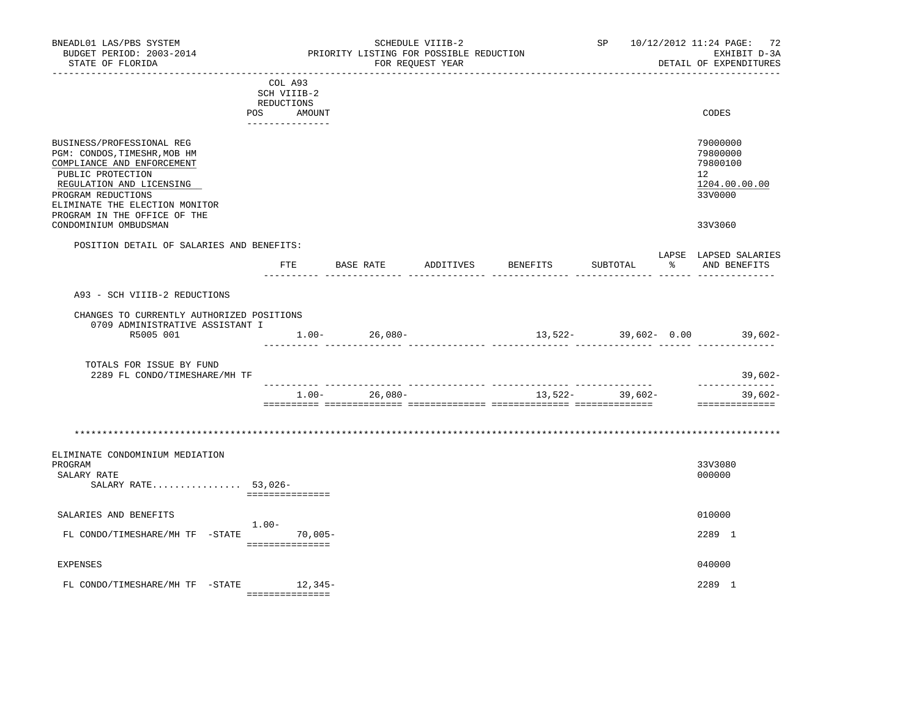BNEADL01 LAS/PBS SYSTEM | SCHEDULE VIIIB-2 | SP 10/12/2012 11:24

BUDGET PERIOD: 2003-2014 | PRIORITY LISTING FOR POSSIBLE REDUCTION | EXHIBIT D-3A

STATE OF FLORIDA | FOR REQUEST YEAR | DETAIL OF EXPENDITURES

| | COL A93 SCH VIIIB-2 REDUCTIONS POS AMOUNT | CODES |
|---|---|---|
| BUSINESS/PROFESSIONAL REG | | 79000000 |
| PGM: CONDOS,TIMESHR,MOB HM | | 79800000 |
| COMPLIANCE AND ENFORCEMENT | | 79800100 |
| PUBLIC PROTECTION | | 12 |
| REGULATION AND LICENSING | | 1204.00.00.00 |
| PROGRAM REDUCTIONS | | 33V0000 |
| ELIMINATE THE ELECTION MONITOR PROGRAM IN THE OFFICE OF THE CONDOMINIUM OMBUDSMAN | | 33V3060 |

POSITION DETAIL OF SALARIES AND BENEFITS:

| | FTE | BASE RATE | ADDITIVES | BENEFITS | SUBTOTAL | LAPSE % | LAPSED SALARIES AND BENEFITS |
|---|---|---|---|---|---|---|---|
| A93 - SCH VIIIB-2 REDUCTIONS | | | | | | | |
| CHANGES TO CURRENTLY AUTHORIZED POSITIONS | | | | | | | |
| 0709 ADMINISTRATIVE ASSISTANT I R5005 001 | 1.00- | 26,080- | | 13,522- | 39,602- | 0.00 | 39,602- |
| TOTALS FOR ISSUE BY FUND | | | | | | | |
| 2289 FL CONDO/TIMESHARE/MH TF | | | | | | | 39,602- |
| | 1.00- | 26,080- | | 13,522- | 39,602- | | 39,602- |

********************************************************************************

| | POS | AMOUNT | CODES |
|---|---|---|---|
| ELIMINATE CONDOMINIUM MEDIATION PROGRAM | | | 33V3080 |
| SALARY RATE | | | 000000 |
| SALARY RATE................ | | 53,026- | |
| SALARIES AND BENEFITS | | | 010000 |
| FL CONDO/TIMESHARE/MH TF -STATE | 1.00- | 70,005- | 2289 1 |
| EXPENSES | | | 040000 |
| FL CONDO/TIMESHARE/MH TF -STATE | | 12,345- | 2289 1 |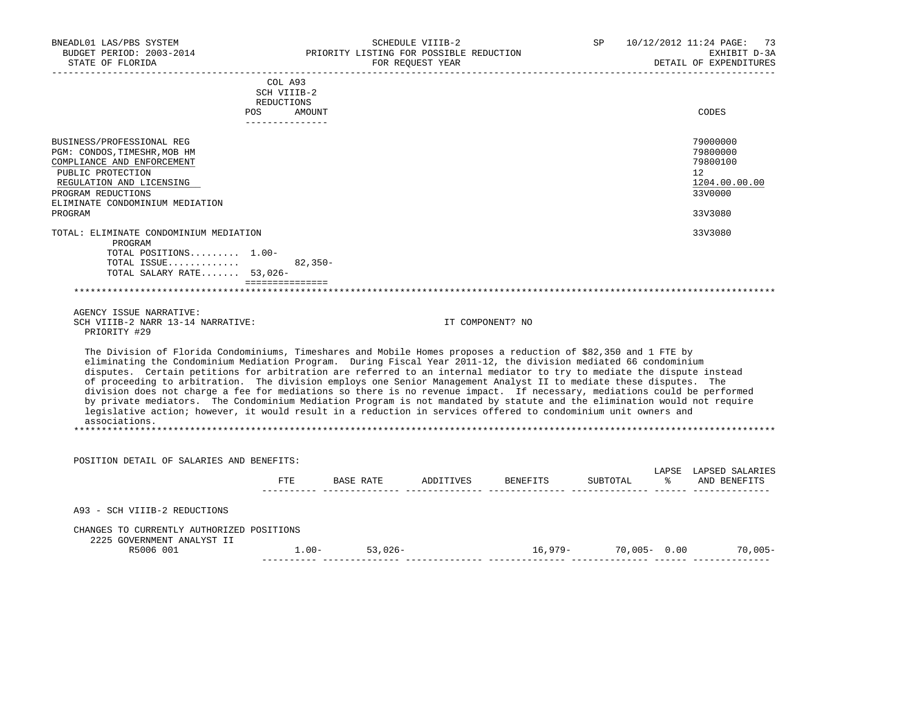BNEADL01 LAS/PBS SYSTEM — SCHEDULE VIIIB-2 — SP 10/12/2012 11:24
BUDGET PERIOD: 2003-2014 — PRIORITY LISTING FOR POSSIBLE REDUCTION — EXHIBIT D-3A
STATE OF FLORIDA — FOR REQUEST YEAR — DETAIL OF EXPENDITURES

| | COL A93 SCH VIIIB-2 REDUCTIONS POS | AMOUNT | CODES |
|---|---|---|---|
| BUSINESS/PROFESSIONAL REG | | | 79000000 |
| PGM: CONDOS,TIMESHR,MOB HM | | | 79800000 |
| COMPLIANCE AND ENFORCEMENT | | | 79800100 |
| PUBLIC PROTECTION | | | 12 |
| REGULATION AND LICENSING | | | 1204.00.00.00 |
| PROGRAM REDUCTIONS | | | 33V0000 |
| ELIMINATE CONDOMINIUM MEDIATION PROGRAM | | | 33V3080 |
| TOTAL: ELIMINATE CONDOMINIUM MEDIATION PROGRAM | | | 33V3080 |
| TOTAL POSITIONS......... | 1.00- | | |
| TOTAL ISSUE............ | | 82,350- | |
| TOTAL SALARY RATE....... | 53,026- | | |

AGENCY ISSUE NARRATIVE:
SCH VIIIB-2 NARR 13-14 NARRATIVE: IT COMPONENT? NO
PRIORITY #29

The Division of Florida Condominiums, Timeshares and Mobile Homes proposes a reduction of $82,350 and 1 FTE by eliminating the Condominium Mediation Program. During Fiscal Year 2011-12, the division mediated 66 condominium disputes. Certain petitions for arbitration are referred to an internal mediator to try to mediate the dispute instead of proceeding to arbitration. The division employs one Senior Management Analyst II to mediate these disputes. The division does not charge a fee for mediations so there is no revenue impact. If necessary, mediations could be performed by private mediators. The Condominium Mediation Program is not mandated by statute and the elimination would not require legislative action; however, it would result in a reduction in services offered to condominium unit owners and associations.

POSITION DETAIL OF SALARIES AND BENEFITS:

| | FTE | BASE RATE | ADDITIVES | BENEFITS | SUBTOTAL | LAPSE % | LAPSED SALARIES AND BENEFITS |
|---|---|---|---|---|---|---|---|
| A93 - SCH VIIIB-2 REDUCTIONS | | | | | | | |
| CHANGES TO CURRENTLY AUTHORIZED POSITIONS | | | | | | | |
| 2225 GOVERNMENT ANALYST II R5006 001 | 1.00- | 53,026- | | 16,979- | 70,005- | 0.00 | 70,005- |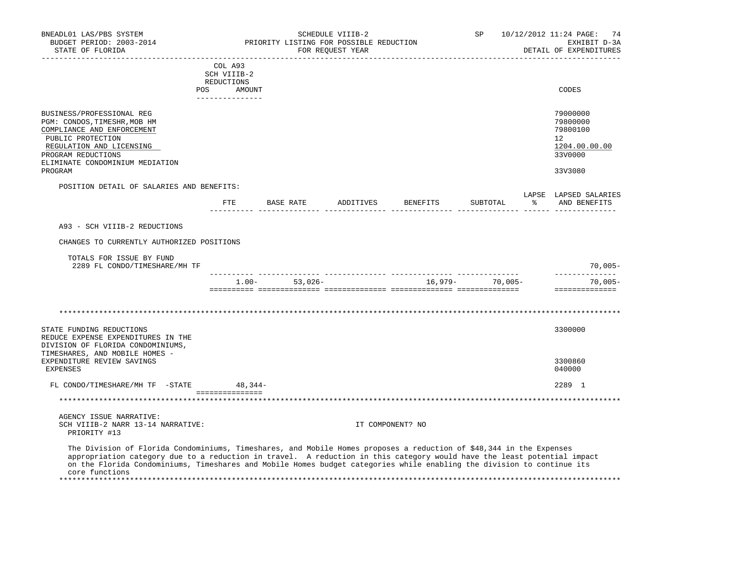BNEADL01 LAS/PBS SYSTEM — SCHEDULE VIIIB-2 — SP 10/12/2012 11:24
BUDGET PERIOD: 2003-2014 — PRIORITY LISTING FOR POSSIBLE REDUCTION — EXHIBIT D-3A
STATE OF FLORIDA — FOR REQUEST YEAR — DETAIL OF EXPENDITURES

| | COL A93 SCH VIIIB-2 REDUCTIONS POS | AMOUNT | CODES |
|---|---|---|---|
| BUSINESS/PROFESSIONAL REG | | | 79000000 |
| PGM: CONDOS,TIMESHR,MOB HM | | | 79800000 |
| COMPLIANCE AND ENFORCEMENT | | | 79800100 |
| PUBLIC PROTECTION | | | 12 |
| REGULATION AND LICENSING | | | 1204.00.00.00 |
| PROGRAM REDUCTIONS | | | 33V0000 |
| ELIMINATE CONDOMINIUM MEDIATION PROGRAM | | | 33V3080 |

POSITION DETAIL OF SALARIES AND BENEFITS:

| | FTE | BASE RATE | ADDITIVES | BENEFITS | SUBTOTAL | LAPSE % | LAPSED SALARIES AND BENEFITS |
|---|---|---|---|---|---|---|---|
| A93 - SCH VIIIB-2 REDUCTIONS | | | | | | | |
| CHANGES TO CURRENTLY AUTHORIZED POSITIONS | | | | | | | |
| TOTALS FOR ISSUE BY FUND | | | | | | | |
| 2289 FL CONDO/TIMESHARE/MH TF | | | | | | | 70,005- |
| | 1.00- | 53,026- | | 16,979- | 70,005- | | 70,005- |

*******************************************************************************************************************

| | POS | AMOUNT | CODES |
|---|---|---|---|
| STATE FUNDING REDUCTIONS | | | 3300000 |
| REDUCE EXPENSE EXPENDITURES IN THE DIVISION OF FLORIDA CONDOMINIUMS, TIMESHARES, AND MOBILE HOMES - EXPENDITURE REVIEW SAVINGS | | | 3300860 |
| EXPENSES | | | 040000 |
| FL CONDO/TIMESHARE/MH TF -STATE | | 48,344- | 2289 1 |

*******************************************************************************************************************

AGENCY ISSUE NARRATIVE:
SCH VIIIB-2 NARR 13-14 NARRATIVE: IT COMPONENT? NO
PRIORITY #13

The Division of Florida Condominiums, Timeshares, and Mobile Homes proposes a reduction of $48,344 in the Expenses appropriation category due to a reduction in travel. A reduction in this category would have the least potential impact on the Florida Condominiums, Timeshares and Mobile Homes budget categories while enabling the division to continue its core functions

*******************************************************************************************************************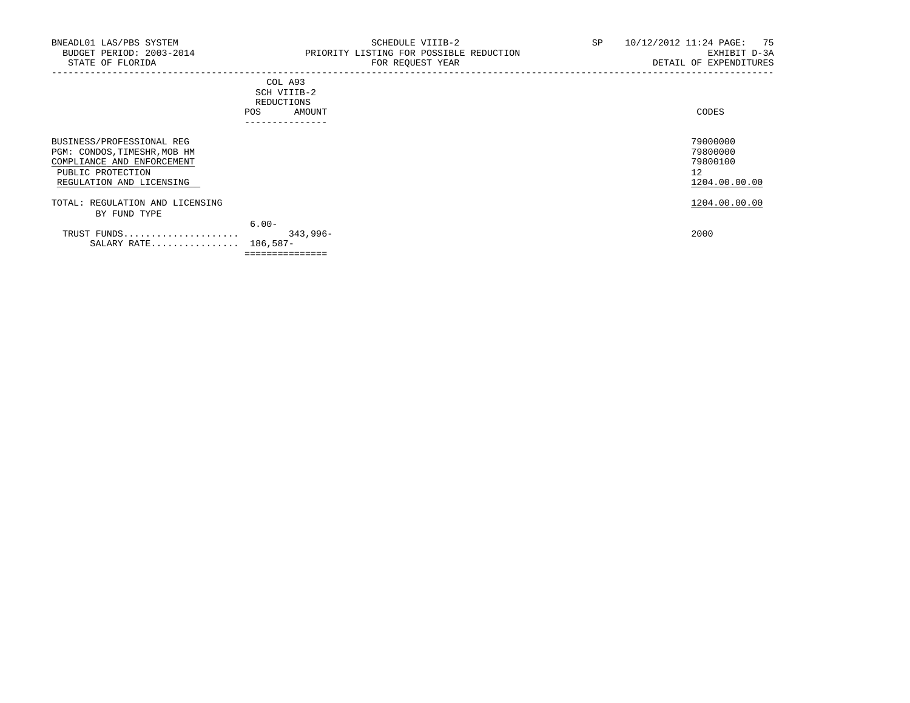BNEADL01 LAS/PBS SYSTEM
BUDGET PERIOD: 2003-2014
STATE OF FLORIDA

SCHEDULE VIIIB-2
PRIORITY LISTING FOR POSSIBLE REDUCTION
FOR REQUEST YEAR

SP 10/12/2012 11:24 PAGE: 75
EXHIBIT D-3A
DETAIL OF EXPENDITURES

| | COL A93 SCH VIIIB-2 REDUCTIONS POS | AMOUNT | CODES |
|---|---|---|---|
| BUSINESS/PROFESSIONAL REG | | | 79000000 |
| PGM: CONDOS,TIMESHR,MOB HM | | | 79800000 |
| COMPLIANCE AND ENFORCEMENT | | | 79800100 |
| PUBLIC PROTECTION | | | 12 |
| REGULATION AND LICENSING | | | 1204.00.00.00 |
| TOTAL: REGULATION AND LICENSING | | | 1204.00.00.00 |
| BY FUND TYPE | | | |
| | 6.00- | | |
| TRUST FUNDS..................... | | 343,996- | 2000 |
| SALARY RATE................ | 186,587- | | |